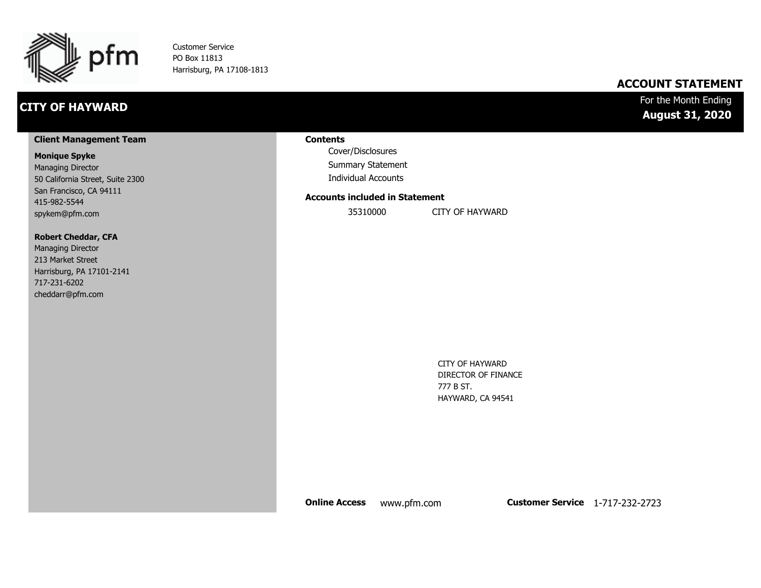pfm

Customer Service
PO Box 11813
Harrisburg, PA 17108-1813

# ACCOUNT STATEMENT

## CITY OF HAYWARD

For the Month Ending
**August 31, 2020**

### Client Management Team

**Monique Spyke**
Managing Director
50 California Street, Suite 2300
San Francisco, CA 94111
415-982-5544
spykem@pfm.com

**Robert Cheddar, CFA**
Managing Director
213 Market Street
Harrisburg, PA 17101-2141
717-231-6202
cheddarr@pfm.com

### Contents

- Cover/Disclosures
- Summary Statement
- Individual Accounts

### Accounts included in Statement

| | |
|---|---|
| 35310000 | CITY OF HAYWARD |

CITY OF HAYWARD
DIRECTOR OF FINANCE
777 B ST.
HAYWARD, CA 94541

**Online Access** www.pfm.com **Customer Service** 1-717-232-2723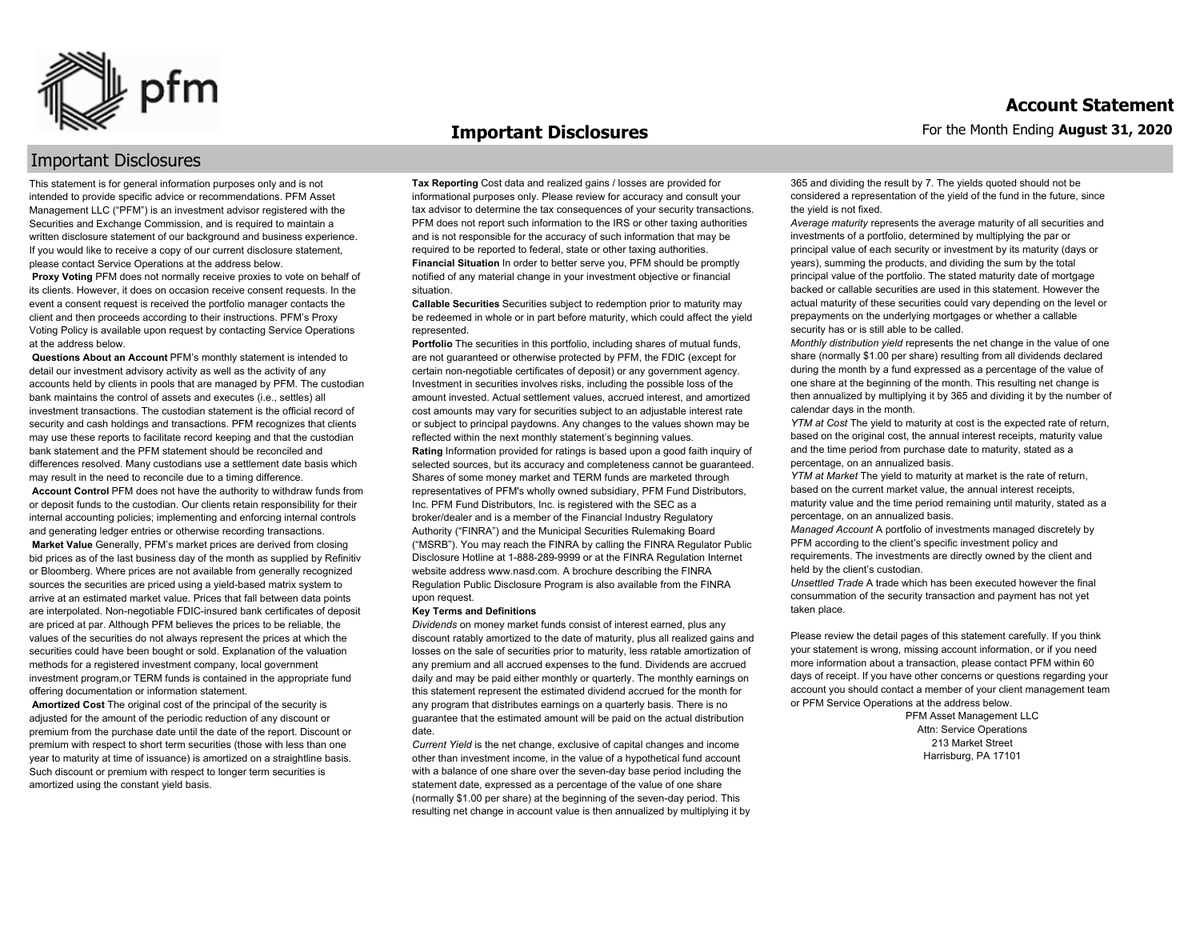# Important Disclosures

## Important Disclosures

This statement is for general information purposes only and is not intended to provide specific advice or recommendations. PFM Asset Management LLC ("PFM") is an investment advisor registered with the Securities and Exchange Commission, and is required to maintain a written disclosure statement of our background and business experience. If you would like to receive a copy of our current disclosure statement, please contact Service Operations at the address below.

**Proxy Voting** PFM does not normally receive proxies to vote on behalf of its clients. However, it does on occasion receive consent requests. In the event a consent request is received the portfolio manager contacts the client and then proceeds according to their instructions. PFM's Proxy Voting Policy is available upon request by contacting Service Operations at the address below.

**Questions About an Account** PFM's monthly statement is intended to detail our investment advisory activity as well as the activity of any accounts held by clients in pools that are managed by PFM. The custodian bank maintains the control of assets and executes (i.e., settles) all investment transactions. The custodian statement is the official record of security and cash holdings and transactions. PFM recognizes that clients may use these reports to facilitate record keeping and that the custodian bank statement and the PFM statement should be reconciled and differences resolved. Many custodians use a settlement date basis which may result in the need to reconcile due to a timing difference.

**Account Control** PFM does not have the authority to withdraw funds from or deposit funds to the custodian. Our clients retain responsibility for their internal accounting policies; implementing and enforcing internal controls and generating ledger entries or otherwise recording transactions.

**Market Value** Generally, PFM's market prices are derived from closing bid prices as of the last business day of the month as supplied by Refinitiv or Bloomberg. Where prices are not available from generally recognized sources the securities are priced using a yield-based matrix system to arrive at an estimated market value. Prices that fall between data points are interpolated. Non-negotiable FDIC-insured bank certificates of deposit are priced at par. Although PFM believes the prices to be reliable, the values of the securities do not always represent the prices at which the securities could have been bought or sold. Explanation of the valuation methods for a registered investment company, local government investment program,or TERM funds is contained in the appropriate fund offering documentation or information statement.

**Amortized Cost** The original cost of the principal of the security is adjusted for the amount of the periodic reduction of any discount or premium from the purchase date until the date of the report. Discount or premium with respect to short term securities (those with less than one year to maturity at time of issuance) is amortized on a straightline basis. Such discount or premium with respect to longer term securities is amortized using the constant yield basis.

**Tax Reporting** Cost data and realized gains / losses are provided for informational purposes only. Please review for accuracy and consult your tax advisor to determine the tax consequences of your security transactions. PFM does not report such information to the IRS or other taxing authorities and is not responsible for the accuracy of such information that may be required to be reported to federal, state or other taxing authorities.

**Financial Situation** In order to better serve you, PFM should be promptly notified of any material change in your investment objective or financial situation.

**Callable Securities** Securities subject to redemption prior to maturity may be redeemed in whole or in part before maturity, which could affect the yield represented.

**Portfolio** The securities in this portfolio, including shares of mutual funds, are not guaranteed or otherwise protected by PFM, the FDIC (except for certain non-negotiable certificates of deposit) or any government agency. Investment in securities involves risks, including the possible loss of the amount invested. Actual settlement values, accrued interest, and amortized cost amounts may vary for securities subject to an adjustable interest rate or subject to principal paydowns. Any changes to the values shown may be reflected within the next monthly statement's beginning values.

**Rating** Information provided for ratings is based upon a good faith inquiry of selected sources, but its accuracy and completeness cannot be guaranteed. Shares of some money market and TERM funds are marketed through representatives of PFM's wholly owned subsidiary, PFM Fund Distributors, Inc. PFM Fund Distributors, Inc. is registered with the SEC as a broker/dealer and is a member of the Financial Industry Regulatory Authority ("FINRA") and the Municipal Securities Rulemaking Board ("MSRB"). You may reach the FINRA by calling the FINRA Regulator Public Disclosure Hotline at 1-888-289-9999 or at the FINRA Regulation Internet website address www.nasd.com. A brochure describing the FINRA Regulation Public Disclosure Program is also available from the FINRA upon request.

**Key Terms and Definitions**

*Dividends* on money market funds consist of interest earned, plus any discount ratably amortized to the date of maturity, plus all realized gains and losses on the sale of securities prior to maturity, less ratable amortization of any premium and all accrued expenses to the fund. Dividends are accrued daily and may be paid either monthly or quarterly. The monthly earnings on this statement represent the estimated dividend accrued for the month for any program that distributes earnings on a quarterly basis. There is no guarantee that the estimated amount will be paid on the actual distribution date.

*Current Yield* is the net change, exclusive of capital changes and income other than investment income, in the value of a hypothetical fund account with a balance of one share over the seven-day base period including the statement date, expressed as a percentage of the value of one share (normally $1.00 per share) at the beginning of the seven-day period. This resulting net change in account value is then annualized by multiplying it by 365 and dividing the result by 7. The yields quoted should not be considered a representation of the yield of the fund in the future, since the yield is not fixed.

*Average maturity* represents the average maturity of all securities and investments of a portfolio, determined by multiplying the par or principal value of each security or investment by its maturity (days or years), summing the products, and dividing the sum by the total principal value of the portfolio. The stated maturity date of mortgage backed or callable securities are used in this statement. However the actual maturity of these securities could vary depending on the level or prepayments on the underlying mortgages or whether a callable security has or is still able to be called.

*Monthly distribution yield* represents the net change in the value of one share (normally $1.00 per share) resulting from all dividends declared during the month by a fund expressed as a percentage of the value of one share at the beginning of the month. This resulting net change is then annualized by multiplying it by 365 and dividing it by the number of calendar days in the month.

*YTM at Cost* The yield to maturity at cost is the expected rate of return, based on the original cost, the annual interest receipts, maturity value and the time period from purchase date to maturity, stated as a percentage, on an annualized basis.

*YTM at Market* The yield to maturity at market is the rate of return, based on the current market value, the annual interest receipts, maturity value and the time period remaining until maturity, stated as a percentage, on an annualized basis.

*Managed Account* A portfolio of investments managed discretely by PFM according to the client's specific investment policy and requirements. The investments are directly owned by the client and held by the client's custodian.

*Unsettled Trade* A trade which has been executed however the final consummation of the security transaction and payment has not yet taken place.

Please review the detail pages of this statement carefully. If you think your statement is wrong, missing account information, or if you need more information about a transaction, please contact PFM within 60 days of receipt. If you have other concerns or questions regarding your account you should contact a member of your client management team or PFM Service Operations at the address below.

PFM Asset Management LLC
Attn: Service Operations
213 Market Street
Harrisburg, PA 17101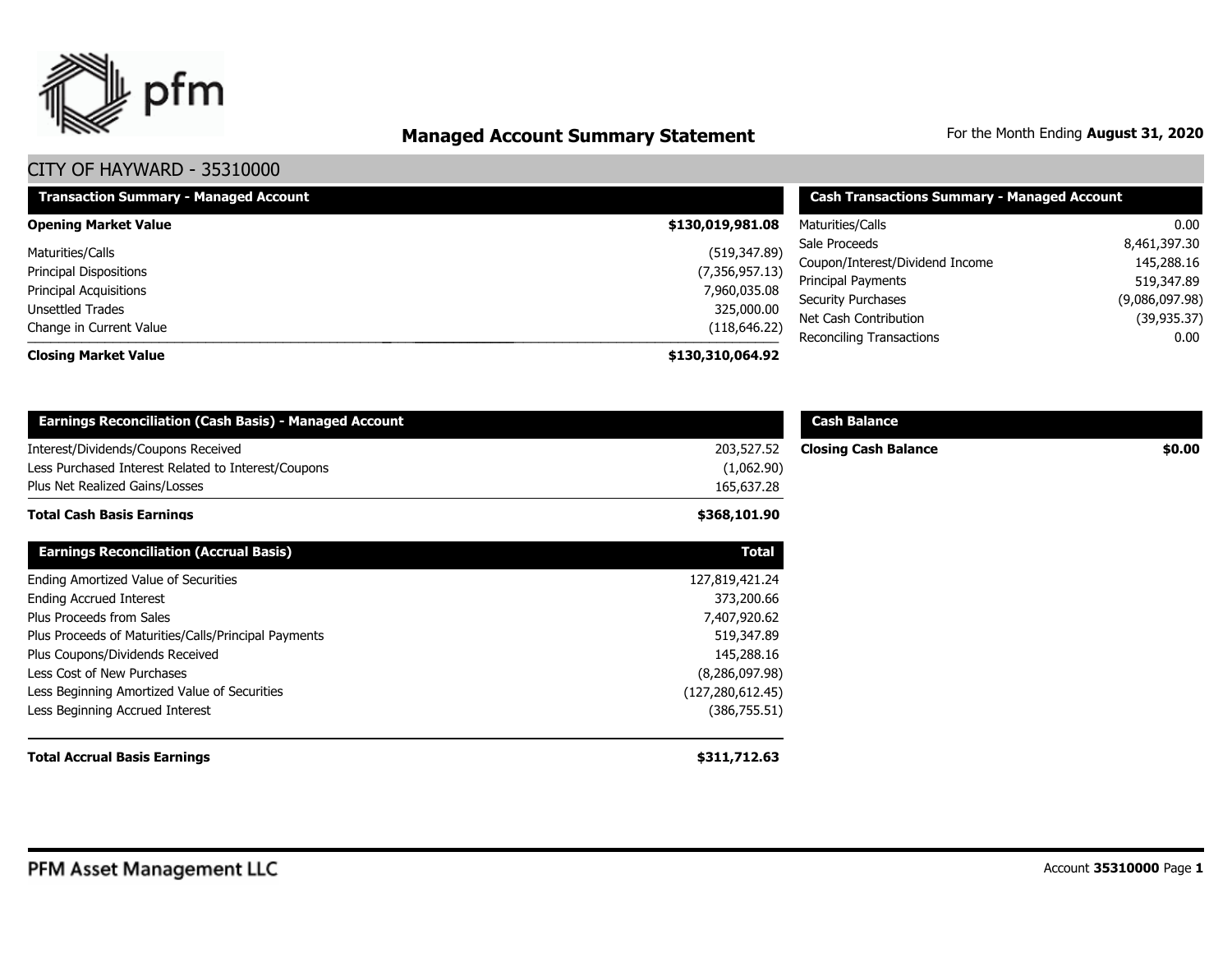# Managed Account Summary Statement

For the Month Ending **August 31, 2020**

## CITY OF HAYWARD - 35310000

| Transaction Summary - Managed Account | |
|---|---|
| **Opening Market Value** | **$130,019,981.08** |
| Maturities/Calls | (519,347.89) |
| Principal Dispositions | (7,356,957.13) |
| Principal Acquisitions | 7,960,035.08 |
| Unsettled Trades | 325,000.00 |
| Change in Current Value | (118,646.22) |
| **Closing Market Value** | **$130,310,064.92** |

| Cash Transactions Summary - Managed Account | |
|---|---|
| Maturities/Calls | 0.00 |
| Sale Proceeds | 8,461,397.30 |
| Coupon/Interest/Dividend Income | 145,288.16 |
| Principal Payments | 519,347.89 |
| Security Purchases | (9,086,097.98) |
| Net Cash Contribution | (39,935.37) |
| Reconciling Transactions | 0.00 |

| Earnings Reconciliation (Cash Basis) - Managed Account | |
|---|---|
| Interest/Dividends/Coupons Received | 203,527.52 |
| Less Purchased Interest Related to Interest/Coupons | (1,062.90) |
| Plus Net Realized Gains/Losses | 165,637.28 |
| **Total Cash Basis Earnings** | **$368,101.90** |

| Cash Balance | |
|---|---|
| **Closing Cash Balance** | **$0.00** |

| Earnings Reconciliation (Accrual Basis) | Total |
|---|---|
| Ending Amortized Value of Securities | 127,819,421.24 |
| Ending Accrued Interest | 373,200.66 |
| Plus Proceeds from Sales | 7,407,920.62 |
| Plus Proceeds of Maturities/Calls/Principal Payments | 519,347.89 |
| Plus Coupons/Dividends Received | 145,288.16 |
| Less Cost of New Purchases | (8,286,097.98) |
| Less Beginning Amortized Value of Securities | (127,280,612.45) |
| Less Beginning Accrued Interest | (386,755.51) |
| **Total Accrual Basis Earnings** | **$311,712.63** |

PFM Asset Management LLC

Account **35310000**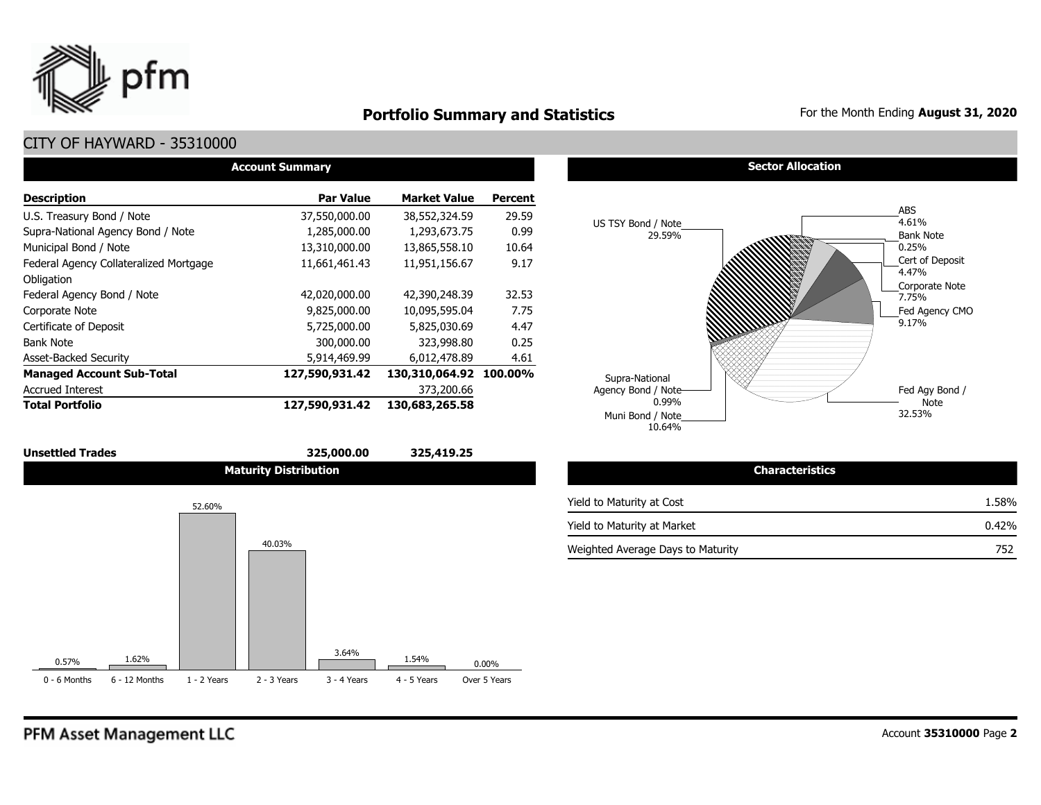# Portfolio Summary and Statistics

For the Month Ending **August 31, 2020**

## CITY OF HAYWARD - 35310000

### Account Summary

| Description | Par Value | Market Value | Percent |
|---|---|---|---|
| U.S. Treasury Bond / Note | 37,550,000.00 | 38,552,324.59 | 29.59 |
| Supra-National Agency Bond / Note | 1,285,000.00 | 1,293,673.75 | 0.99 |
| Municipal Bond / Note | 13,310,000.00 | 13,865,558.10 | 10.64 |
| Federal Agency Collateralized Mortgage Obligation | 11,661,461.43 | 11,951,156.67 | 9.17 |
| Federal Agency Bond / Note | 42,020,000.00 | 42,390,248.39 | 32.53 |
| Corporate Note | 9,825,000.00 | 10,095,595.04 | 7.75 |
| Certificate of Deposit | 5,725,000.00 | 5,825,030.69 | 4.47 |
| Bank Note | 300,000.00 | 323,998.80 | 0.25 |
| Asset-Backed Security | 5,914,469.99 | 6,012,478.89 | 4.61 |
| **Managed Account Sub-Total** | **127,590,931.42** | **130,310,064.92** | **100.00%** |
| Accrued Interest | | 373,200.66 | |
| **Total Portfolio** | **127,590,931.42** | **130,683,265.58** | |
| **Unsettled Trades** | **325,000.00** | **325,419.25** | |

### Sector Allocation

| Sector | Percent |
|---|---|
| US TSY Bond / Note | 29.59% |
| ABS | 4.61% |
| Bank Note | 0.25% |
| Cert of Deposit | 4.47% |
| Corporate Note | 7.75% |
| Fed Agency CMO | 9.17% |
| Fed Agy Bond / Note | 32.53% |
| Muni Bond / Note | 10.64% |
| Supra-National Agency Bond / Note | 0.99% |

### Maturity Distribution

| 0 - 6 Months | 6 - 12 Months | 1 - 2 Years | 2 - 3 Years | 3 - 4 Years | 4 - 5 Years | Over 5 Years |
|---|---|---|---|---|---|---|
| 0.57% | 1.62% | 52.60% | 40.03% | 3.64% | 1.54% | 0.00% |

### Characteristics

| Characteristic | Value |
|---|---|
| Yield to Maturity at Cost | 1.58% |
| Yield to Maturity at Market | 0.42% |
| Weighted Average Days to Maturity | 752 |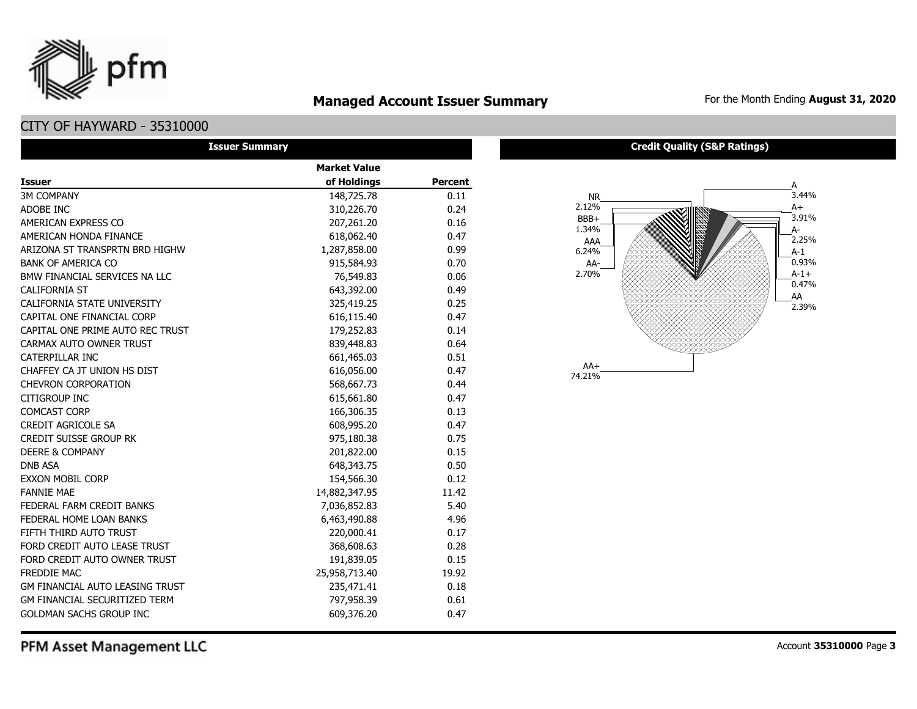# Managed Account Issuer Summary

For the Month Ending **August 31, 2020**

## CITY OF HAYWARD - 35310000

### Issuer Summary

| Issuer | Market Value of Holdings | Percent |
|---|---|---|
| 3M COMPANY | 148,725.78 | 0.11 |
| ADOBE INC | 310,226.70 | 0.24 |
| AMERICAN EXPRESS CO | 207,261.20 | 0.16 |
| AMERICAN HONDA FINANCE | 618,062.40 | 0.47 |
| ARIZONA ST TRANSPRTN BRD HIGHW | 1,287,858.00 | 0.99 |
| BANK OF AMERICA CO | 915,584.93 | 0.70 |
| BMW FINANCIAL SERVICES NA LLC | 76,549.83 | 0.06 |
| CALIFORNIA ST | 643,392.00 | 0.49 |
| CALIFORNIA STATE UNIVERSITY | 325,419.25 | 0.25 |
| CAPITAL ONE FINANCIAL CORP | 616,115.40 | 0.47 |
| CAPITAL ONE PRIME AUTO REC TRUST | 179,252.83 | 0.14 |
| CARMAX AUTO OWNER TRUST | 839,448.83 | 0.64 |
| CATERPILLAR INC | 661,465.03 | 0.51 |
| CHAFFEY CA JT UNION HS DIST | 616,056.00 | 0.47 |
| CHEVRON CORPORATION | 568,667.73 | 0.44 |
| CITIGROUP INC | 615,661.80 | 0.47 |
| COMCAST CORP | 166,306.35 | 0.13 |
| CREDIT AGRICOLE SA | 608,995.20 | 0.47 |
| CREDIT SUISSE GROUP RK | 975,180.38 | 0.75 |
| DEERE & COMPANY | 201,822.00 | 0.15 |
| DNB ASA | 648,343.75 | 0.50 |
| EXXON MOBIL CORP | 154,566.30 | 0.12 |
| FANNIE MAE | 14,882,347.95 | 11.42 |
| FEDERAL FARM CREDIT BANKS | 7,036,852.83 | 5.40 |
| FEDERAL HOME LOAN BANKS | 6,463,490.88 | 4.96 |
| FIFTH THIRD AUTO TRUST | 220,000.41 | 0.17 |
| FORD CREDIT AUTO LEASE TRUST | 368,608.63 | 0.28 |
| FORD CREDIT AUTO OWNER TRUST | 191,839.05 | 0.15 |
| FREDDIE MAC | 25,958,713.40 | 19.92 |
| GM FINANCIAL AUTO LEASING TRUST | 235,471.41 | 0.18 |
| GM FINANCIAL SECURITIZED TERM | 797,958.39 | 0.61 |
| GOLDMAN SACHS GROUP INC | 609,376.20 | 0.47 |

### Credit Quality (S&P Ratings)

| Rating | Percent |
|---|---|
| A | 3.44% |
| A+ | 3.91% |
| A- | 2.25% |
| A-1 | 0.93% |
| A-1+ | 0.47% |
| AA | 2.39% |
| AA+ | 74.21% |
| AA- | 2.70% |
| AAA | 6.24% |
| BBB+ | 1.34% |
| NR | 2.12% |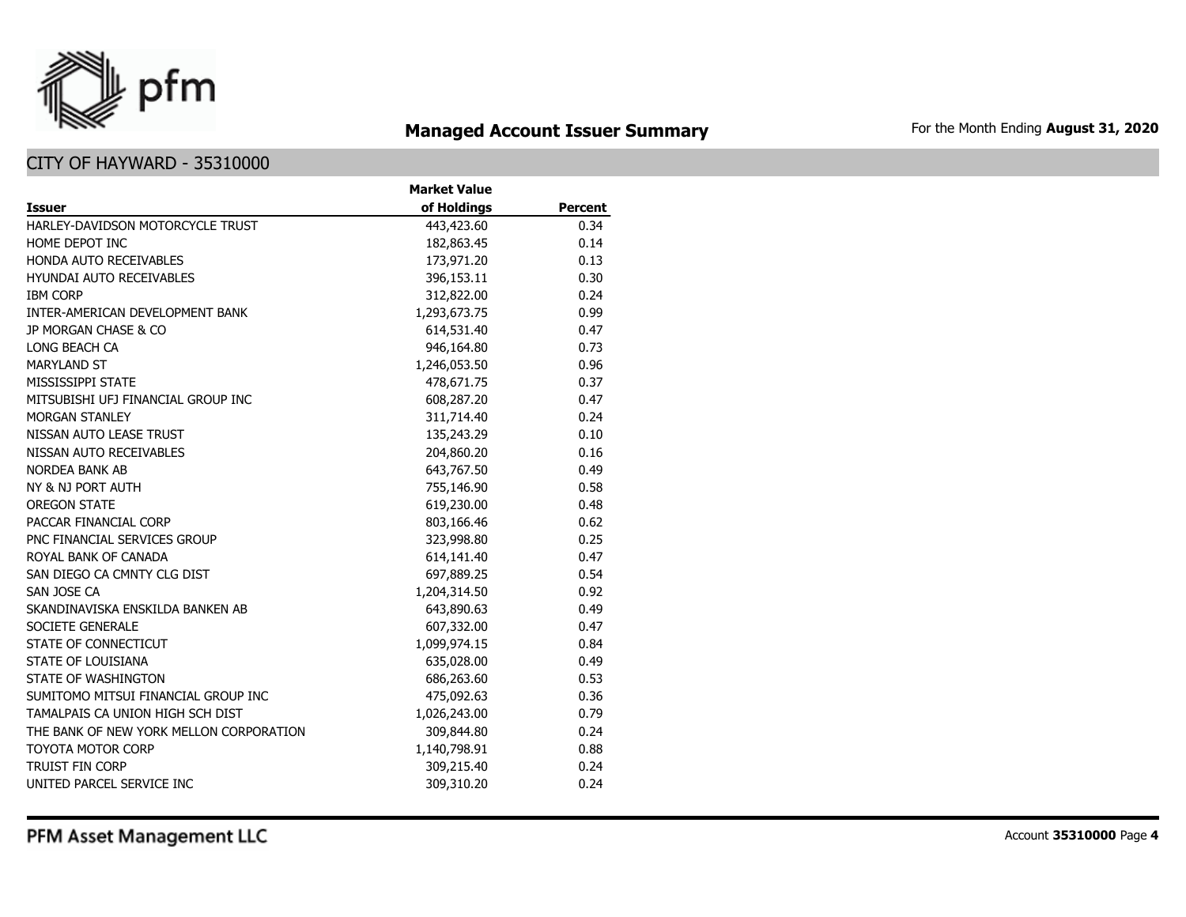## Managed Account Issuer Summary

For the Month Ending **August 31, 2020**

### CITY OF HAYWARD - 35310000

| Issuer | Market Value of Holdings | Percent |
|---|---:|---:|
| HARLEY-DAVIDSON MOTORCYCLE TRUST | 443,423.60 | 0.34 |
| HOME DEPOT INC | 182,863.45 | 0.14 |
| HONDA AUTO RECEIVABLES | 173,971.20 | 0.13 |
| HYUNDAI AUTO RECEIVABLES | 396,153.11 | 0.30 |
| IBM CORP | 312,822.00 | 0.24 |
| INTER-AMERICAN DEVELOPMENT BANK | 1,293,673.75 | 0.99 |
| JP MORGAN CHASE & CO | 614,531.40 | 0.47 |
| LONG BEACH CA | 946,164.80 | 0.73 |
| MARYLAND ST | 1,246,053.50 | 0.96 |
| MISSISSIPPI STATE | 478,671.75 | 0.37 |
| MITSUBISHI UFJ FINANCIAL GROUP INC | 608,287.20 | 0.47 |
| MORGAN STANLEY | 311,714.40 | 0.24 |
| NISSAN AUTO LEASE TRUST | 135,243.29 | 0.10 |
| NISSAN AUTO RECEIVABLES | 204,860.20 | 0.16 |
| NORDEA BANK AB | 643,767.50 | 0.49 |
| NY & NJ PORT AUTH | 755,146.90 | 0.58 |
| OREGON STATE | 619,230.00 | 0.48 |
| PACCAR FINANCIAL CORP | 803,166.46 | 0.62 |
| PNC FINANCIAL SERVICES GROUP | 323,998.80 | 0.25 |
| ROYAL BANK OF CANADA | 614,141.40 | 0.47 |
| SAN DIEGO CA CMNTY CLG DIST | 697,889.25 | 0.54 |
| SAN JOSE CA | 1,204,314.50 | 0.92 |
| SKANDINAVISKA ENSKILDA BANKEN AB | 643,890.63 | 0.49 |
| SOCIETE GENERALE | 607,332.00 | 0.47 |
| STATE OF CONNECTICUT | 1,099,974.15 | 0.84 |
| STATE OF LOUISIANA | 635,028.00 | 0.49 |
| STATE OF WASHINGTON | 686,263.60 | 0.53 |
| SUMITOMO MITSUI FINANCIAL GROUP INC | 475,092.63 | 0.36 |
| TAMALPAIS CA UNION HIGH SCH DIST | 1,026,243.00 | 0.79 |
| THE BANK OF NEW YORK MELLON CORPORATION | 309,844.80 | 0.24 |
| TOYOTA MOTOR CORP | 1,140,798.91 | 0.88 |
| TRUIST FIN CORP | 309,215.40 | 0.24 |
| UNITED PARCEL SERVICE INC | 309,310.20 | 0.24 |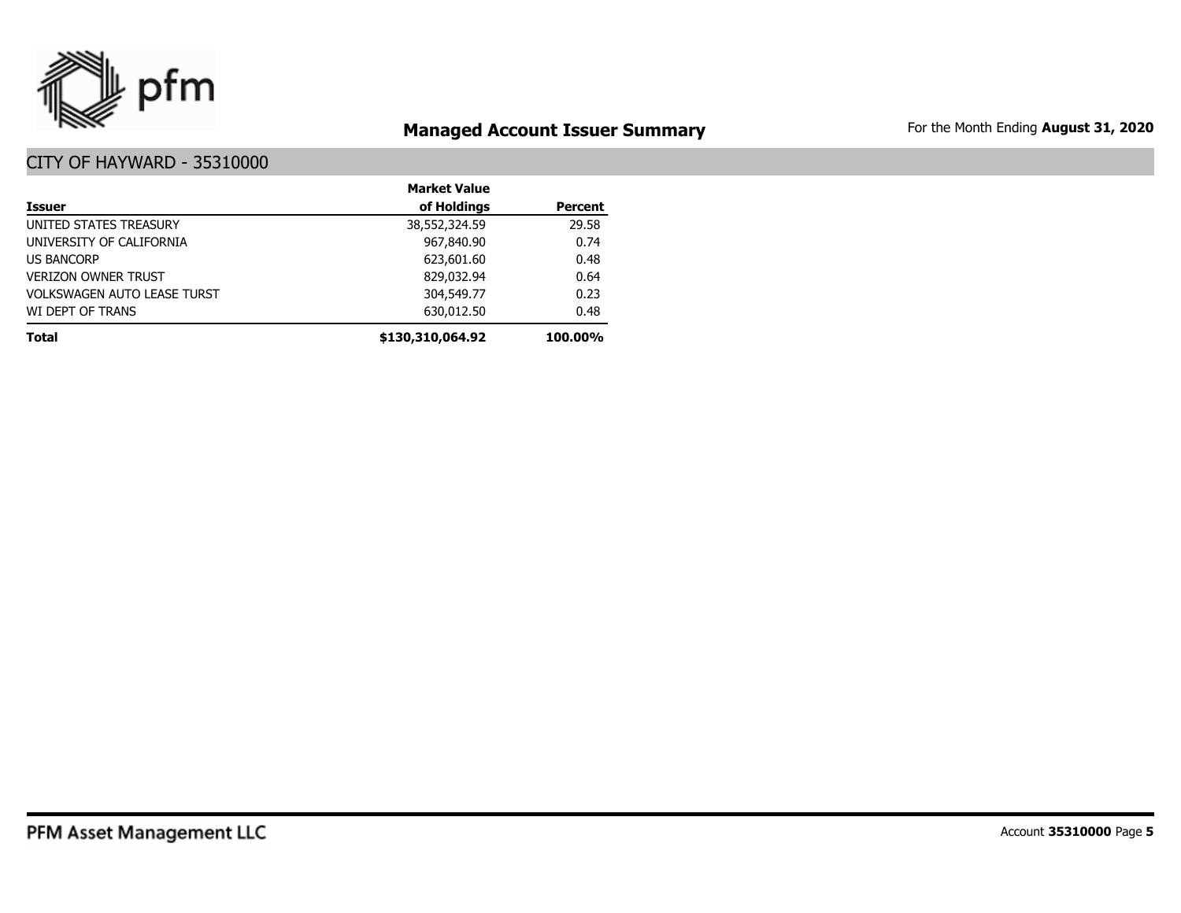# Managed Account Issuer Summary

For the Month Ending **August 31, 2020**

## CITY OF HAYWARD - 35310000

| Issuer | Market Value of Holdings | Percent |
|---|---:|---:|
| UNITED STATES TREASURY | 38,552,324.59 | 29.58 |
| UNIVERSITY OF CALIFORNIA | 967,840.90 | 0.74 |
| US BANCORP | 623,601.60 | 0.48 |
| VERIZON OWNER TRUST | 829,032.94 | 0.64 |
| VOLKSWAGEN AUTO LEASE TURST | 304,549.77 | 0.23 |
| WI DEPT OF TRANS | 630,012.50 | 0.48 |
| **Total** | **$130,310,064.92** | **100.00%** |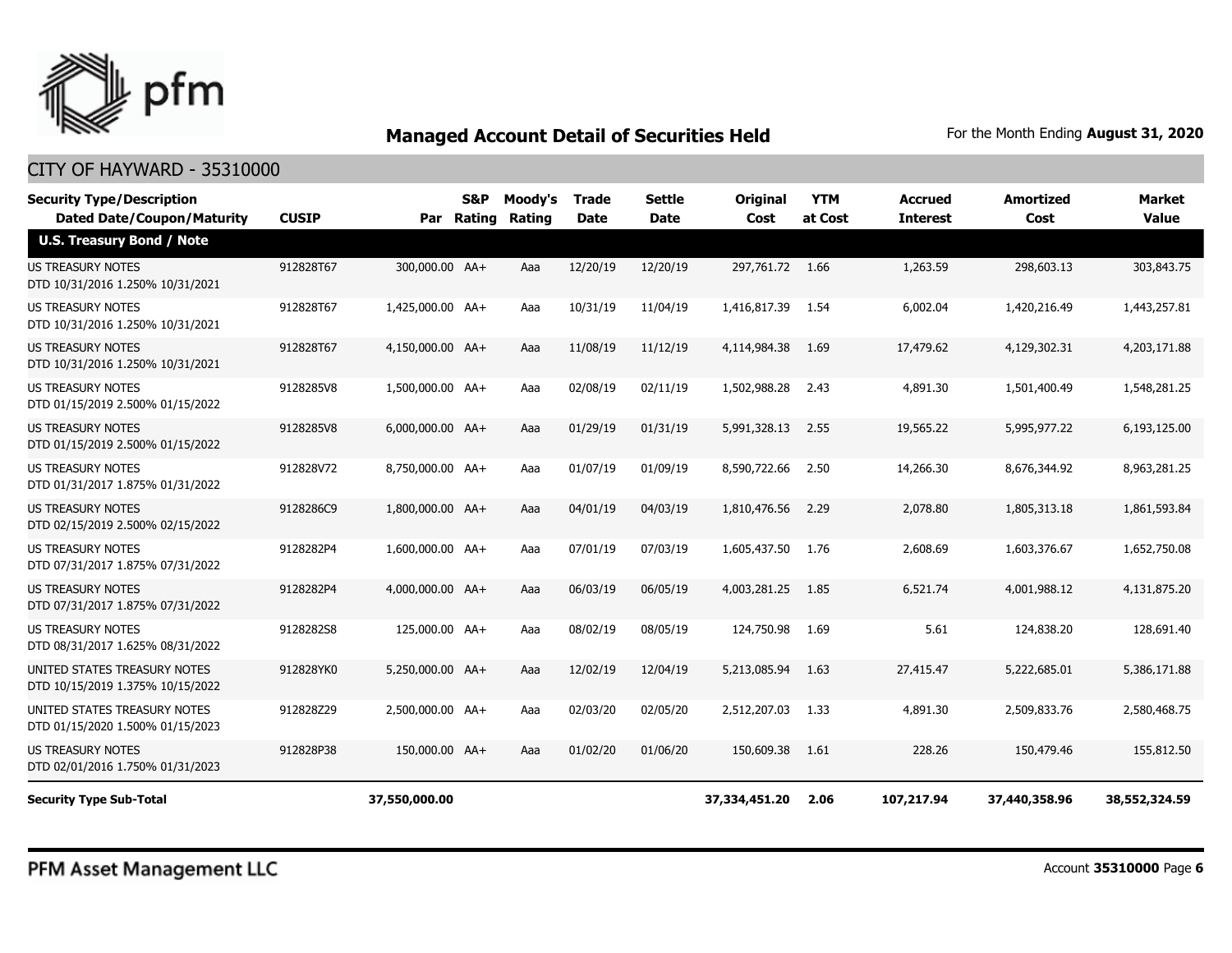# Managed Account Detail of Securities Held

For the Month Ending **August 31, 2020**

## CITY OF HAYWARD - 35310000

| Security Type/Description<br>Dated Date/Coupon/Maturity | CUSIP | Par | S&P Rating | Moody's Rating | Trade Date | Settle Date | Original Cost | YTM at Cost | Accrued Interest | Amortized Cost | Market Value |
|---|---|---|---|---|---|---|---|---|---|---|---|
| **U.S. Treasury Bond / Note** | | | | | | | | | | | |
| US TREASURY NOTES<br>DTD 10/31/2016 1.250% 10/31/2021 | 912828T67 | 300,000.00 | AA+ | Aaa | 12/20/19 | 12/20/19 | 297,761.72 | 1.66 | 1,263.59 | 298,603.13 | 303,843.75 |
| US TREASURY NOTES<br>DTD 10/31/2016 1.250% 10/31/2021 | 912828T67 | 1,425,000.00 | AA+ | Aaa | 10/31/19 | 11/04/19 | 1,416,817.39 | 1.54 | 6,002.04 | 1,420,216.49 | 1,443,257.81 |
| US TREASURY NOTES<br>DTD 10/31/2016 1.250% 10/31/2021 | 912828T67 | 4,150,000.00 | AA+ | Aaa | 11/08/19 | 11/12/19 | 4,114,984.38 | 1.69 | 17,479.62 | 4,129,302.31 | 4,203,171.88 |
| US TREASURY NOTES<br>DTD 01/15/2019 2.500% 01/15/2022 | 9128285V8 | 1,500,000.00 | AA+ | Aaa | 02/08/19 | 02/11/19 | 1,502,988.28 | 2.43 | 4,891.30 | 1,501,400.49 | 1,548,281.25 |
| US TREASURY NOTES<br>DTD 01/15/2019 2.500% 01/15/2022 | 9128285V8 | 6,000,000.00 | AA+ | Aaa | 01/29/19 | 01/31/19 | 5,991,328.13 | 2.55 | 19,565.22 | 5,995,977.22 | 6,193,125.00 |
| US TREASURY NOTES<br>DTD 01/31/2017 1.875% 01/31/2022 | 912828V72 | 8,750,000.00 | AA+ | Aaa | 01/07/19 | 01/09/19 | 8,590,722.66 | 2.50 | 14,266.30 | 8,676,344.92 | 8,963,281.25 |
| US TREASURY NOTES<br>DTD 02/15/2019 2.500% 02/15/2022 | 9128286C9 | 1,800,000.00 | AA+ | Aaa | 04/01/19 | 04/03/19 | 1,810,476.56 | 2.29 | 2,078.80 | 1,805,313.18 | 1,861,593.84 |
| US TREASURY NOTES<br>DTD 07/31/2017 1.875% 07/31/2022 | 9128282P4 | 1,600,000.00 | AA+ | Aaa | 07/01/19 | 07/03/19 | 1,605,437.50 | 1.76 | 2,608.69 | 1,603,376.67 | 1,652,750.08 |
| US TREASURY NOTES<br>DTD 07/31/2017 1.875% 07/31/2022 | 9128282P4 | 4,000,000.00 | AA+ | Aaa | 06/03/19 | 06/05/19 | 4,003,281.25 | 1.85 | 6,521.74 | 4,001,988.12 | 4,131,875.20 |
| US TREASURY NOTES<br>DTD 08/31/2017 1.625% 08/31/2022 | 9128282S8 | 125,000.00 | AA+ | Aaa | 08/02/19 | 08/05/19 | 124,750.98 | 1.69 | 5.61 | 124,838.20 | 128,691.40 |
| UNITED STATES TREASURY NOTES<br>DTD 10/15/2019 1.375% 10/15/2022 | 912828YK0 | 5,250,000.00 | AA+ | Aaa | 12/02/19 | 12/04/19 | 5,213,085.94 | 1.63 | 27,415.47 | 5,222,685.01 | 5,386,171.88 |
| UNITED STATES TREASURY NOTES<br>DTD 01/15/2020 1.500% 01/15/2023 | 912828Z29 | 2,500,000.00 | AA+ | Aaa | 02/03/20 | 02/05/20 | 2,512,207.03 | 1.33 | 4,891.30 | 2,509,833.76 | 2,580,468.75 |
| US TREASURY NOTES<br>DTD 02/01/2016 1.750% 01/31/2023 | 912828P38 | 150,000.00 | AA+ | Aaa | 01/02/20 | 01/06/20 | 150,609.38 | 1.61 | 228.26 | 150,479.46 | 155,812.50 |
| **Security Type Sub-Total** | | **37,550,000.00** | | | | | **37,334,451.20** | **2.06** | **107,217.94** | **37,440,358.96** | **38,552,324.59** |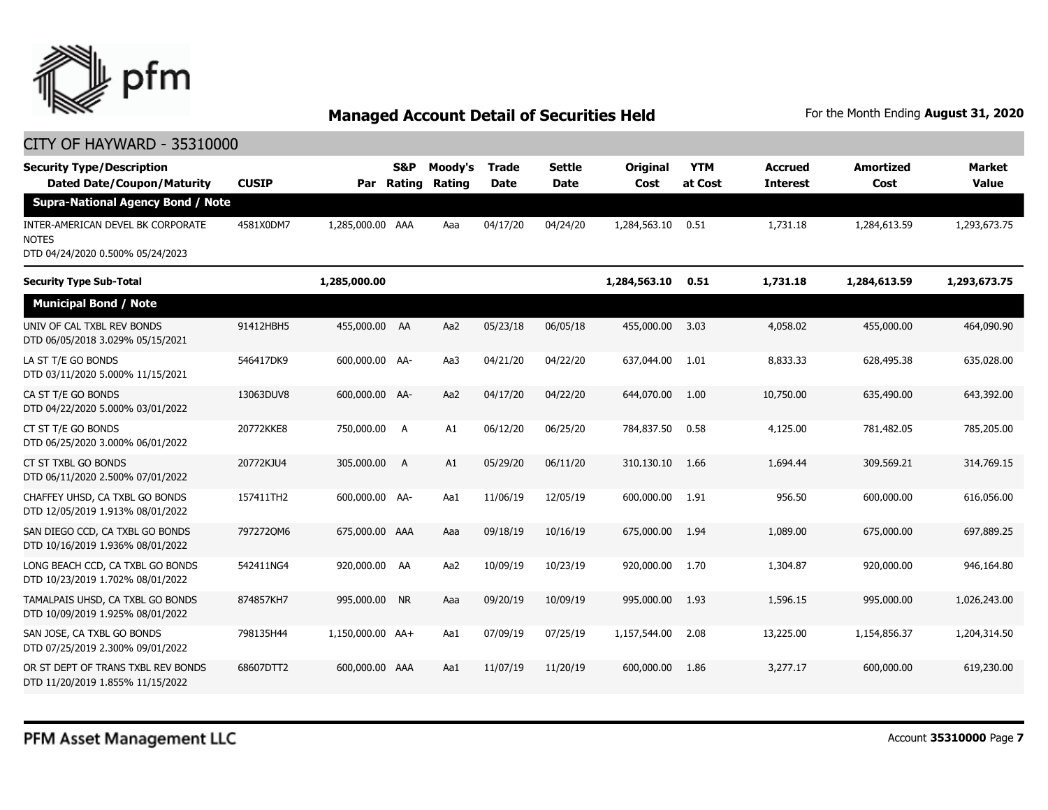# Managed Account Detail of Securities Held

For the Month Ending **August 31, 2020**

## CITY OF HAYWARD - 35310000

| Security Type/Description Dated Date/Coupon/Maturity | CUSIP | Par | S&P Rating | Moody's Rating | Trade Date | Settle Date | Original Cost | YTM at Cost | Accrued Interest | Amortized Cost | Market Value |
|---|---|---|---|---|---|---|---|---|---|---|---|
| **Supra-National Agency Bond / Note** | | | | | | | | | | | |
| INTER-AMERICAN DEVEL BK CORPORATE NOTES DTD 04/24/2020 0.500% 05/24/2023 | 4581X0DM7 | 1,285,000.00 | AAA | Aaa | 04/17/20 | 04/24/20 | 1,284,563.10 | 0.51 | 1,731.18 | 1,284,613.59 | 1,293,673.75 |
| **Security Type Sub-Total** | | **1,285,000.00** | | | | | **1,284,563.10** | **0.51** | **1,731.18** | **1,284,613.59** | **1,293,673.75** |
| **Municipal Bond / Note** | | | | | | | | | | | |
| UNIV OF CAL TXBL REV BONDS DTD 06/05/2018 3.029% 05/15/2021 | 91412HBH5 | 455,000.00 | AA | Aa2 | 05/23/18 | 06/05/18 | 455,000.00 | 3.03 | 4,058.02 | 455,000.00 | 464,090.90 |
| LA ST T/E GO BONDS DTD 03/11/2020 5.000% 11/15/2021 | 546417DK9 | 600,000.00 | AA- | Aa3 | 04/21/20 | 04/22/20 | 637,044.00 | 1.01 | 8,833.33 | 628,495.38 | 635,028.00 |
| CA ST T/E GO BONDS DTD 04/22/2020 5.000% 03/01/2022 | 13063DUV8 | 600,000.00 | AA- | Aa2 | 04/17/20 | 04/22/20 | 644,070.00 | 1.00 | 10,750.00 | 635,490.00 | 643,392.00 |
| CT ST T/E GO BONDS DTD 06/25/2020 3.000% 06/01/2022 | 20772KKE8 | 750,000.00 | A | A1 | 06/12/20 | 06/25/20 | 784,837.50 | 0.58 | 4,125.00 | 781,482.05 | 785,205.00 |
| CT ST TXBL GO BONDS DTD 06/11/2020 2.500% 07/01/2022 | 20772KJU4 | 305,000.00 | A | A1 | 05/29/20 | 06/11/20 | 310,130.10 | 1.66 | 1,694.44 | 309,569.21 | 314,769.15 |
| CHAFFEY UHSD, CA TXBL GO BONDS DTD 12/05/2019 1.913% 08/01/2022 | 157411TH2 | 600,000.00 | AA- | Aa1 | 11/06/19 | 12/05/19 | 600,000.00 | 1.91 | 956.50 | 600,000.00 | 616,056.00 |
| SAN DIEGO CCD, CA TXBL GO BONDS DTD 10/16/2019 1.936% 08/01/2022 | 7972720M6 | 675,000.00 | AAA | Aaa | 09/18/19 | 10/16/19 | 675,000.00 | 1.94 | 1,089.00 | 675,000.00 | 697,889.25 |
| LONG BEACH CCD, CA TXBL GO BONDS DTD 10/23/2019 1.702% 08/01/2022 | 542411NG4 | 920,000.00 | AA | Aa2 | 10/09/19 | 10/23/19 | 920,000.00 | 1.70 | 1,304.87 | 920,000.00 | 946,164.80 |
| TAMALPAIS UHSD, CA TXBL GO BONDS DTD 10/09/2019 1.925% 08/01/2022 | 874857KH7 | 995,000.00 | NR | Aaa | 09/20/19 | 10/09/19 | 995,000.00 | 1.93 | 1,596.15 | 995,000.00 | 1,026,243.00 |
| SAN JOSE, CA TXBL GO BONDS DTD 07/25/2019 2.300% 09/01/2022 | 798135H44 | 1,150,000.00 | AA+ | Aa1 | 07/09/19 | 07/25/19 | 1,157,544.00 | 2.08 | 13,225.00 | 1,154,856.37 | 1,204,314.50 |
| OR ST DEPT OF TRANS TXBL REV BONDS DTD 11/20/2019 1.855% 11/15/2022 | 68607DTT2 | 600,000.00 | AAA | Aa1 | 11/07/19 | 11/20/19 | 600,000.00 | 1.86 | 3,277.17 | 600,000.00 | 619,230.00 |

PFM Asset Management LLC

Account **35310000** Page **7**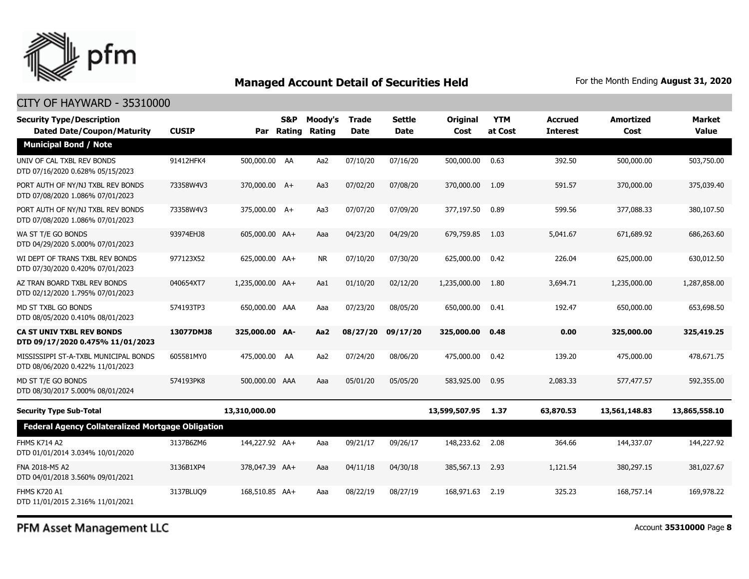# Managed Account Detail of Securities Held

For the Month Ending **August 31, 2020**

## CITY OF HAYWARD - 35310000

| Security Type/Description<br>Dated Date/Coupon/Maturity | CUSIP | Par | S&P Rating | Moody's Rating | Trade Date | Settle Date | Original Cost | YTM at Cost | Accrued Interest | Amortized Cost | Market Value |
|---|---|---|---|---|---|---|---|---|---|---|---|
| **Municipal Bond / Note** | | | | | | | | | | | |
| UNIV OF CAL TXBL REV BONDS<br>DTD 07/16/2020 0.628% 05/15/2023 | 91412HFK4 | 500,000.00 | AA | Aa2 | 07/10/20 | 07/16/20 | 500,000.00 | 0.63 | 392.50 | 500,000.00 | 503,750.00 |
| PORT AUTH OF NY/NJ TXBL REV BONDS<br>DTD 07/08/2020 1.086% 07/01/2023 | 73358W4V3 | 370,000.00 | A+ | Aa3 | 07/02/20 | 07/08/20 | 370,000.00 | 1.09 | 591.57 | 370,000.00 | 375,039.40 |
| PORT AUTH OF NY/NJ TXBL REV BONDS<br>DTD 07/08/2020 1.086% 07/01/2023 | 73358W4V3 | 375,000.00 | A+ | Aa3 | 07/07/20 | 07/09/20 | 377,197.50 | 0.89 | 599.56 | 377,088.33 | 380,107.50 |
| WA ST T/E GO BONDS<br>DTD 04/29/2020 5.000% 07/01/2023 | 93974EHJ8 | 605,000.00 | AA+ | Aaa | 04/23/20 | 04/29/20 | 679,759.85 | 1.03 | 5,041.67 | 671,689.92 | 686,263.60 |
| WI DEPT OF TRANS TXBL REV BONDS<br>DTD 07/30/2020 0.420% 07/01/2023 | 977123X52 | 625,000.00 | AA+ | NR | 07/10/20 | 07/30/20 | 625,000.00 | 0.42 | 226.04 | 625,000.00 | 630,012.50 |
| AZ TRAN BOARD TXBL REV BONDS<br>DTD 02/12/2020 1.795% 07/01/2023 | 040654XT7 | 1,235,000.00 | AA+ | Aa1 | 01/10/20 | 02/12/20 | 1,235,000.00 | 1.80 | 3,694.71 | 1,235,000.00 | 1,287,858.00 |
| MD ST TXBL GO BONDS<br>DTD 08/05/2020 0.410% 08/01/2023 | 574193TP3 | 650,000.00 | AAA | Aaa | 07/23/20 | 08/05/20 | 650,000.00 | 0.41 | 192.47 | 650,000.00 | 653,698.50 |
| **CA ST UNIV TXBL REV BONDS<br>DTD 09/17/2020 0.475% 11/01/2023** | **13077DMJ8** | **325,000.00** | **AA-** | **Aa2** | **08/27/20** | **09/17/20** | **325,000.00** | **0.48** | **0.00** | **325,000.00** | **325,419.25** |
| MISSISSIPPI ST-A-TXBL MUNICIPAL BONDS<br>DTD 08/06/2020 0.422% 11/01/2023 | 605581MY0 | 475,000.00 | AA | Aa2 | 07/24/20 | 08/06/20 | 475,000.00 | 0.42 | 139.20 | 475,000.00 | 478,671.75 |
| MD ST T/E GO BONDS<br>DTD 08/30/2017 5.000% 08/01/2024 | 574193PK8 | 500,000.00 | AAA | Aaa | 05/01/20 | 05/05/20 | 583,925.00 | 0.95 | 2,083.33 | 577,477.57 | 592,355.00 |
| **Security Type Sub-Total** | | **13,310,000.00** | | | | | **13,599,507.95** | **1.37** | **63,870.53** | **13,561,148.83** | **13,865,558.10** |
| **Federal Agency Collateralized Mortgage Obligation** | | | | | | | | | | | |
| FHMS K714 A2<br>DTD 01/01/2014 3.034% 10/01/2020 | 3137B6ZM6 | 144,227.92 | AA+ | Aaa | 09/21/17 | 09/26/17 | 148,233.62 | 2.08 | 364.66 | 144,337.07 | 144,227.92 |
| FNA 2018-M5 A2<br>DTD 04/01/2018 3.560% 09/01/2021 | 3136B1XP4 | 378,047.39 | AA+ | Aaa | 04/11/18 | 04/30/18 | 385,567.13 | 2.93 | 1,121.54 | 380,297.15 | 381,027.67 |
| FHMS K720 A1<br>DTD 11/01/2015 2.316% 11/01/2021 | 3137BLUQ9 | 168,510.85 | AA+ | Aaa | 08/22/19 | 08/27/19 | 168,971.63 | 2.19 | 325.23 | 168,757.14 | 169,978.22 |

PFM Asset Management LLC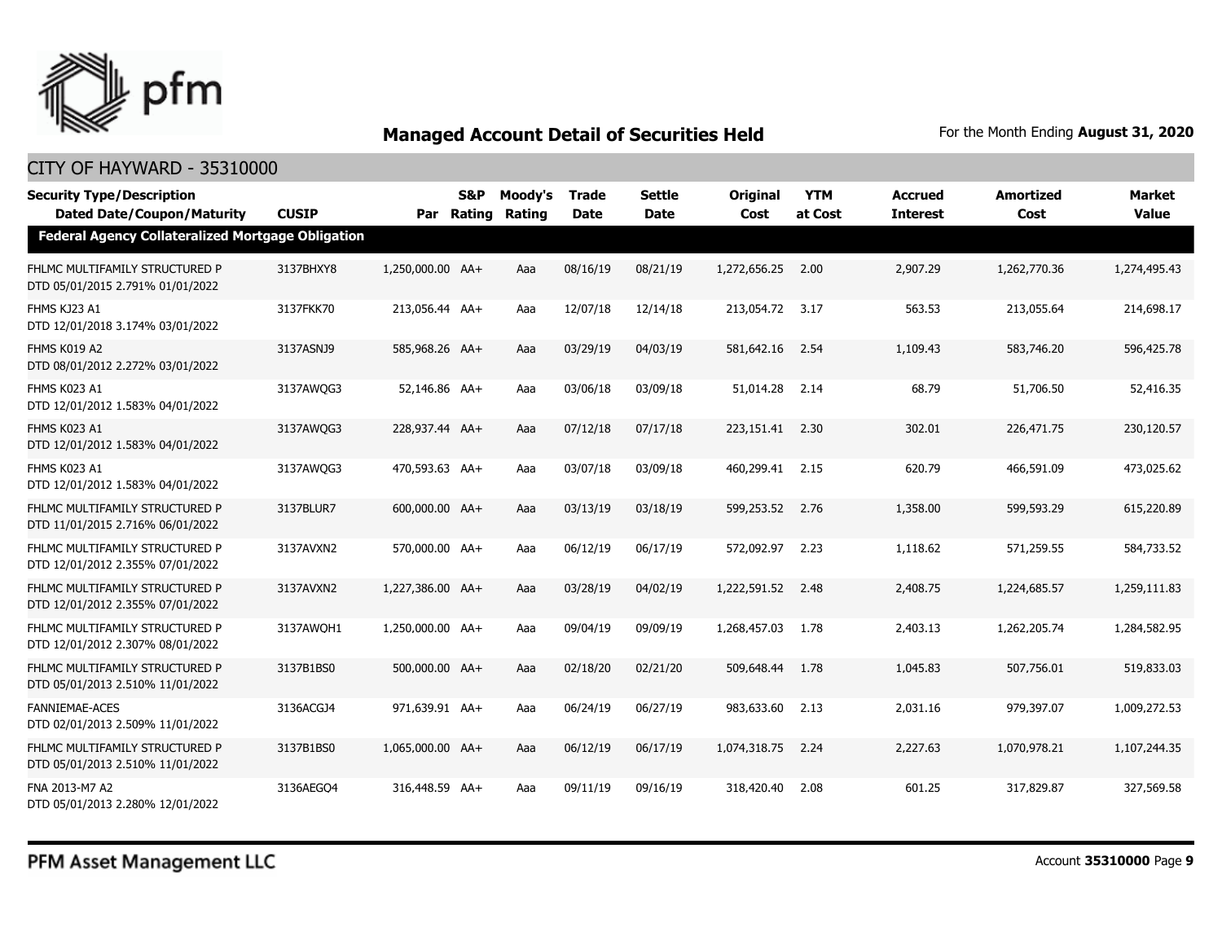# Managed Account Detail of Securities Held

For the Month Ending **August 31, 2020**

## CITY OF HAYWARD - 35310000

| Security Type/Description<br>Dated Date/Coupon/Maturity | CUSIP | Par | S&P Rating | Moody's Rating | Trade Date | Settle Date | Original Cost | YTM at Cost | Accrued Interest | Amortized Cost | Market Value |
|---|---|---|---|---|---|---|---|---|---|---|---|
| **Federal Agency Collateralized Mortgage Obligation** | | | | | | | | | | | |
| FHLMC MULTIFAMILY STRUCTURED P<br>DTD 05/01/2015 2.791% 01/01/2022 | 3137BHXY8 | 1,250,000.00 | AA+ | Aaa | 08/16/19 | 08/21/19 | 1,272,656.25 | 2.00 | 2,907.29 | 1,262,770.36 | 1,274,495.43 |
| FHMS KJ23 A1<br>DTD 12/01/2018 3.174% 03/01/2022 | 3137FKK70 | 213,056.44 | AA+ | Aaa | 12/07/18 | 12/14/18 | 213,054.72 | 3.17 | 563.53 | 213,055.64 | 214,698.17 |
| FHMS K019 A2<br>DTD 08/01/2012 2.272% 03/01/2022 | 3137ASNJ9 | 585,968.26 | AA+ | Aaa | 03/29/19 | 04/03/19 | 581,642.16 | 2.54 | 1,109.43 | 583,746.20 | 596,425.78 |
| FHMS K023 A1<br>DTD 12/01/2012 1.583% 04/01/2022 | 3137AWQG3 | 52,146.86 | AA+ | Aaa | 03/06/18 | 03/09/18 | 51,014.28 | 2.14 | 68.79 | 51,706.50 | 52,416.35 |
| FHMS K023 A1<br>DTD 12/01/2012 1.583% 04/01/2022 | 3137AWQG3 | 228,937.44 | AA+ | Aaa | 07/12/18 | 07/17/18 | 223,151.41 | 2.30 | 302.01 | 226,471.75 | 230,120.57 |
| FHMS K023 A1<br>DTD 12/01/2012 1.583% 04/01/2022 | 3137AWQG3 | 470,593.63 | AA+ | Aaa | 03/07/18 | 03/09/18 | 460,299.41 | 2.15 | 620.79 | 466,591.09 | 473,025.62 |
| FHLMC MULTIFAMILY STRUCTURED P<br>DTD 11/01/2015 2.716% 06/01/2022 | 3137BLUR7 | 600,000.00 | AA+ | Aaa | 03/13/19 | 03/18/19 | 599,253.52 | 2.76 | 1,358.00 | 599,593.29 | 615,220.89 |
| FHLMC MULTIFAMILY STRUCTURED P<br>DTD 12/01/2012 2.355% 07/01/2022 | 3137AVXN2 | 570,000.00 | AA+ | Aaa | 06/12/19 | 06/17/19 | 572,092.97 | 2.23 | 1,118.62 | 571,259.55 | 584,733.52 |
| FHLMC MULTIFAMILY STRUCTURED P<br>DTD 12/01/2012 2.355% 07/01/2022 | 3137AVXN2 | 1,227,386.00 | AA+ | Aaa | 03/28/19 | 04/02/19 | 1,222,591.52 | 2.48 | 2,408.75 | 1,224,685.57 | 1,259,111.83 |
| FHLMC MULTIFAMILY STRUCTURED P<br>DTD 12/01/2012 2.307% 08/01/2022 | 3137AWQH1 | 1,250,000.00 | AA+ | Aaa | 09/04/19 | 09/09/19 | 1,268,457.03 | 1.78 | 2,403.13 | 1,262,205.74 | 1,284,582.95 |
| FHLMC MULTIFAMILY STRUCTURED P<br>DTD 05/01/2013 2.510% 11/01/2022 | 3137B1BS0 | 500,000.00 | AA+ | Aaa | 02/18/20 | 02/21/20 | 509,648.44 | 1.78 | 1,045.83 | 507,756.01 | 519,833.03 |
| FANNIEMAE-ACES<br>DTD 02/01/2013 2.509% 11/01/2022 | 3136ACGJ4 | 971,639.91 | AA+ | Aaa | 06/24/19 | 06/27/19 | 983,633.60 | 2.13 | 2,031.16 | 979,397.07 | 1,009,272.53 |
| FHLMC MULTIFAMILY STRUCTURED P<br>DTD 05/01/2013 2.510% 11/01/2022 | 3137B1BS0 | 1,065,000.00 | AA+ | Aaa | 06/12/19 | 06/17/19 | 1,074,318.75 | 2.24 | 2,227.63 | 1,070,978.21 | 1,107,244.35 |
| FNA 2013-M7 A2<br>DTD 05/01/2013 2.280% 12/01/2022 | 3136AEGO4 | 316,448.59 | AA+ | Aaa | 09/11/19 | 09/16/19 | 318,420.40 | 2.08 | 601.25 | 317,829.87 | 327,569.58 |

PFM Asset Management LLC

Account **35310000**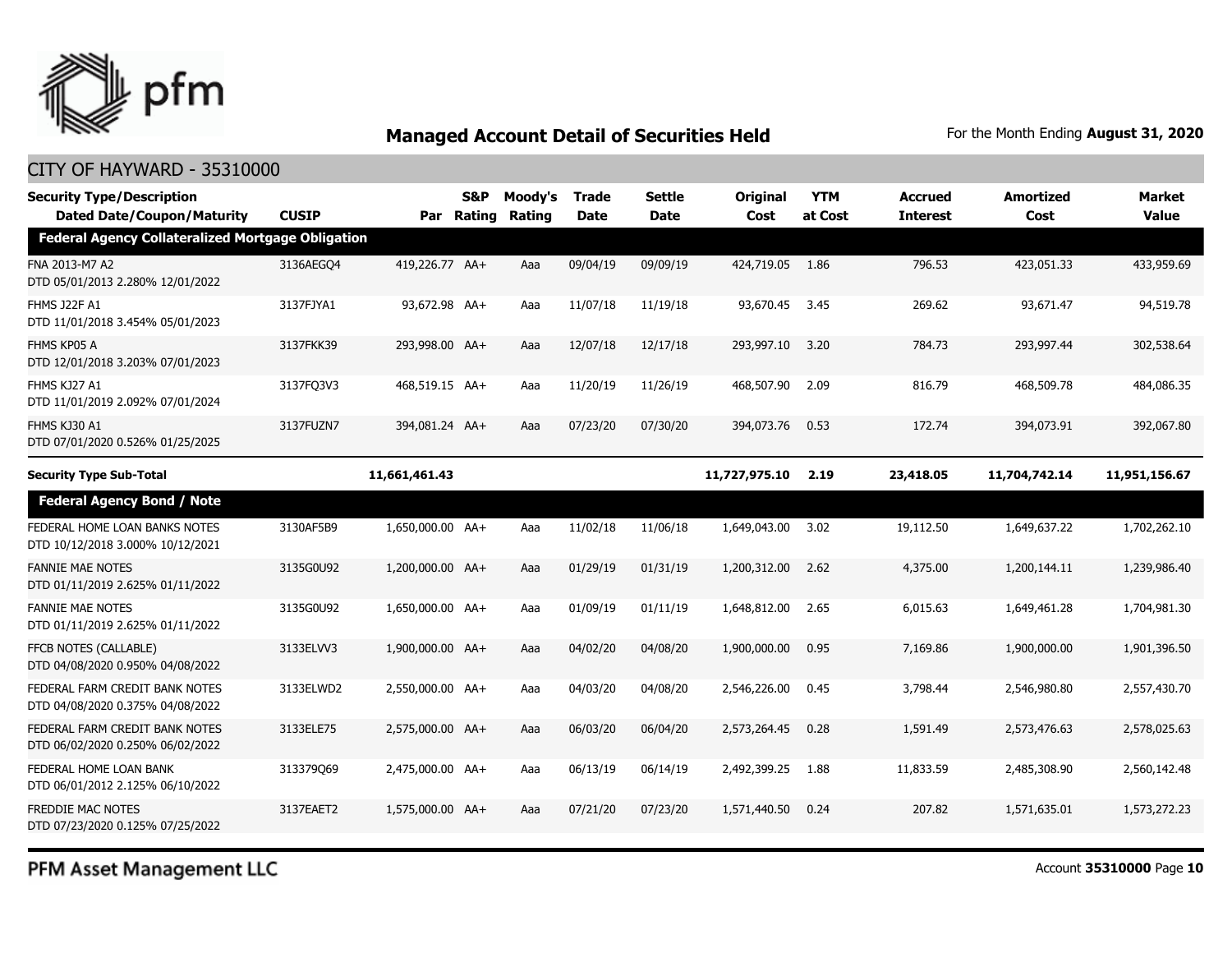## Managed Account Detail of Securities Held

For the Month Ending **August 31, 2020**

CITY OF HAYWARD - 35310000

| Security Type/Description Dated Date/Coupon/Maturity | CUSIP | Par | S&P Rating | Moody's Rating | Trade Date | Settle Date | Original Cost | YTM at Cost | Accrued Interest | Amortized Cost | Market Value |
|---|---|---|---|---|---|---|---|---|---|---|---|
| **Federal Agency Collateralized Mortgage Obligation** | | | | | | | | | | | |
| FNA 2013-M7 A2 DTD 05/01/2013 2.280% 12/01/2022 | 3136AEGQ4 | 419,226.77 | AA+ | Aaa | 09/04/19 | 09/09/19 | 424,719.05 | 1.86 | 796.53 | 423,051.33 | 433,959.69 |
| FHMS J22F A1 DTD 11/01/2018 3.454% 05/01/2023 | 3137FJYA1 | 93,672.98 | AA+ | Aaa | 11/07/18 | 11/19/18 | 93,670.45 | 3.45 | 269.62 | 93,671.47 | 94,519.78 |
| FHMS KP05 A DTD 12/01/2018 3.203% 07/01/2023 | 3137FKK39 | 293,998.00 | AA+ | Aaa | 12/07/18 | 12/17/18 | 293,997.10 | 3.20 | 784.73 | 293,997.44 | 302,538.64 |
| FHMS KJ27 A1 DTD 11/01/2019 2.092% 07/01/2024 | 3137FQ3V3 | 468,519.15 | AA+ | Aaa | 11/20/19 | 11/26/19 | 468,507.90 | 2.09 | 816.79 | 468,509.78 | 484,086.35 |
| FHMS KJ30 A1 DTD 07/01/2020 0.526% 01/25/2025 | 3137FUZN7 | 394,081.24 | AA+ | Aaa | 07/23/20 | 07/30/20 | 394,073.76 | 0.53 | 172.74 | 394,073.91 | 392,067.80 |
| **Security Type Sub-Total** | | **11,661,461.43** | | | | | **11,727,975.10** | **2.19** | **23,418.05** | **11,704,742.14** | **11,951,156.67** |
| **Federal Agency Bond / Note** | | | | | | | | | | | |
| FEDERAL HOME LOAN BANKS NOTES DTD 10/12/2018 3.000% 10/12/2021 | 3130AF5B9 | 1,650,000.00 | AA+ | Aaa | 11/02/18 | 11/06/18 | 1,649,043.00 | 3.02 | 19,112.50 | 1,649,637.22 | 1,702,262.10 |
| FANNIE MAE NOTES DTD 01/11/2019 2.625% 01/11/2022 | 3135G0U92 | 1,200,000.00 | AA+ | Aaa | 01/29/19 | 01/31/19 | 1,200,312.00 | 2.62 | 4,375.00 | 1,200,144.11 | 1,239,986.40 |
| FANNIE MAE NOTES DTD 01/11/2019 2.625% 01/11/2022 | 3135G0U92 | 1,650,000.00 | AA+ | Aaa | 01/09/19 | 01/11/19 | 1,648,812.00 | 2.65 | 6,015.63 | 1,649,461.28 | 1,704,981.30 |
| FFCB NOTES (CALLABLE) DTD 04/08/2020 0.950% 04/08/2022 | 3133ELVV3 | 1,900,000.00 | AA+ | Aaa | 04/02/20 | 04/08/20 | 1,900,000.00 | 0.95 | 7,169.86 | 1,900,000.00 | 1,901,396.50 |
| FEDERAL FARM CREDIT BANK NOTES DTD 04/08/2020 0.375% 04/08/2022 | 3133ELWD2 | 2,550,000.00 | AA+ | Aaa | 04/03/20 | 04/08/20 | 2,546,226.00 | 0.45 | 3,798.44 | 2,546,980.80 | 2,557,430.70 |
| FEDERAL FARM CREDIT BANK NOTES DTD 06/02/2020 0.250% 06/02/2022 | 3133ELE75 | 2,575,000.00 | AA+ | Aaa | 06/03/20 | 06/04/20 | 2,573,264.45 | 0.28 | 1,591.49 | 2,573,476.63 | 2,578,025.63 |
| FEDERAL HOME LOAN BANK DTD 06/01/2012 2.125% 06/10/2022 | 313379Q69 | 2,475,000.00 | AA+ | Aaa | 06/13/19 | 06/14/19 | 2,492,399.25 | 1.88 | 11,833.59 | 2,485,308.90 | 2,560,142.48 |
| FREDDIE MAC NOTES DTD 07/23/2020 0.125% 07/25/2022 | 3137EAET2 | 1,575,000.00 | AA+ | Aaa | 07/21/20 | 07/23/20 | 1,571,440.50 | 0.24 | 207.82 | 1,571,635.01 | 1,573,272.23 |

PFM Asset Management LLC

Account **35310000**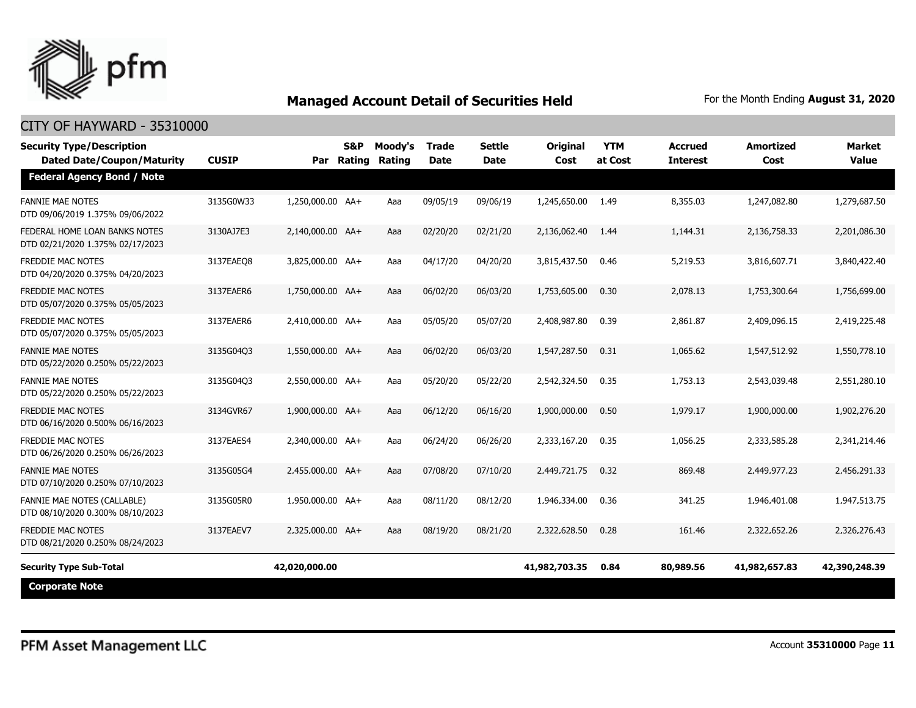# Managed Account Detail of Securities Held

For the Month Ending **August 31, 2020**

CITY OF HAYWARD - 35310000

| Security Type/Description<br>Dated Date/Coupon/Maturity | CUSIP | Par | S&P Rating | Moody's Rating | Trade Date | Settle Date | Original Cost | YTM at Cost | Accrued Interest | Amortized Cost | Market Value |
|---|---|---|---|---|---|---|---|---|---|---|---|
| **Federal Agency Bond / Note** | | | | | | | | | | | |
| FANNIE MAE NOTES<br>DTD 09/06/2019 1.375% 09/06/2022 | 3135G0W33 | 1,250,000.00 | AA+ | Aaa | 09/05/19 | 09/06/19 | 1,245,650.00 | 1.49 | 8,355.03 | 1,247,082.80 | 1,279,687.50 |
| FEDERAL HOME LOAN BANKS NOTES<br>DTD 02/21/2020 1.375% 02/17/2023 | 3130AJ7E3 | 2,140,000.00 | AA+ | Aaa | 02/20/20 | 02/21/20 | 2,136,062.40 | 1.44 | 1,144.31 | 2,136,758.33 | 2,201,086.30 |
| FREDDIE MAC NOTES<br>DTD 04/20/2020 0.375% 04/20/2023 | 3137EAEQ8 | 3,825,000.00 | AA+ | Aaa | 04/17/20 | 04/20/20 | 3,815,437.50 | 0.46 | 5,219.53 | 3,816,607.71 | 3,840,422.40 |
| FREDDIE MAC NOTES<br>DTD 05/07/2020 0.375% 05/05/2023 | 3137EAER6 | 1,750,000.00 | AA+ | Aaa | 06/02/20 | 06/03/20 | 1,753,605.00 | 0.30 | 2,078.13 | 1,753,300.64 | 1,756,699.00 |
| FREDDIE MAC NOTES<br>DTD 05/07/2020 0.375% 05/05/2023 | 3137EAER6 | 2,410,000.00 | AA+ | Aaa | 05/05/20 | 05/07/20 | 2,408,987.80 | 0.39 | 2,861.87 | 2,409,096.15 | 2,419,225.48 |
| FANNIE MAE NOTES<br>DTD 05/22/2020 0.250% 05/22/2023 | 3135G04Q3 | 1,550,000.00 | AA+ | Aaa | 06/02/20 | 06/03/20 | 1,547,287.50 | 0.31 | 1,065.62 | 1,547,512.92 | 1,550,778.10 |
| FANNIE MAE NOTES<br>DTD 05/22/2020 0.250% 05/22/2023 | 3135G04Q3 | 2,550,000.00 | AA+ | Aaa | 05/20/20 | 05/22/20 | 2,542,324.50 | 0.35 | 1,753.13 | 2,543,039.48 | 2,551,280.10 |
| FREDDIE MAC NOTES<br>DTD 06/16/2020 0.500% 06/16/2023 | 3134GVR67 | 1,900,000.00 | AA+ | Aaa | 06/12/20 | 06/16/20 | 1,900,000.00 | 0.50 | 1,979.17 | 1,900,000.00 | 1,902,276.20 |
| FREDDIE MAC NOTES<br>DTD 06/26/2020 0.250% 06/26/2023 | 3137EAES4 | 2,340,000.00 | AA+ | Aaa | 06/24/20 | 06/26/20 | 2,333,167.20 | 0.35 | 1,056.25 | 2,333,585.28 | 2,341,214.46 |
| FANNIE MAE NOTES<br>DTD 07/10/2020 0.250% 07/10/2023 | 3135G05G4 | 2,455,000.00 | AA+ | Aaa | 07/08/20 | 07/10/20 | 2,449,721.75 | 0.32 | 869.48 | 2,449,977.23 | 2,456,291.33 |
| FANNIE MAE NOTES (CALLABLE)<br>DTD 08/10/2020 0.300% 08/10/2023 | 3135G05R0 | 1,950,000.00 | AA+ | Aaa | 08/11/20 | 08/12/20 | 1,946,334.00 | 0.36 | 341.25 | 1,946,401.08 | 1,947,513.75 |
| FREDDIE MAC NOTES<br>DTD 08/21/2020 0.250% 08/24/2023 | 3137EAEV7 | 2,325,000.00 | AA+ | Aaa | 08/19/20 | 08/21/20 | 2,322,628.50 | 0.28 | 161.46 | 2,322,652.26 | 2,326,276.43 |
| **Security Type Sub-Total** | | **42,020,000.00** | | | | | **41,982,703.35** | **0.84** | **80,989.56** | **41,982,657.83** | **42,390,248.39** |
| **Corporate Note** | | | | | | | | | | | |

PFM Asset Management LLC

Account **35310000**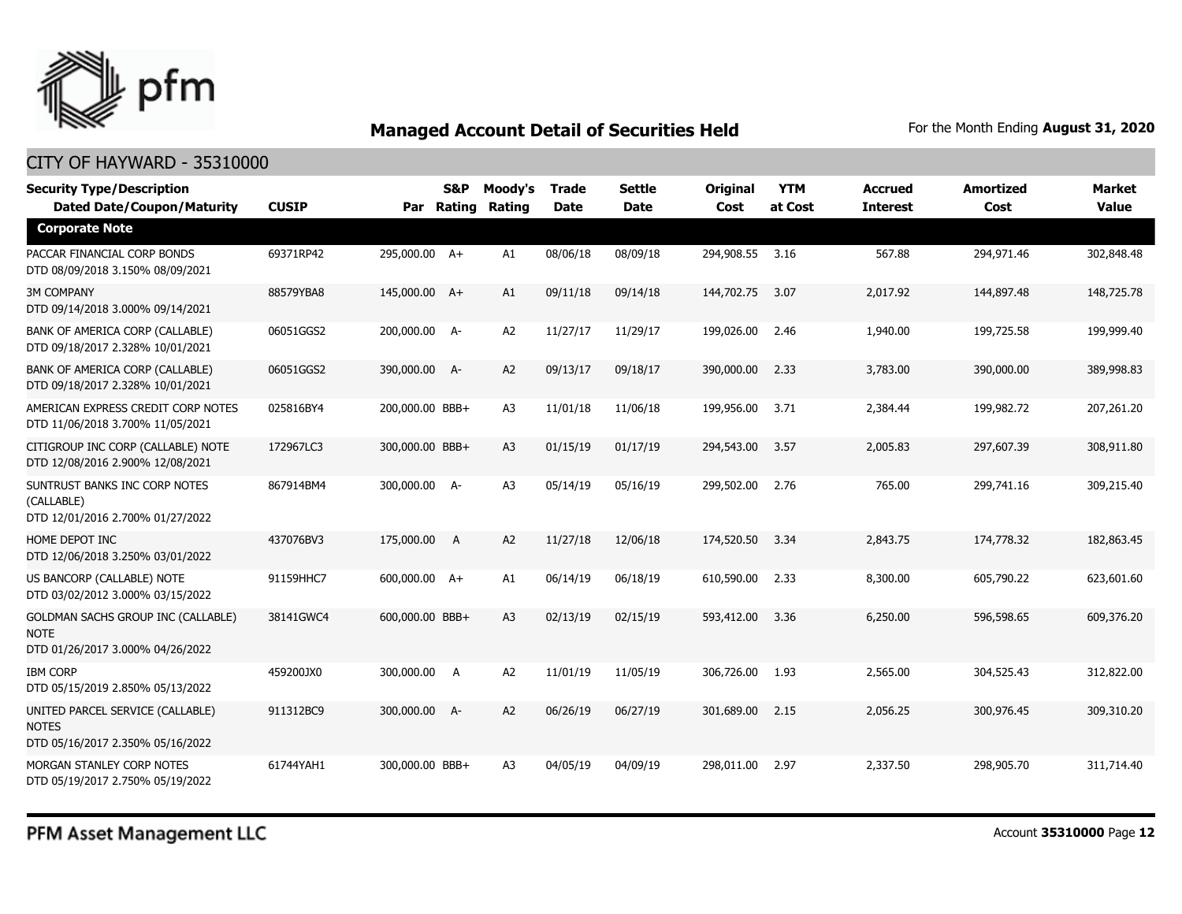# Managed Account Detail of Securities Held

For the Month Ending **August 31, 2020**

## CITY OF HAYWARD - 35310000

| Security Type/Description Dated Date/Coupon/Maturity | CUSIP | Par | S&P Rating | Moody's Rating | Trade Date | Settle Date | Original Cost | YTM at Cost | Accrued Interest | Amortized Cost | Market Value |
|---|---|---|---|---|---|---|---|---|---|---|---|
| **Corporate Note** | | | | | | | | | | | |
| PACCAR FINANCIAL CORP BONDS DTD 08/09/2018 3.150% 08/09/2021 | 69371RP42 | 295,000.00 | A+ | A1 | 08/06/18 | 08/09/18 | 294,908.55 | 3.16 | 567.88 | 294,971.46 | 302,848.48 |
| 3M COMPANY DTD 09/14/2018 3.000% 09/14/2021 | 88579YBA8 | 145,000.00 | A+ | A1 | 09/11/18 | 09/14/18 | 144,702.75 | 3.07 | 2,017.92 | 144,897.48 | 148,725.78 |
| BANK OF AMERICA CORP (CALLABLE) DTD 09/18/2017 2.328% 10/01/2021 | 06051GGS2 | 200,000.00 | A- | A2 | 11/27/17 | 11/29/17 | 199,026.00 | 2.46 | 1,940.00 | 199,725.58 | 199,999.40 |
| BANK OF AMERICA CORP (CALLABLE) DTD 09/18/2017 2.328% 10/01/2021 | 06051GGS2 | 390,000.00 | A- | A2 | 09/13/17 | 09/18/17 | 390,000.00 | 2.33 | 3,783.00 | 390,000.00 | 389,998.83 |
| AMERICAN EXPRESS CREDIT CORP NOTES DTD 11/06/2018 3.700% 11/05/2021 | 025816BY4 | 200,000.00 | BBB+ | A3 | 11/01/18 | 11/06/18 | 199,956.00 | 3.71 | 2,384.44 | 199,982.72 | 207,261.20 |
| CITIGROUP INC CORP (CALLABLE) NOTE DTD 12/08/2016 2.900% 12/08/2021 | 172967LC3 | 300,000.00 | BBB+ | A3 | 01/15/19 | 01/17/19 | 294,543.00 | 3.57 | 2,005.83 | 297,607.39 | 308,911.80 |
| SUNTRUST BANKS INC CORP NOTES (CALLABLE) DTD 12/01/2016 2.700% 01/27/2022 | 867914BM4 | 300,000.00 | A- | A3 | 05/14/19 | 05/16/19 | 299,502.00 | 2.76 | 765.00 | 299,741.16 | 309,215.40 |
| HOME DEPOT INC DTD 12/06/2018 3.250% 03/01/2022 | 437076BV3 | 175,000.00 | A | A2 | 11/27/18 | 12/06/18 | 174,520.50 | 3.34 | 2,843.75 | 174,778.32 | 182,863.45 |
| US BANCORP (CALLABLE) NOTE DTD 03/02/2012 3.000% 03/15/2022 | 91159HHC7 | 600,000.00 | A+ | A1 | 06/14/19 | 06/18/19 | 610,590.00 | 2.33 | 8,300.00 | 605,790.22 | 623,601.60 |
| GOLDMAN SACHS GROUP INC (CALLABLE) NOTE DTD 01/26/2017 3.000% 04/26/2022 | 38141GWC4 | 600,000.00 | BBB+ | A3 | 02/13/19 | 02/15/19 | 593,412.00 | 3.36 | 6,250.00 | 596,598.65 | 609,376.20 |
| IBM CORP DTD 05/15/2019 2.850% 05/13/2022 | 459200JX0 | 300,000.00 | A | A2 | 11/01/19 | 11/05/19 | 306,726.00 | 1.93 | 2,565.00 | 304,525.43 | 312,822.00 |
| UNITED PARCEL SERVICE (CALLABLE) NOTES DTD 05/16/2017 2.350% 05/16/2022 | 911312BC9 | 300,000.00 | A- | A2 | 06/26/19 | 06/27/19 | 301,689.00 | 2.15 | 2,056.25 | 300,976.45 | 309,310.20 |
| MORGAN STANLEY CORP NOTES DTD 05/19/2017 2.750% 05/19/2022 | 61744YAH1 | 300,000.00 | BBB+ | A3 | 04/05/19 | 04/09/19 | 298,011.00 | 2.97 | 2,337.50 | 298,905.70 | 311,714.40 |

PFM Asset Management LLC

Account **35310000** Page **12**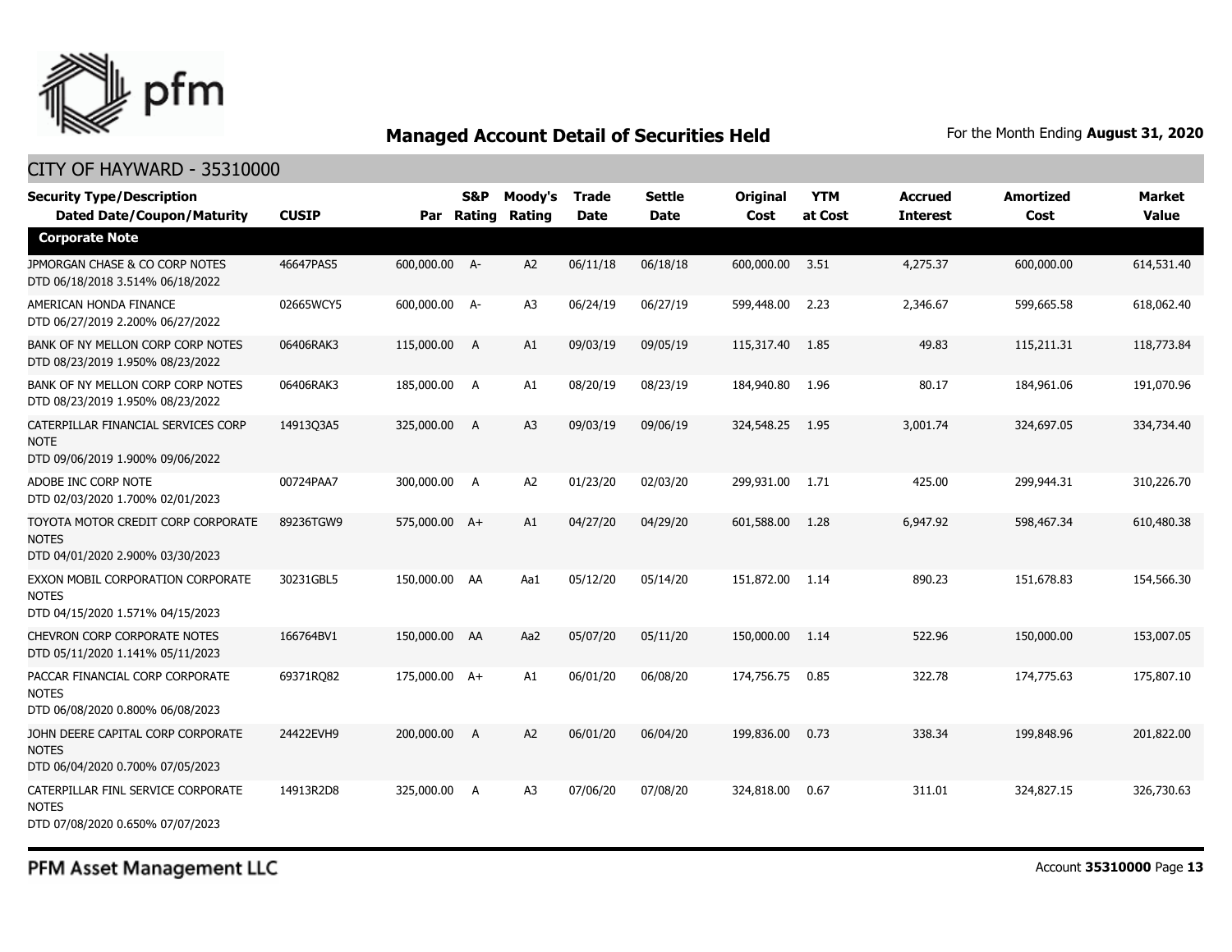# Managed Account Detail of Securities Held

For the Month Ending **August 31, 2020**

## CITY OF HAYWARD - 35310000

| Security Type/Description Dated Date/Coupon/Maturity | CUSIP | Par | S&P Rating | Moody's Rating | Trade Date | Settle Date | Original Cost | YTM at Cost | Accrued Interest | Amortized Cost | Market Value |
|---|---|---|---|---|---|---|---|---|---|---|---|
| **Corporate Note** | | | | | | | | | | | |
| JPMORGAN CHASE & CO CORP NOTES DTD 06/18/2018 3.514% 06/18/2022 | 46647PAS5 | 600,000.00 | A- | A2 | 06/11/18 | 06/18/18 | 600,000.00 | 3.51 | 4,275.37 | 600,000.00 | 614,531.40 |
| AMERICAN HONDA FINANCE DTD 06/27/2019 2.200% 06/27/2022 | 02665WCY5 | 600,000.00 | A- | A3 | 06/24/19 | 06/27/19 | 599,448.00 | 2.23 | 2,346.67 | 599,665.58 | 618,062.40 |
| BANK OF NY MELLON CORP CORP NOTES DTD 08/23/2019 1.950% 08/23/2022 | 06406RAK3 | 115,000.00 | A | A1 | 09/03/19 | 09/05/19 | 115,317.40 | 1.85 | 49.83 | 115,211.31 | 118,773.84 |
| BANK OF NY MELLON CORP CORP NOTES DTD 08/23/2019 1.950% 08/23/2022 | 06406RAK3 | 185,000.00 | A | A1 | 08/20/19 | 08/23/19 | 184,940.80 | 1.96 | 80.17 | 184,961.06 | 191,070.96 |
| CATERPILLAR FINANCIAL SERVICES CORP NOTE DTD 09/06/2019 1.900% 09/06/2022 | 14913Q3A5 | 325,000.00 | A | A3 | 09/03/19 | 09/06/19 | 324,548.25 | 1.95 | 3,001.74 | 324,697.05 | 334,734.40 |
| ADOBE INC CORP NOTE DTD 02/03/2020 1.700% 02/01/2023 | 00724PAA7 | 300,000.00 | A | A2 | 01/23/20 | 02/03/20 | 299,931.00 | 1.71 | 425.00 | 299,944.31 | 310,226.70 |
| TOYOTA MOTOR CREDIT CORP CORPORATE NOTES DTD 04/01/2020 2.900% 03/30/2023 | 89236TGW9 | 575,000.00 | A+ | A1 | 04/27/20 | 04/29/20 | 601,588.00 | 1.28 | 6,947.92 | 598,467.34 | 610,480.38 |
| EXXON MOBIL CORPORATION CORPORATE NOTES DTD 04/15/2020 1.571% 04/15/2023 | 30231GBL5 | 150,000.00 | AA | Aa1 | 05/12/20 | 05/14/20 | 151,872.00 | 1.14 | 890.23 | 151,678.83 | 154,566.30 |
| CHEVRON CORP CORPORATE NOTES DTD 05/11/2020 1.141% 05/11/2023 | 166764BV1 | 150,000.00 | AA | Aa2 | 05/07/20 | 05/11/20 | 150,000.00 | 1.14 | 522.96 | 150,000.00 | 153,007.05 |
| PACCAR FINANCIAL CORP CORPORATE NOTES DTD 06/08/2020 0.800% 06/08/2023 | 69371RQ82 | 175,000.00 | A+ | A1 | 06/01/20 | 06/08/20 | 174,756.75 | 0.85 | 322.78 | 174,775.63 | 175,807.10 |
| JOHN DEERE CAPITAL CORP CORPORATE NOTES DTD 06/04/2020 0.700% 07/05/2023 | 24422EVH9 | 200,000.00 | A | A2 | 06/01/20 | 06/04/20 | 199,836.00 | 0.73 | 338.34 | 199,848.96 | 201,822.00 |
| CATERPILLAR FINL SERVICE CORPORATE NOTES DTD 07/08/2020 0.650% 07/07/2023 | 14913R2D8 | 325,000.00 | A | A3 | 07/06/20 | 07/08/20 | 324,818.00 | 0.67 | 311.01 | 324,827.15 | 326,730.63 |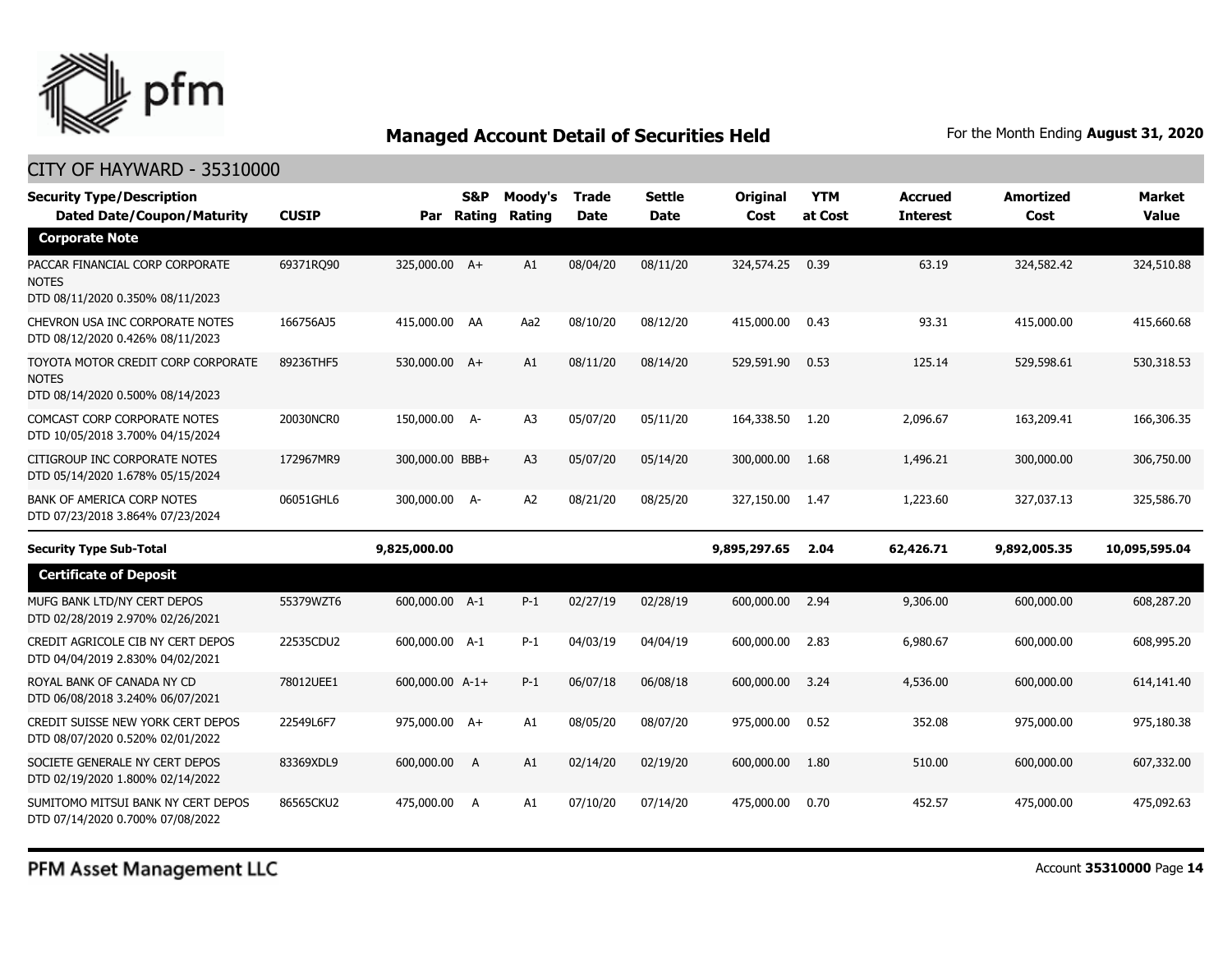# Managed Account Detail of Securities Held

For the Month Ending **August 31, 2020**

## CITY OF HAYWARD - 35310000

| Security Type/Description Dated Date/Coupon/Maturity | CUSIP | Par | S&P Rating | Moody's Rating | Trade Date | Settle Date | Original Cost | YTM at Cost | Accrued Interest | Amortized Cost | Market Value |
|---|---|---|---|---|---|---|---|---|---|---|---|
| **Corporate Note** | | | | | | | | | | | |
| PACCAR FINANCIAL CORP CORPORATE NOTES DTD 08/11/2020 0.350% 08/11/2023 | 69371RQ90 | 325,000.00 | A+ | A1 | 08/04/20 | 08/11/20 | 324,574.25 | 0.39 | 63.19 | 324,582.42 | 324,510.88 |
| CHEVRON USA INC CORPORATE NOTES DTD 08/12/2020 0.426% 08/11/2023 | 166756AJ5 | 415,000.00 | AA | Aa2 | 08/10/20 | 08/12/20 | 415,000.00 | 0.43 | 93.31 | 415,000.00 | 415,660.68 |
| TOYOTA MOTOR CREDIT CORP CORPORATE NOTES DTD 08/14/2020 0.500% 08/14/2023 | 89236THF5 | 530,000.00 | A+ | A1 | 08/11/20 | 08/14/20 | 529,591.90 | 0.53 | 125.14 | 529,598.61 | 530,318.53 |
| COMCAST CORP CORPORATE NOTES DTD 10/05/2018 3.700% 04/15/2024 | 20030NCR0 | 150,000.00 | A- | A3 | 05/07/20 | 05/11/20 | 164,338.50 | 1.20 | 2,096.67 | 163,209.41 | 166,306.35 |
| CITIGROUP INC CORPORATE NOTES DTD 05/14/2020 1.678% 05/15/2024 | 172967MR9 | 300,000.00 | BBB+ | A3 | 05/07/20 | 05/14/20 | 300,000.00 | 1.68 | 1,496.21 | 300,000.00 | 306,750.00 |
| BANK OF AMERICA CORP NOTES DTD 07/23/2018 3.864% 07/23/2024 | 06051GHL6 | 300,000.00 | A- | A2 | 08/21/20 | 08/25/20 | 327,150.00 | 1.47 | 1,223.60 | 327,037.13 | 325,586.70 |
| **Security Type Sub-Total** | | **9,825,000.00** | | | | | **9,895,297.65** | **2.04** | **62,426.71** | **9,892,005.35** | **10,095,595.04** |
| **Certificate of Deposit** | | | | | | | | | | | |
| MUFG BANK LTD/NY CERT DEPOS DTD 02/28/2019 2.970% 02/26/2021 | 55379WZT6 | 600,000.00 | A-1 | P-1 | 02/27/19 | 02/28/19 | 600,000.00 | 2.94 | 9,306.00 | 600,000.00 | 608,287.20 |
| CREDIT AGRICOLE CIB NY CERT DEPOS DTD 04/04/2019 2.830% 04/02/2021 | 22535CDU2 | 600,000.00 | A-1 | P-1 | 04/03/19 | 04/04/19 | 600,000.00 | 2.83 | 6,980.67 | 600,000.00 | 608,995.20 |
| ROYAL BANK OF CANADA NY CD DTD 06/08/2018 3.240% 06/07/2021 | 78012UEE1 | 600,000.00 | A-1+ | P-1 | 06/07/18 | 06/08/18 | 600,000.00 | 3.24 | 4,536.00 | 600,000.00 | 614,141.40 |
| CREDIT SUISSE NEW YORK CERT DEPOS DTD 08/07/2020 0.520% 02/01/2022 | 22549L6F7 | 975,000.00 | A+ | A1 | 08/05/20 | 08/07/20 | 975,000.00 | 0.52 | 352.08 | 975,000.00 | 975,180.38 |
| SOCIETE GENERALE NY CERT DEPOS DTD 02/19/2020 1.800% 02/14/2022 | 83369XDL9 | 600,000.00 | A | A1 | 02/14/20 | 02/19/20 | 600,000.00 | 1.80 | 510.00 | 600,000.00 | 607,332.00 |
| SUMITOMO MITSUI BANK NY CERT DEPOS DTD 07/14/2020 0.700% 07/08/2022 | 86565CKU2 | 475,000.00 | A | A1 | 07/10/20 | 07/14/20 | 475,000.00 | 0.70 | 452.57 | 475,000.00 | 475,092.63 |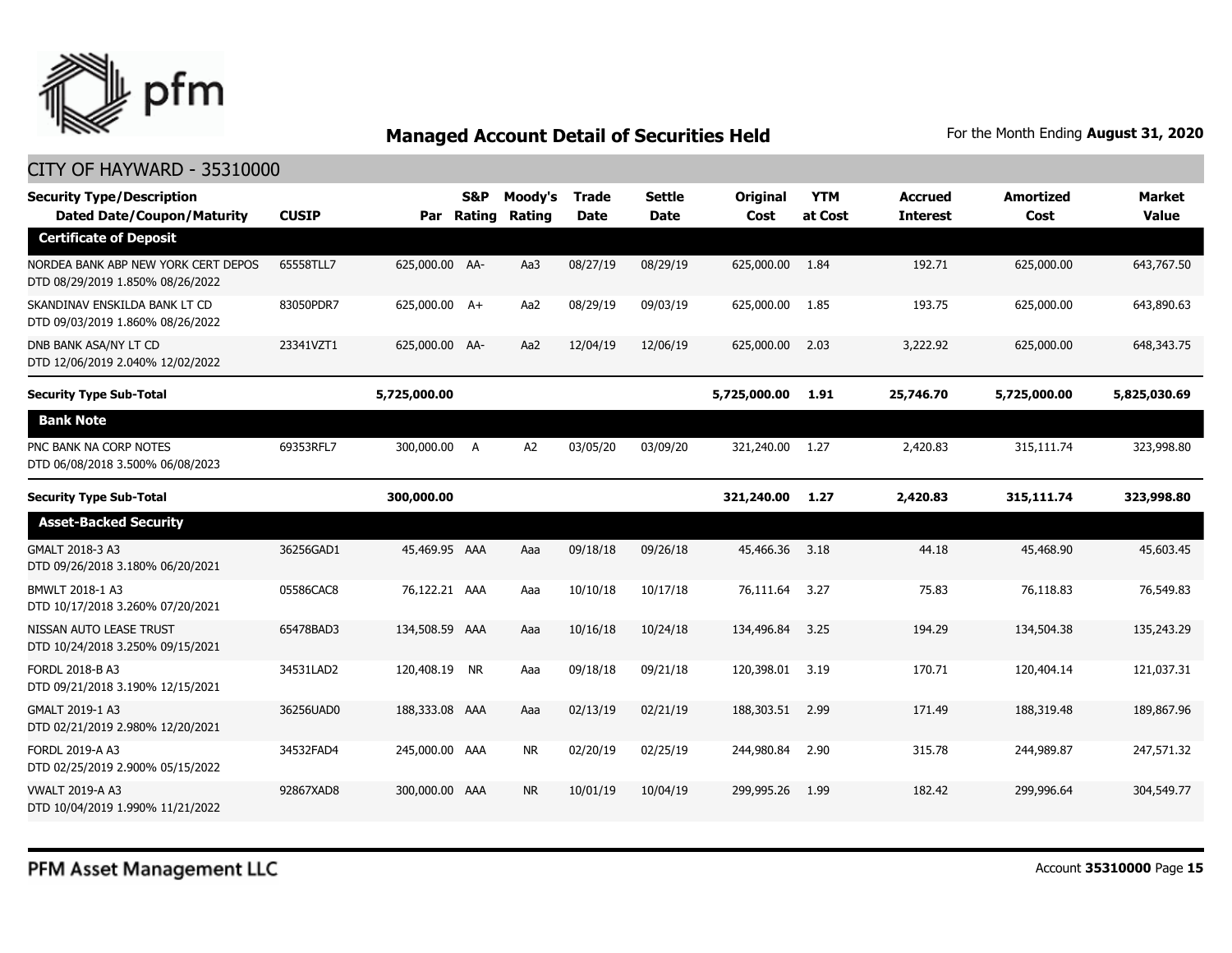## Managed Account Detail of Securities Held

For the Month Ending **August 31, 2020**

CITY OF HAYWARD - 35310000

| Security Type/Description Dated Date/Coupon/Maturity | CUSIP | Par | S&P Rating | Moody's Rating | Trade Date | Settle Date | Original Cost | YTM at Cost | Accrued Interest | Amortized Cost | Market Value |
|---|---|---|---|---|---|---|---|---|---|---|---|
| **Certificate of Deposit** | | | | | | | | | | | |
| NORDEA BANK ABP NEW YORK CERT DEPOS DTD 08/29/2019 1.850% 08/26/2022 | 65558TLL7 | 625,000.00 | AA- | Aa3 | 08/27/19 | 08/29/19 | 625,000.00 | 1.84 | 192.71 | 625,000.00 | 643,767.50 |
| SKANDINAV ENSKILDA BANK LT CD DTD 09/03/2019 1.860% 08/26/2022 | 83050PDR7 | 625,000.00 | A+ | Aa2 | 08/29/19 | 09/03/19 | 625,000.00 | 1.85 | 193.75 | 625,000.00 | 643,890.63 |
| DNB BANK ASA/NY LT CD DTD 12/06/2019 2.040% 12/02/2022 | 23341VZT1 | 625,000.00 | AA- | Aa2 | 12/04/19 | 12/06/19 | 625,000.00 | 2.03 | 3,222.92 | 625,000.00 | 648,343.75 |
| **Security Type Sub-Total** | | **5,725,000.00** | | | | | **5,725,000.00** | **1.91** | **25,746.70** | **5,725,000.00** | **5,825,030.69** |
| **Bank Note** | | | | | | | | | | | |
| PNC BANK NA CORP NOTES DTD 06/08/2018 3.500% 06/08/2023 | 69353RFL7 | 300,000.00 | A | A2 | 03/05/20 | 03/09/20 | 321,240.00 | 1.27 | 2,420.83 | 315,111.74 | 323,998.80 |
| **Security Type Sub-Total** | | **300,000.00** | | | | | **321,240.00** | **1.27** | **2,420.83** | **315,111.74** | **323,998.80** |
| **Asset-Backed Security** | | | | | | | | | | | |
| GMALT 2018-3 A3 DTD 09/26/2018 3.180% 06/20/2021 | 36256GAD1 | 45,469.95 | AAA | Aaa | 09/18/18 | 09/26/18 | 45,466.36 | 3.18 | 44.18 | 45,468.90 | 45,603.45 |
| BMWLT 2018-1 A3 DTD 10/17/2018 3.260% 07/20/2021 | 05586CAC8 | 76,122.21 | AAA | Aaa | 10/10/18 | 10/17/18 | 76,111.64 | 3.27 | 75.83 | 76,118.83 | 76,549.83 |
| NISSAN AUTO LEASE TRUST DTD 10/24/2018 3.250% 09/15/2021 | 65478BAD3 | 134,508.59 | AAA | Aaa | 10/16/18 | 10/24/18 | 134,496.84 | 3.25 | 194.29 | 134,504.38 | 135,243.29 |
| FORDL 2018-B A3 DTD 09/21/2018 3.190% 12/15/2021 | 34531LAD2 | 120,408.19 | NR | Aaa | 09/18/18 | 09/21/18 | 120,398.01 | 3.19 | 170.71 | 120,404.14 | 121,037.31 |
| GMALT 2019-1 A3 DTD 02/21/2019 2.980% 12/20/2021 | 36256UAD0 | 188,333.08 | AAA | Aaa | 02/13/19 | 02/21/19 | 188,303.51 | 2.99 | 171.49 | 188,319.48 | 189,867.96 |
| FORDL 2019-A A3 DTD 02/25/2019 2.900% 05/15/2022 | 34532FAD4 | 245,000.00 | AAA | NR | 02/20/19 | 02/25/19 | 244,980.84 | 2.90 | 315.78 | 244,989.87 | 247,571.32 |
| VWALT 2019-A A3 DTD 10/04/2019 1.990% 11/21/2022 | 92867XAD8 | 300,000.00 | AAA | NR | 10/01/19 | 10/04/19 | 299,995.26 | 1.99 | 182.42 | 299,996.64 | 304,549.77 |

PFM Asset Management LLC

Account **35310000** Page **15**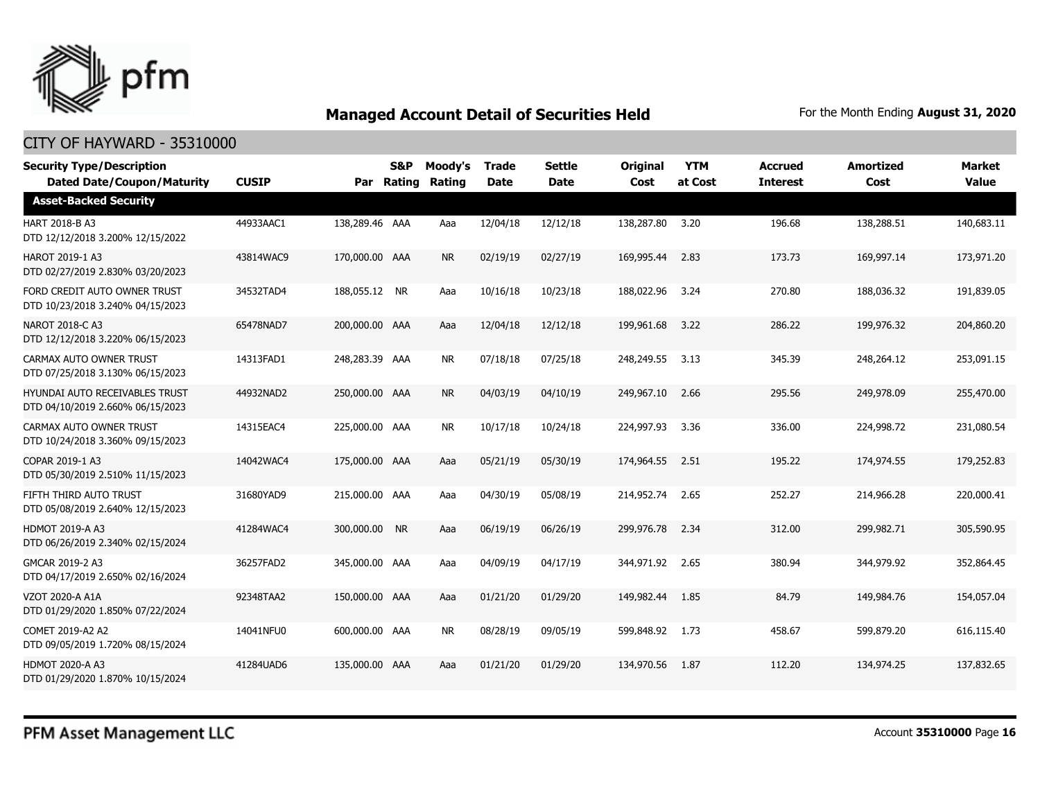## Managed Account Detail of Securities Held

For the Month Ending **August 31, 2020**

CITY OF HAYWARD - 35310000

| Security Type/Description Dated Date/Coupon/Maturity | CUSIP | Par | S&P Rating | Moody's Rating | Trade Date | Settle Date | Original Cost | YTM at Cost | Accrued Interest | Amortized Cost | Market Value |
|---|---|---|---|---|---|---|---|---|---|---|---|
| **Asset-Backed Security** | | | | | | | | | | | |
| HART 2018-B A3 DTD 12/12/2018 3.200% 12/15/2022 | 44933AAC1 | 138,289.46 | AAA | Aaa | 12/04/18 | 12/12/18 | 138,287.80 | 3.20 | 196.68 | 138,288.51 | 140,683.11 |
| HAROT 2019-1 A3 DTD 02/27/2019 2.830% 03/20/2023 | 43814WAC9 | 170,000.00 | AAA | NR | 02/19/19 | 02/27/19 | 169,995.44 | 2.83 | 173.73 | 169,997.14 | 173,971.20 |
| FORD CREDIT AUTO OWNER TRUST DTD 10/23/2018 3.240% 04/15/2023 | 34532TAD4 | 188,055.12 | NR | Aaa | 10/16/18 | 10/23/18 | 188,022.96 | 3.24 | 270.80 | 188,036.32 | 191,839.05 |
| NAROT 2018-C A3 DTD 12/12/2018 3.220% 06/15/2023 | 65478NAD7 | 200,000.00 | AAA | Aaa | 12/04/18 | 12/12/18 | 199,961.68 | 3.22 | 286.22 | 199,976.32 | 204,860.20 |
| CARMAX AUTO OWNER TRUST DTD 07/25/2018 3.130% 06/15/2023 | 14313FAD1 | 248,283.39 | AAA | NR | 07/18/18 | 07/25/18 | 248,249.55 | 3.13 | 345.39 | 248,264.12 | 253,091.15 |
| HYUNDAI AUTO RECEIVABLES TRUST DTD 04/10/2019 2.660% 06/15/2023 | 44932NAD2 | 250,000.00 | AAA | NR | 04/03/19 | 04/10/19 | 249,967.10 | 2.66 | 295.56 | 249,978.09 | 255,470.00 |
| CARMAX AUTO OWNER TRUST DTD 10/24/2018 3.360% 09/15/2023 | 14315EAC4 | 225,000.00 | AAA | NR | 10/17/18 | 10/24/18 | 224,997.93 | 3.36 | 336.00 | 224,998.72 | 231,080.54 |
| COPAR 2019-1 A3 DTD 05/30/2019 2.510% 11/15/2023 | 14042WAC4 | 175,000.00 | AAA | Aaa | 05/21/19 | 05/30/19 | 174,964.55 | 2.51 | 195.22 | 174,974.55 | 179,252.83 |
| FIFTH THIRD AUTO TRUST DTD 05/08/2019 2.640% 12/15/2023 | 31680YAD9 | 215,000.00 | AAA | Aaa | 04/30/19 | 05/08/19 | 214,952.74 | 2.65 | 252.27 | 214,966.28 | 220,000.41 |
| HDMOT 2019-A A3 DTD 06/26/2019 2.340% 02/15/2024 | 41284WAC4 | 300,000.00 | NR | Aaa | 06/19/19 | 06/26/19 | 299,976.78 | 2.34 | 312.00 | 299,982.71 | 305,590.95 |
| GMCAR 2019-2 A3 DTD 04/17/2019 2.650% 02/16/2024 | 36257FAD2 | 345,000.00 | AAA | Aaa | 04/09/19 | 04/17/19 | 344,971.92 | 2.65 | 380.94 | 344,979.92 | 352,864.45 |
| VZOT 2020-A A1A DTD 01/29/2020 1.850% 07/22/2024 | 92348TAA2 | 150,000.00 | AAA | Aaa | 01/21/20 | 01/29/20 | 149,982.44 | 1.85 | 84.79 | 149,984.76 | 154,057.04 |
| COMET 2019-A2 A2 DTD 09/05/2019 1.720% 08/15/2024 | 14041NFU0 | 600,000.00 | AAA | NR | 08/28/19 | 09/05/19 | 599,848.92 | 1.73 | 458.67 | 599,879.20 | 616,115.40 |
| HDMOT 2020-A A3 DTD 01/29/2020 1.870% 10/15/2024 | 41284UAD6 | 135,000.00 | AAA | Aaa | 01/21/20 | 01/29/20 | 134,970.56 | 1.87 | 112.20 | 134,974.25 | 137,832.65 |

PFM Asset Management LLC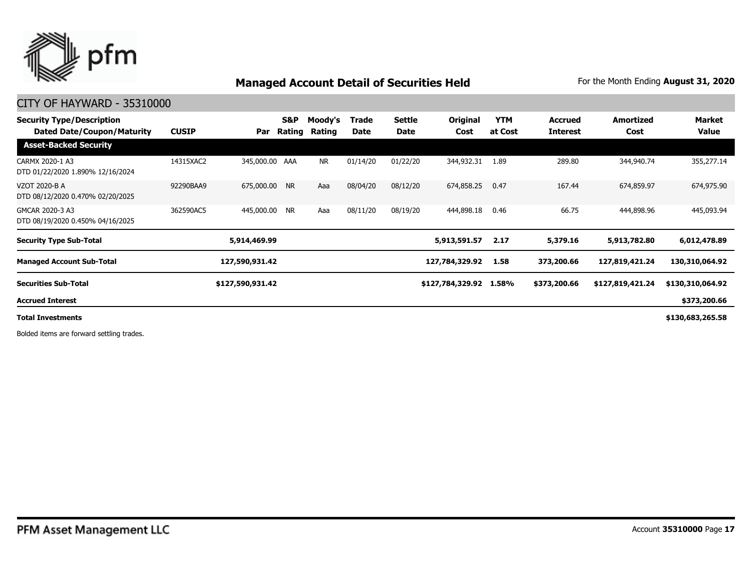## Managed Account Detail of Securities Held

For the Month Ending **August 31, 2020**

CITY OF HAYWARD - 35310000

| Security Type/Description Dated Date/Coupon/Maturity | CUSIP | Par | S&P Rating | Moody's Rating | Trade Date | Settle Date | Original Cost | YTM at Cost | Accrued Interest | Amortized Cost | Market Value |
|---|---|---|---|---|---|---|---|---|---|---|---|
| **Asset-Backed Security** | | | | | | | | | | | |
| CARMX 2020-1 A3 DTD 01/22/2020 1.890% 12/16/2024 | 14315XAC2 | 345,000.00 | AAA | NR | 01/14/20 | 01/22/20 | 344,932.31 | 1.89 | 289.80 | 344,940.74 | 355,277.14 |
| VZOT 2020-B A DTD 08/12/2020 0.470% 02/20/2025 | 92290BAA9 | 675,000.00 | NR | Aaa | 08/04/20 | 08/12/20 | 674,858.25 | 0.47 | 167.44 | 674,859.97 | 674,975.90 |
| GMCAR 2020-3 A3 DTD 08/19/2020 0.450% 04/16/2025 | 362590AC5 | 445,000.00 | NR | Aaa | 08/11/20 | 08/19/20 | 444,898.18 | 0.46 | 66.75 | 444,898.96 | 445,093.94 |
| **Security Type Sub-Total** | | **5,914,469.99** | | | | | **5,913,591.57** | **2.17** | **5,379.16** | **5,913,782.80** | **6,012,478.89** |
| **Managed Account Sub-Total** | | **127,590,931.42** | | | | | **127,784,329.92** | **1.58** | **373,200.66** | **127,819,421.24** | **130,310,064.92** |
| **Securities Sub-Total** | | **$127,590,931.42** | | | | | **$127,784,329.92** | **1.58%** | **$373,200.66** | **$127,819,421.24** | **$130,310,064.92** |
| **Accrued Interest** | | | | | | | | | | | **$373,200.66** |
| **Total Investments** | | | | | | | | | | | **$130,683,265.58** |

Bolded items are forward settling trades.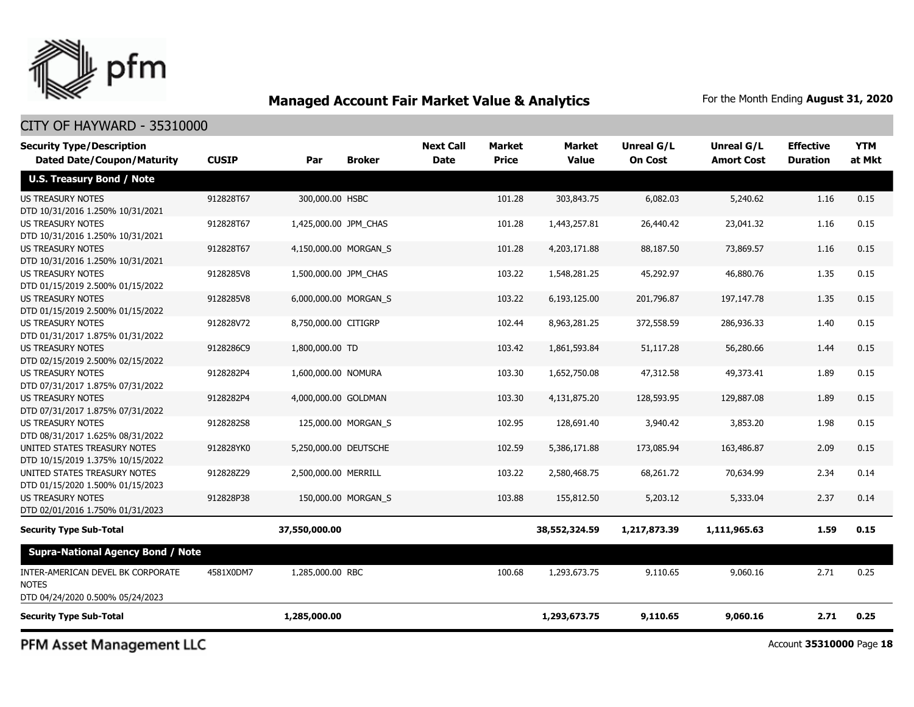## Managed Account Fair Market Value & Analytics

For the Month Ending **August 31, 2020**

### CITY OF HAYWARD - 35310000

| Security Type/Description Dated Date/Coupon/Maturity | CUSIP | Par | Broker | Next Call Date | Market Price | Market Value | Unreal G/L On Cost | Unreal G/L Amort Cost | Effective Duration | YTM at Mkt |
|---|---|---|---|---|---|---|---|---|---|---|
| **U.S. Treasury Bond / Note** | | | | | | | | | | |
| US TREASURY NOTES DTD 10/31/2016 1.250% 10/31/2021 | 912828T67 | 300,000.00 | HSBC | | 101.28 | 303,843.75 | 6,082.03 | 5,240.62 | 1.16 | 0.15 |
| US TREASURY NOTES DTD 10/31/2016 1.250% 10/31/2021 | 912828T67 | 1,425,000.00 | JPM_CHAS | | 101.28 | 1,443,257.81 | 26,440.42 | 23,041.32 | 1.16 | 0.15 |
| US TREASURY NOTES DTD 10/31/2016 1.250% 10/31/2021 | 912828T67 | 4,150,000.00 | MORGAN_S | | 101.28 | 4,203,171.88 | 88,187.50 | 73,869.57 | 1.16 | 0.15 |
| US TREASURY NOTES DTD 01/15/2019 2.500% 01/15/2022 | 9128285V8 | 1,500,000.00 | JPM_CHAS | | 103.22 | 1,548,281.25 | 45,292.97 | 46,880.76 | 1.35 | 0.15 |
| US TREASURY NOTES DTD 01/15/2019 2.500% 01/15/2022 | 9128285V8 | 6,000,000.00 | MORGAN_S | | 103.22 | 6,193,125.00 | 201,796.87 | 197,147.78 | 1.35 | 0.15 |
| US TREASURY NOTES DTD 01/31/2017 1.875% 01/31/2022 | 912828V72 | 8,750,000.00 | CITIGRP | | 102.44 | 8,963,281.25 | 372,558.59 | 286,936.33 | 1.40 | 0.15 |
| US TREASURY NOTES DTD 02/15/2019 2.500% 02/15/2022 | 9128286C9 | 1,800,000.00 | TD | | 103.42 | 1,861,593.84 | 51,117.28 | 56,280.66 | 1.44 | 0.15 |
| US TREASURY NOTES DTD 07/31/2017 1.875% 07/31/2022 | 9128282P4 | 1,600,000.00 | NOMURA | | 103.30 | 1,652,750.08 | 47,312.58 | 49,373.41 | 1.89 | 0.15 |
| US TREASURY NOTES DTD 07/31/2017 1.875% 07/31/2022 | 9128282P4 | 4,000,000.00 | GOLDMAN | | 103.30 | 4,131,875.20 | 128,593.95 | 129,887.08 | 1.89 | 0.15 |
| US TREASURY NOTES DTD 08/31/2017 1.625% 08/31/2022 | 9128282S8 | 125,000.00 | MORGAN_S | | 102.95 | 128,691.40 | 3,940.42 | 3,853.20 | 1.98 | 0.15 |
| UNITED STATES TREASURY NOTES DTD 10/15/2019 1.375% 10/15/2022 | 912828YK0 | 5,250,000.00 | DEUTSCHE | | 102.59 | 5,386,171.88 | 173,085.94 | 163,486.87 | 2.09 | 0.15 |
| UNITED STATES TREASURY NOTES DTD 01/15/2020 1.500% 01/15/2023 | 912828Z29 | 2,500,000.00 | MERRILL | | 103.22 | 2,580,468.75 | 68,261.72 | 70,634.99 | 2.34 | 0.14 |
| US TREASURY NOTES DTD 02/01/2016 1.750% 01/31/2023 | 912828P38 | 150,000.00 | MORGAN_S | | 103.88 | 155,812.50 | 5,203.12 | 5,333.04 | 2.37 | 0.14 |
| **Security Type Sub-Total** | | **37,550,000.00** | | | | **38,552,324.59** | **1,217,873.39** | **1,111,965.63** | **1.59** | **0.15** |
| **Supra-National Agency Bond / Note** | | | | | | | | | | |
| INTER-AMERICAN DEVEL BK CORPORATE NOTES DTD 04/24/2020 0.500% 05/24/2023 | 4581X0DM7 | 1,285,000.00 | RBC | | 100.68 | 1,293,673.75 | 9,110.65 | 9,060.16 | 2.71 | 0.25 |
| **Security Type Sub-Total** | | **1,285,000.00** | | | | **1,293,673.75** | **9,110.65** | **9,060.16** | **2.71** | **0.25** |

PFM Asset Management LLC

Account **35310000** Page **18**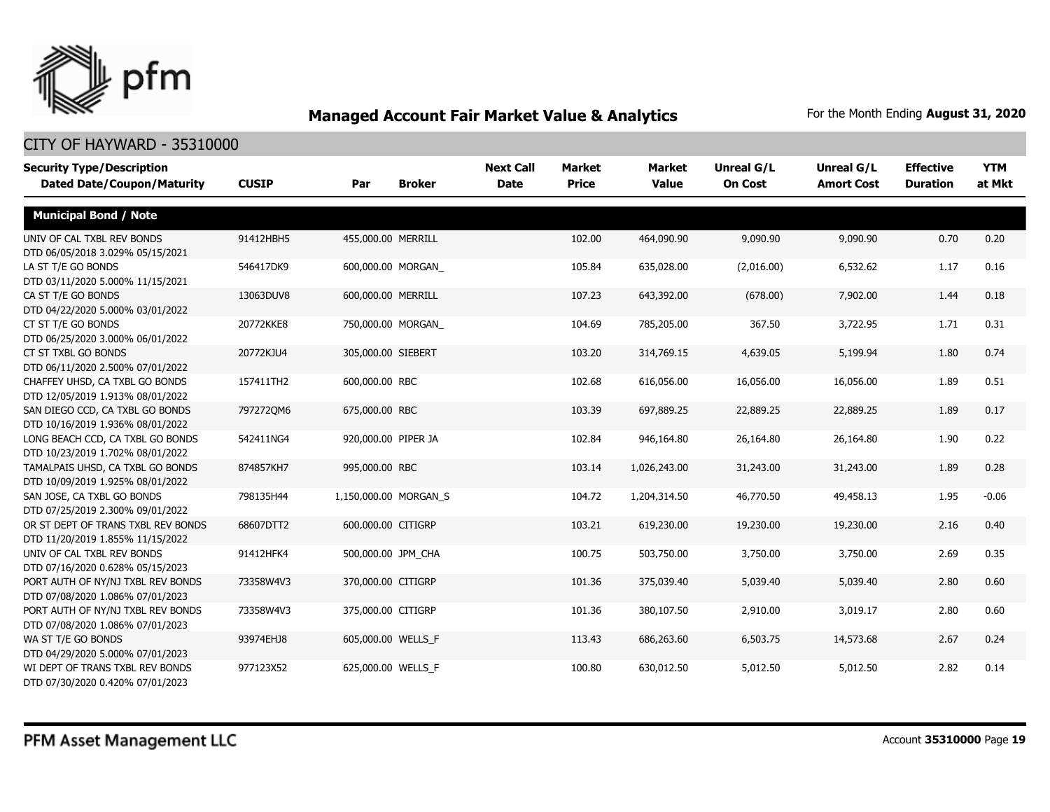# Managed Account Fair Market Value & Analytics

For the Month Ending **August 31, 2020**

CITY OF HAYWARD - 35310000

| Security Type/Description Dated Date/Coupon/Maturity | CUSIP | Par | Broker | Next Call Date | Market Price | Market Value | Unreal G/L On Cost | Unreal G/L Amort Cost | Effective Duration | YTM at Mkt |
|---|---|---|---|---|---|---|---|---|---|---|
| **Municipal Bond / Note** | | | | | | | | | | |
| UNIV OF CAL TXBL REV BONDS DTD 06/05/2018 3.029% 05/15/2021 | 91412HBH5 | 455,000.00 | MERRILL | | 102.00 | 464,090.90 | 9,090.90 | 9,090.90 | 0.70 | 0.20 |
| LA ST T/E GO BONDS DTD 03/11/2020 5.000% 11/15/2021 | 546417DK9 | 600,000.00 | MORGAN_ | | 105.84 | 635,028.00 | (2,016.00) | 6,532.62 | 1.17 | 0.16 |
| CA ST T/E GO BONDS DTD 04/22/2020 5.000% 03/01/2022 | 13063DUV8 | 600,000.00 | MERRILL | | 107.23 | 643,392.00 | (678.00) | 7,902.00 | 1.44 | 0.18 |
| CT ST T/E GO BONDS DTD 06/25/2020 3.000% 06/01/2022 | 20772KKE8 | 750,000.00 | MORGAN_ | | 104.69 | 785,205.00 | 367.50 | 3,722.95 | 1.71 | 0.31 |
| CT ST TXBL GO BONDS DTD 06/11/2020 2.500% 07/01/2022 | 20772KJU4 | 305,000.00 | SIEBERT | | 103.20 | 314,769.15 | 4,639.05 | 5,199.94 | 1.80 | 0.74 |
| CHAFFEY UHSD, CA TXBL GO BONDS DTD 12/05/2019 1.913% 08/01/2022 | 157411TH2 | 600,000.00 | RBC | | 102.68 | 616,056.00 | 16,056.00 | 16,056.00 | 1.89 | 0.51 |
| SAN DIEGO CCD, CA TXBL GO BONDS DTD 10/16/2019 1.936% 08/01/2022 | 797272QM6 | 675,000.00 | RBC | | 103.39 | 697,889.25 | 22,889.25 | 22,889.25 | 1.89 | 0.17 |
| LONG BEACH CCD, CA TXBL GO BONDS DTD 10/23/2019 1.702% 08/01/2022 | 542411NG4 | 920,000.00 | PIPER JA | | 102.84 | 946,164.80 | 26,164.80 | 26,164.80 | 1.90 | 0.22 |
| TAMALPAIS UHSD, CA TXBL GO BONDS DTD 10/09/2019 1.925% 08/01/2022 | 874857KH7 | 995,000.00 | RBC | | 103.14 | 1,026,243.00 | 31,243.00 | 31,243.00 | 1.89 | 0.28 |
| SAN JOSE, CA TXBL GO BONDS DTD 07/25/2019 2.300% 09/01/2022 | 798135H44 | 1,150,000.00 | MORGAN_S | | 104.72 | 1,204,314.50 | 46,770.50 | 49,458.13 | 1.95 | -0.06 |
| OR ST DEPT OF TRANS TXBL REV BONDS DTD 11/20/2019 1.855% 11/15/2022 | 68607DTT2 | 600,000.00 | CITIGRP | | 103.21 | 619,230.00 | 19,230.00 | 19,230.00 | 2.16 | 0.40 |
| UNIV OF CAL TXBL REV BONDS DTD 07/16/2020 0.628% 05/15/2023 | 91412HFK4 | 500,000.00 | JPM_CHA | | 100.75 | 503,750.00 | 3,750.00 | 3,750.00 | 2.69 | 0.35 |
| PORT AUTH OF NY/NJ TXBL REV BONDS DTD 07/08/2020 1.086% 07/01/2023 | 73358W4V3 | 370,000.00 | CITIGRP | | 101.36 | 375,039.40 | 5,039.40 | 5,039.40 | 2.80 | 0.60 |
| PORT AUTH OF NY/NJ TXBL REV BONDS DTD 07/08/2020 1.086% 07/01/2023 | 73358W4V3 | 375,000.00 | CITIGRP | | 101.36 | 380,107.50 | 2,910.00 | 3,019.17 | 2.80 | 0.60 |
| WA ST T/E GO BONDS DTD 04/29/2020 5.000% 07/01/2023 | 93974EHJ8 | 605,000.00 | WELLS_F | | 113.43 | 686,263.60 | 6,503.75 | 14,573.68 | 2.67 | 0.24 |
| WI DEPT OF TRANS TXBL REV BONDS DTD 07/30/2020 0.420% 07/01/2023 | 977123X52 | 625,000.00 | WELLS_F | | 100.80 | 630,012.50 | 5,012.50 | 5,012.50 | 2.82 | 0.14 |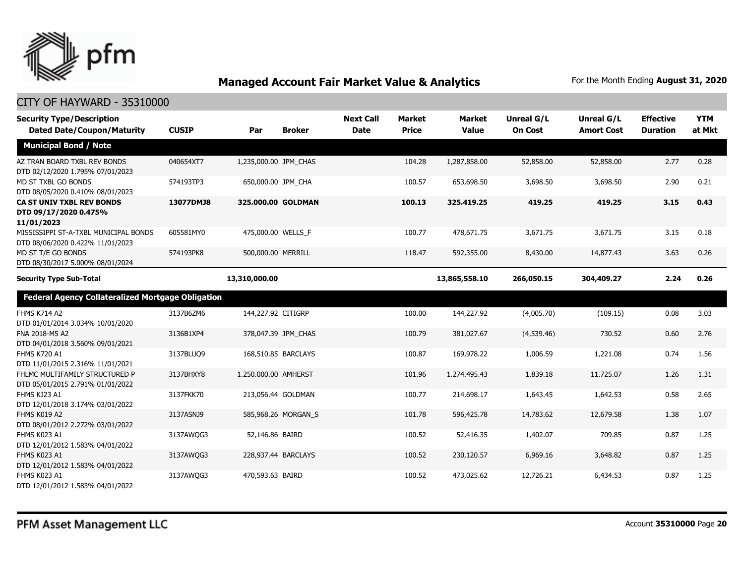# Managed Account Fair Market Value & Analytics

For the Month Ending **August 31, 2020**

## CITY OF HAYWARD - 35310000

| Security Type/Description Dated Date/Coupon/Maturity | CUSIP | Par | Broker | Next Call Date | Market Price | Market Value | Unreal G/L On Cost | Unreal G/L Amort Cost | Effective Duration | YTM at Mkt |
|---|---|---|---|---|---|---|---|---|---|---|
| **Municipal Bond / Note** | | | | | | | | | | |
| AZ TRAN BOARD TXBL REV BONDS DTD 02/12/2020 1.795% 07/01/2023 | 040654XT7 | 1,235,000.00 | JPM_CHAS | | 104.28 | 1,287,858.00 | 52,858.00 | 52,858.00 | 2.77 | 0.28 |
| MD ST TXBL GO BONDS DTD 08/05/2020 0.410% 08/01/2023 | 574193TP3 | 650,000.00 | JPM_CHA | | 100.57 | 653,698.50 | 3,698.50 | 3,698.50 | 2.90 | 0.21 |
| **CA ST UNIV TXBL REV BONDS DTD 09/17/2020 0.475% 11/01/2023** | **13077DMJ8** | **325,000.00** | **GOLDMAN** | | **100.13** | **325,419.25** | **419.25** | **419.25** | **3.15** | **0.43** |
| MISSISSIPPI ST-A-TXBL MUNICIPAL BONDS DTD 08/06/2020 0.422% 11/01/2023 | 605581MY0 | 475,000.00 | WELLS_F | | 100.77 | 478,671.75 | 3,671.75 | 3,671.75 | 3.15 | 0.18 |
| MD ST T/E GO BONDS DTD 08/30/2017 5.000% 08/01/2024 | 574193PK8 | 500,000.00 | MERRILL | | 118.47 | 592,355.00 | 8,430.00 | 14,877.43 | 3.63 | 0.26 |
| **Security Type Sub-Total** | | **13,310,000.00** | | | | **13,865,558.10** | **266,050.15** | **304,409.27** | **2.24** | **0.26** |
| **Federal Agency Collateralized Mortgage Obligation** | | | | | | | | | | |
| FHMS K714 A2 DTD 01/01/2014 3.034% 10/01/2020 | 3137B6ZM6 | 144,227.92 | CITIGRP | | 100.00 | 144,227.92 | (4,005.70) | (109.15) | 0.08 | 3.03 |
| FNA 2018-M5 A2 DTD 04/01/2018 3.560% 09/01/2021 | 3136B1XP4 | 378,047.39 | JPM_CHAS | | 100.79 | 381,027.67 | (4,539.46) | 730.52 | 0.60 | 2.76 |
| FHMS K720 A1 DTD 11/01/2015 2.316% 11/01/2021 | 3137BLUQ9 | 168,510.85 | BARCLAYS | | 100.87 | 169,978.22 | 1,006.59 | 1,221.08 | 0.74 | 1.56 |
| FHLMC MULTIFAMILY STRUCTURED P DTD 05/01/2015 2.791% 01/01/2022 | 3137BHXY8 | 1,250,000.00 | AMHERST | | 101.96 | 1,274,495.43 | 1,839.18 | 11,725.07 | 1.26 | 1.31 |
| FHMS KJ23 A1 DTD 12/01/2018 3.174% 03/01/2022 | 3137FKK70 | 213,056.44 | GOLDMAN | | 100.77 | 214,698.17 | 1,643.45 | 1,642.53 | 0.58 | 2.65 |
| FHMS K019 A2 DTD 08/01/2012 2.272% 03/01/2022 | 3137ASNJ9 | 585,968.26 | MORGAN_S | | 101.78 | 596,425.78 | 14,783.62 | 12,679.58 | 1.38 | 1.07 |
| FHMS K023 A1 DTD 12/01/2012 1.583% 04/01/2022 | 3137AWQG3 | 52,146.86 | BAIRD | | 100.52 | 52,416.35 | 1,402.07 | 709.85 | 0.87 | 1.25 |
| FHMS K023 A1 DTD 12/01/2012 1.583% 04/01/2022 | 3137AWQG3 | 228,937.44 | BARCLAYS | | 100.52 | 230,120.57 | 6,969.16 | 3,648.82 | 0.87 | 1.25 |
| FHMS K023 A1 DTD 12/01/2012 1.583% 04/01/2022 | 3137AWQG3 | 470,593.63 | BAIRD | | 100.52 | 473,025.62 | 12,726.21 | 6,434.53 | 0.87 | 1.25 |

PFM Asset Management LLC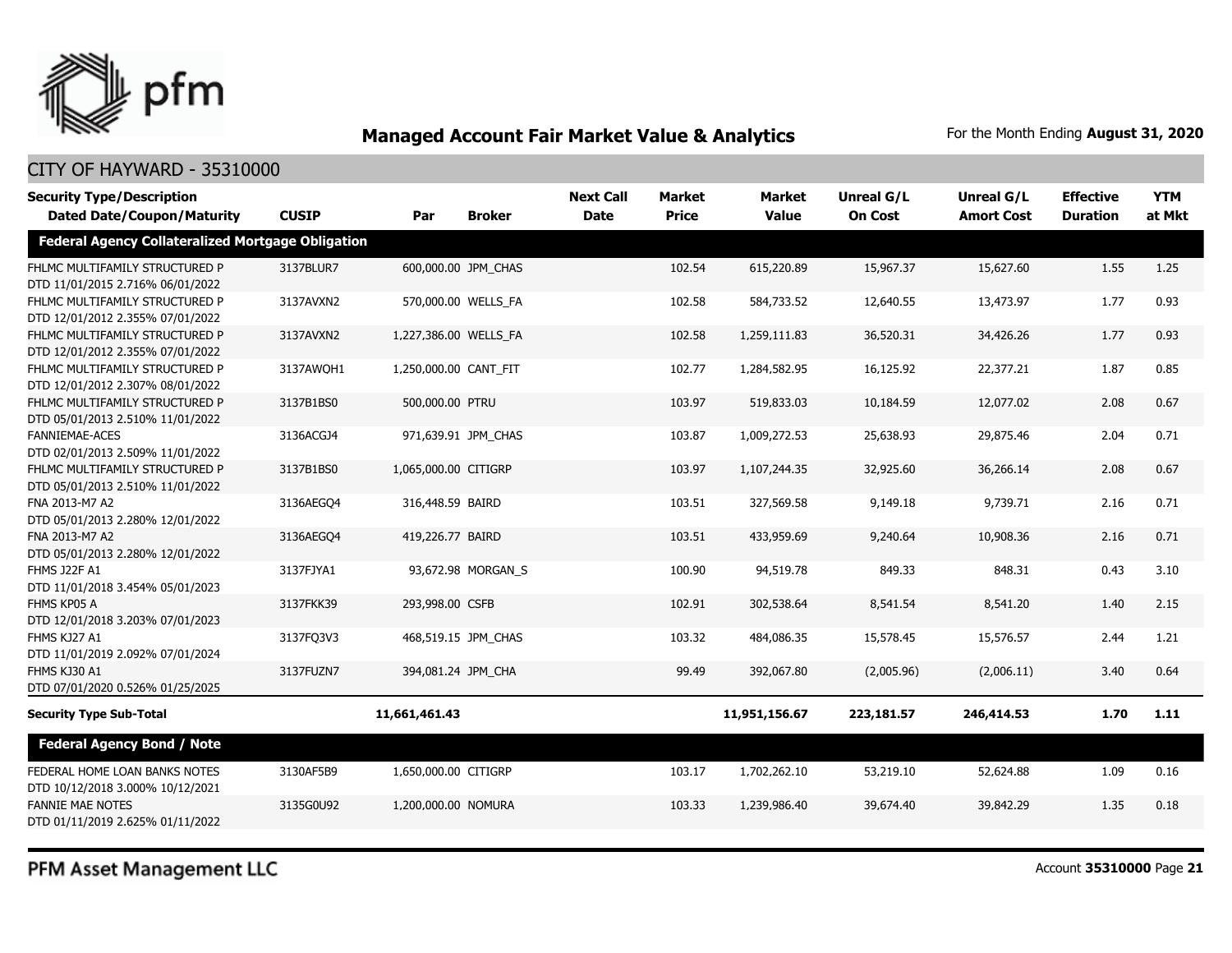## Managed Account Fair Market Value & Analytics

For the Month Ending **August 31, 2020**

CITY OF HAYWARD - 35310000

| Security Type/Description Dated Date/Coupon/Maturity | CUSIP | Par | Broker | Next Call Date | Market Price | Market Value | Unreal G/L On Cost | Unreal G/L Amort Cost | Effective Duration | YTM at Mkt |
|---|---|---|---|---|---|---|---|---|---|---|
| **Federal Agency Collateralized Mortgage Obligation** | | | | | | | | | | |
| FHLMC MULTIFAMILY STRUCTURED P DTD 11/01/2015 2.716% 06/01/2022 | 3137BLUR7 | 600,000.00 | JPM_CHAS | | 102.54 | 615,220.89 | 15,967.37 | 15,627.60 | 1.55 | 1.25 |
| FHLMC MULTIFAMILY STRUCTURED P DTD 12/01/2012 2.355% 07/01/2022 | 3137AVXN2 | 570,000.00 | WELLS_FA | | 102.58 | 584,733.52 | 12,640.55 | 13,473.97 | 1.77 | 0.93 |
| FHLMC MULTIFAMILY STRUCTURED P DTD 12/01/2012 2.355% 07/01/2022 | 3137AVXN2 | 1,227,386.00 | WELLS_FA | | 102.58 | 1,259,111.83 | 36,520.31 | 34,426.26 | 1.77 | 0.93 |
| FHLMC MULTIFAMILY STRUCTURED P DTD 12/01/2012 2.307% 08/01/2022 | 3137AWQH1 | 1,250,000.00 | CANT_FIT | | 102.77 | 1,284,582.95 | 16,125.92 | 22,377.21 | 1.87 | 0.85 |
| FHLMC MULTIFAMILY STRUCTURED P DTD 05/01/2013 2.510% 11/01/2022 | 3137B1BS0 | 500,000.00 | PTRU | | 103.97 | 519,833.03 | 10,184.59 | 12,077.02 | 2.08 | 0.67 |
| FANNIEMAE-ACES DTD 02/01/2013 2.509% 11/01/2022 | 3136ACGJ4 | 971,639.91 | JPM_CHAS | | 103.87 | 1,009,272.53 | 25,638.93 | 29,875.46 | 2.04 | 0.71 |
| FHLMC MULTIFAMILY STRUCTURED P DTD 05/01/2013 2.510% 11/01/2022 | 3137B1BS0 | 1,065,000.00 | CITIGRP | | 103.97 | 1,107,244.35 | 32,925.60 | 36,266.14 | 2.08 | 0.67 |
| FNA 2013-M7 A2 DTD 05/01/2013 2.280% 12/01/2022 | 3136AEGQ4 | 316,448.59 | BAIRD | | 103.51 | 327,569.58 | 9,149.18 | 9,739.71 | 2.16 | 0.71 |
| FNA 2013-M7 A2 DTD 05/01/2013 2.280% 12/01/2022 | 3136AEGQ4 | 419,226.77 | BAIRD | | 103.51 | 433,959.69 | 9,240.64 | 10,908.36 | 2.16 | 0.71 |
| FHMS J22F A1 DTD 11/01/2018 3.454% 05/01/2023 | 3137FJYA1 | 93,672.98 | MORGAN_S | | 100.90 | 94,519.78 | 849.33 | 848.31 | 0.43 | 3.10 |
| FHMS KP05 A DTD 12/01/2018 3.203% 07/01/2023 | 3137FKK39 | 293,998.00 | CSFB | | 102.91 | 302,538.64 | 8,541.54 | 8,541.20 | 1.40 | 2.15 |
| FHMS KJ27 A1 DTD 11/01/2019 2.092% 07/01/2024 | 3137FQ3V3 | 468,519.15 | JPM_CHAS | | 103.32 | 484,086.35 | 15,578.45 | 15,576.57 | 2.44 | 1.21 |
| FHMS KJ30 A1 DTD 07/01/2020 0.526% 01/25/2025 | 3137FUZN7 | 394,081.24 | JPM_CHA | | 99.49 | 392,067.80 | (2,005.96) | (2,006.11) | 3.40 | 0.64 |
| **Security Type Sub-Total** | | **11,661,461.43** | | | | **11,951,156.67** | **223,181.57** | **246,414.53** | **1.70** | **1.11** |
| **Federal Agency Bond / Note** | | | | | | | | | | |
| FEDERAL HOME LOAN BANKS NOTES DTD 10/12/2018 3.000% 10/12/2021 | 3130AF5B9 | 1,650,000.00 | CITIGRP | | 103.17 | 1,702,262.10 | 53,219.10 | 52,624.88 | 1.09 | 0.16 |
| FANNIE MAE NOTES DTD 01/11/2019 2.625% 01/11/2022 | 3135G0U92 | 1,200,000.00 | NOMURA | | 103.33 | 1,239,986.40 | 39,674.40 | 39,842.29 | 1.35 | 0.18 |

PFM Asset Management LLC

Account **35310000**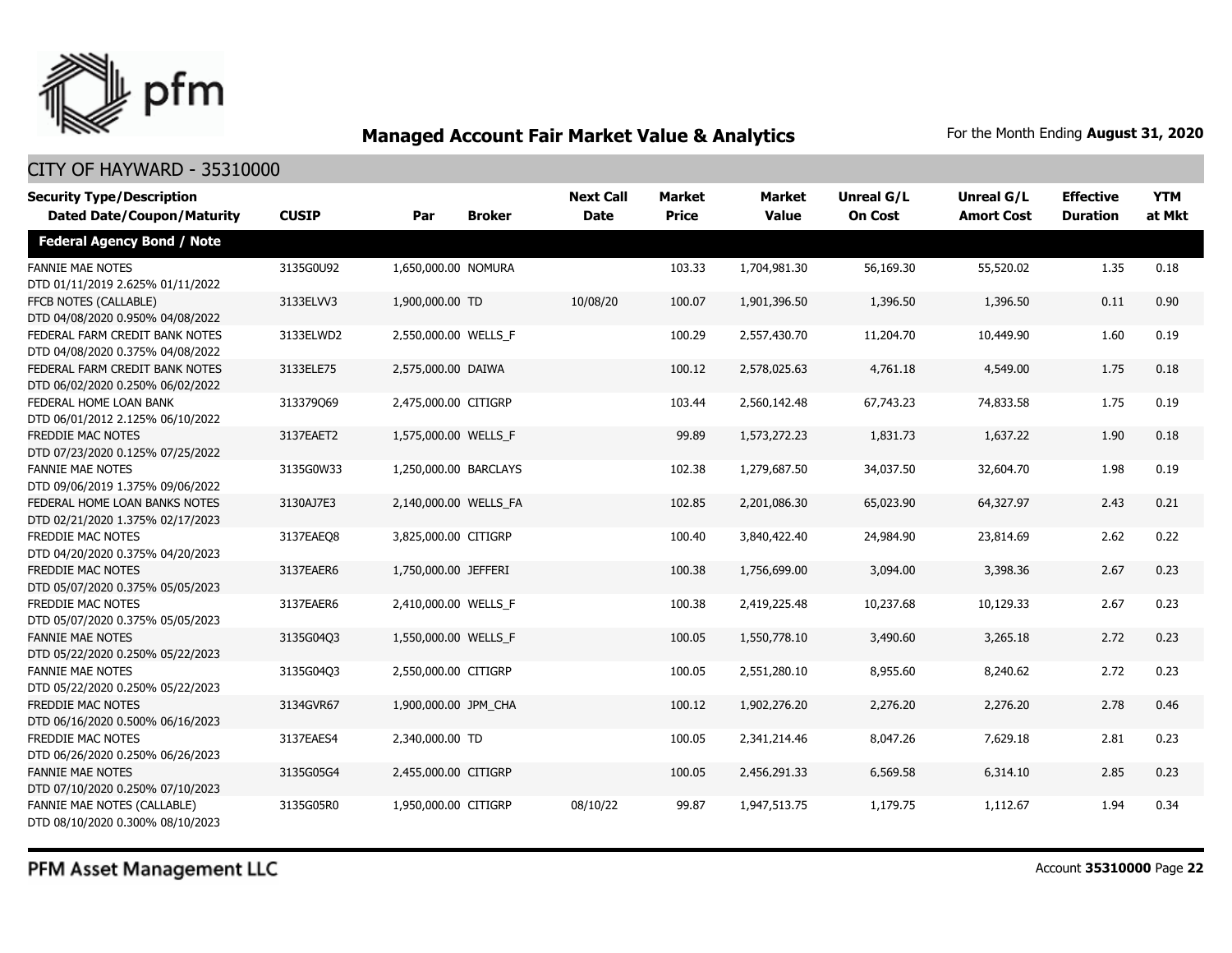## Managed Account Fair Market Value & Analytics

For the Month Ending **August 31, 2020**

CITY OF HAYWARD - 35310000

| Security Type/Description Dated Date/Coupon/Maturity | CUSIP | Par | Broker | Next Call Date | Market Price | Market Value | Unreal G/L On Cost | Unreal G/L Amort Cost | Effective Duration | YTM at Mkt |
|---|---|---|---|---|---|---|---|---|---|---|
| **Federal Agency Bond / Note** | | | | | | | | | | |
| FANNIE MAE NOTES DTD 01/11/2019 2.625% 01/11/2022 | 3135G0U92 | 1,650,000.00 | NOMURA | | 103.33 | 1,704,981.30 | 56,169.30 | 55,520.02 | 1.35 | 0.18 |
| FFCB NOTES (CALLABLE) DTD 04/08/2020 0.950% 04/08/2022 | 3133ELVV3 | 1,900,000.00 | TD | 10/08/20 | 100.07 | 1,901,396.50 | 1,396.50 | 1,396.50 | 0.11 | 0.90 |
| FEDERAL FARM CREDIT BANK NOTES DTD 04/08/2020 0.375% 04/08/2022 | 3133ELWD2 | 2,550,000.00 | WELLS_F | | 100.29 | 2,557,430.70 | 11,204.70 | 10,449.90 | 1.60 | 0.19 |
| FEDERAL FARM CREDIT BANK NOTES DTD 06/02/2020 0.250% 06/02/2022 | 3133ELE75 | 2,575,000.00 | DAIWA | | 100.12 | 2,578,025.63 | 4,761.18 | 4,549.00 | 1.75 | 0.18 |
| FEDERAL HOME LOAN BANK DTD 06/01/2012 2.125% 06/10/2022 | 313379Q69 | 2,475,000.00 | CITIGRP | | 103.44 | 2,560,142.48 | 67,743.23 | 74,833.58 | 1.75 | 0.19 |
| FREDDIE MAC NOTES DTD 07/23/2020 0.125% 07/25/2022 | 3137EAET2 | 1,575,000.00 | WELLS_F | | 99.89 | 1,573,272.23 | 1,831.73 | 1,637.22 | 1.90 | 0.18 |
| FANNIE MAE NOTES DTD 09/06/2019 1.375% 09/06/2022 | 3135G0W33 | 1,250,000.00 | BARCLAYS | | 102.38 | 1,279,687.50 | 34,037.50 | 32,604.70 | 1.98 | 0.19 |
| FEDERAL HOME LOAN BANKS NOTES DTD 02/21/2020 1.375% 02/17/2023 | 3130AJ7E3 | 2,140,000.00 | WELLS_FA | | 102.85 | 2,201,086.30 | 65,023.90 | 64,327.97 | 2.43 | 0.21 |
| FREDDIE MAC NOTES DTD 04/20/2020 0.375% 04/20/2023 | 3137EAEQ8 | 3,825,000.00 | CITIGRP | | 100.40 | 3,840,422.40 | 24,984.90 | 23,814.69 | 2.62 | 0.22 |
| FREDDIE MAC NOTES DTD 05/07/2020 0.375% 05/05/2023 | 3137EAER6 | 1,750,000.00 | JEFFERI | | 100.38 | 1,756,699.00 | 3,094.00 | 3,398.36 | 2.67 | 0.23 |
| FREDDIE MAC NOTES DTD 05/07/2020 0.375% 05/05/2023 | 3137EAER6 | 2,410,000.00 | WELLS_F | | 100.38 | 2,419,225.48 | 10,237.68 | 10,129.33 | 2.67 | 0.23 |
| FANNIE MAE NOTES DTD 05/22/2020 0.250% 05/22/2023 | 3135G04Q3 | 1,550,000.00 | WELLS_F | | 100.05 | 1,550,778.10 | 3,490.60 | 3,265.18 | 2.72 | 0.23 |
| FANNIE MAE NOTES DTD 05/22/2020 0.250% 05/22/2023 | 3135G04Q3 | 2,550,000.00 | CITIGRP | | 100.05 | 2,551,280.10 | 8,955.60 | 8,240.62 | 2.72 | 0.23 |
| FREDDIE MAC NOTES DTD 06/16/2020 0.500% 06/16/2023 | 3134GVR67 | 1,900,000.00 | JPM_CHA | | 100.12 | 1,902,276.20 | 2,276.20 | 2,276.20 | 2.78 | 0.46 |
| FREDDIE MAC NOTES DTD 06/26/2020 0.250% 06/26/2023 | 3137EAES4 | 2,340,000.00 | TD | | 100.05 | 2,341,214.46 | 8,047.26 | 7,629.18 | 2.81 | 0.23 |
| FANNIE MAE NOTES DTD 07/10/2020 0.250% 07/10/2023 | 3135G05G4 | 2,455,000.00 | CITIGRP | | 100.05 | 2,456,291.33 | 6,569.58 | 6,314.10 | 2.85 | 0.23 |
| FANNIE MAE NOTES (CALLABLE) DTD 08/10/2020 0.300% 08/10/2023 | 3135G05R0 | 1,950,000.00 | CITIGRP | 08/10/22 | 99.87 | 1,947,513.75 | 1,179.75 | 1,112.67 | 1.94 | 0.34 |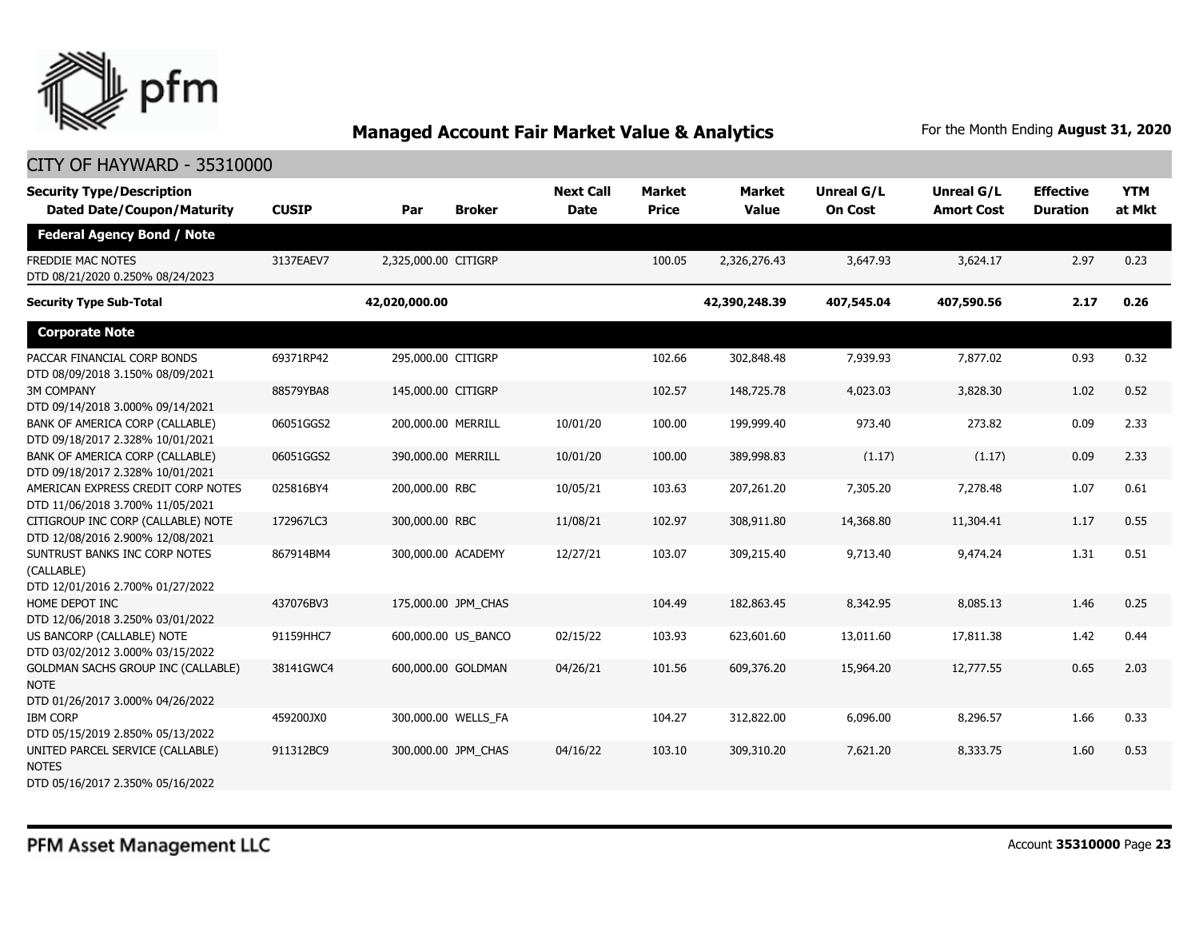## Managed Account Fair Market Value & Analytics

For the Month Ending **August 31, 2020**

CITY OF HAYWARD - 35310000

| Security Type/Description<br>Dated Date/Coupon/Maturity | CUSIP | Par | Broker | Next Call Date | Market Price | Market Value | Unreal G/L On Cost | Unreal G/L Amort Cost | Effective Duration | YTM at Mkt |
|---|---|---|---|---|---|---|---|---|---|---|
| **Federal Agency Bond / Note** | | | | | | | | | | |
| FREDDIE MAC NOTES<br>DTD 08/21/2020 0.250% 08/24/2023 | 3137EAEV7 | 2,325,000.00 | CITIGRP | | 100.05 | 2,326,276.43 | 3,647.93 | 3,624.17 | 2.97 | 0.23 |
| **Security Type Sub-Total** | | **42,020,000.00** | | | | **42,390,248.39** | **407,545.04** | **407,590.56** | **2.17** | **0.26** |
| **Corporate Note** | | | | | | | | | | |
| PACCAR FINANCIAL CORP BONDS<br>DTD 08/09/2018 3.150% 08/09/2021 | 69371RP42 | 295,000.00 | CITIGRP | | 102.66 | 302,848.48 | 7,939.93 | 7,877.02 | 0.93 | 0.32 |
| 3M COMPANY<br>DTD 09/14/2018 3.000% 09/14/2021 | 88579YBA8 | 145,000.00 | CITIGRP | | 102.57 | 148,725.78 | 4,023.03 | 3,828.30 | 1.02 | 0.52 |
| BANK OF AMERICA CORP (CALLABLE)<br>DTD 09/18/2017 2.328% 10/01/2021 | 06051GGS2 | 200,000.00 | MERRILL | 10/01/20 | 100.00 | 199,999.40 | 973.40 | 273.82 | 0.09 | 2.33 |
| BANK OF AMERICA CORP (CALLABLE)<br>DTD 09/18/2017 2.328% 10/01/2021 | 06051GGS2 | 390,000.00 | MERRILL | 10/01/20 | 100.00 | 389,998.83 | (1.17) | (1.17) | 0.09 | 2.33 |
| AMERICAN EXPRESS CREDIT CORP NOTES<br>DTD 11/06/2018 3.700% 11/05/2021 | 025816BY4 | 200,000.00 | RBC | 10/05/21 | 103.63 | 207,261.20 | 7,305.20 | 7,278.48 | 1.07 | 0.61 |
| CITIGROUP INC CORP (CALLABLE) NOTE<br>DTD 12/08/2016 2.900% 12/08/2021 | 172967LC3 | 300,000.00 | RBC | 11/08/21 | 102.97 | 308,911.80 | 14,368.80 | 11,304.41 | 1.17 | 0.55 |
| SUNTRUST BANKS INC CORP NOTES (CALLABLE)<br>DTD 12/01/2016 2.700% 01/27/2022 | 867914BM4 | 300,000.00 | ACADEMY | 12/27/21 | 103.07 | 309,215.40 | 9,713.40 | 9,474.24 | 1.31 | 0.51 |
| HOME DEPOT INC<br>DTD 12/06/2018 3.250% 03/01/2022 | 437076BV3 | 175,000.00 | JPM_CHAS | | 104.49 | 182,863.45 | 8,342.95 | 8,085.13 | 1.46 | 0.25 |
| US BANCORP (CALLABLE) NOTE<br>DTD 03/02/2012 3.000% 03/15/2022 | 91159HHC7 | 600,000.00 | US_BANCO | 02/15/22 | 103.93 | 623,601.60 | 13,011.60 | 17,811.38 | 1.42 | 0.44 |
| GOLDMAN SACHS GROUP INC (CALLABLE) NOTE<br>DTD 01/26/2017 3.000% 04/26/2022 | 38141GWC4 | 600,000.00 | GOLDMAN | 04/26/21 | 101.56 | 609,376.20 | 15,964.20 | 12,777.55 | 0.65 | 2.03 |
| IBM CORP<br>DTD 05/15/2019 2.850% 05/13/2022 | 459200JX0 | 300,000.00 | WELLS_FA | | 104.27 | 312,822.00 | 6,096.00 | 8,296.57 | 1.66 | 0.33 |
| UNITED PARCEL SERVICE (CALLABLE) NOTES<br>DTD 05/16/2017 2.350% 05/16/2022 | 911312BC9 | 300,000.00 | JPM_CHAS | 04/16/22 | 103.10 | 309,310.20 | 7,621.20 | 8,333.75 | 1.60 | 0.53 |

PFM Asset Management LLC

Account **35310000**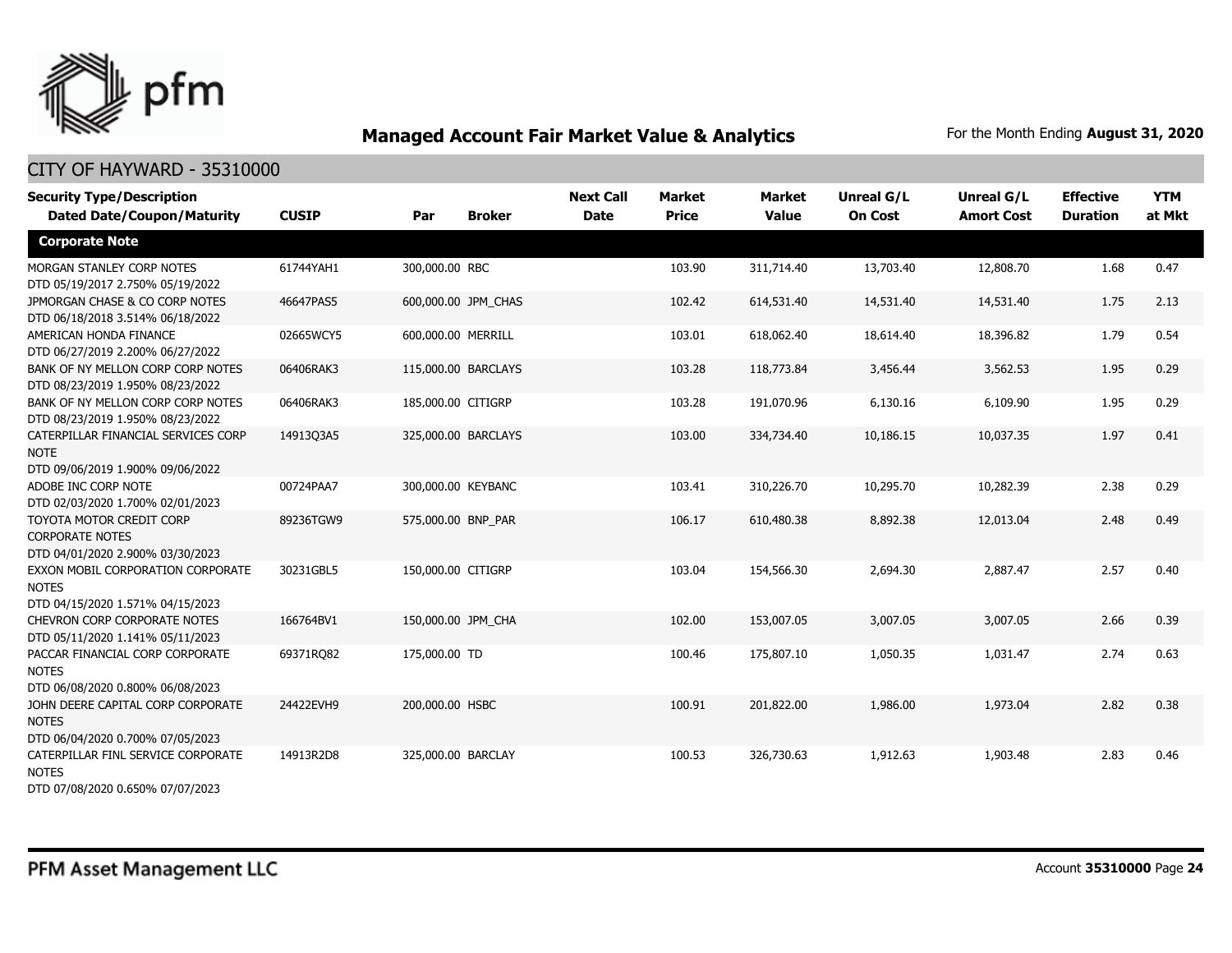# Managed Account Fair Market Value & Analytics

For the Month Ending **August 31, 2020**

## CITY OF HAYWARD - 35310000

| Security Type/Description Dated Date/Coupon/Maturity | CUSIP | Par | Broker | Next Call Date | Market Price | Market Value | Unreal G/L On Cost | Unreal G/L Amort Cost | Effective Duration | YTM at Mkt |
|---|---|---|---|---|---|---|---|---|---|---|
| **Corporate Note** | | | | | | | | | | |
| MORGAN STANLEY CORP NOTES DTD 05/19/2017 2.750% 05/19/2022 | 61744YAH1 | 300,000.00 | RBC | | 103.90 | 311,714.40 | 13,703.40 | 12,808.70 | 1.68 | 0.47 |
| JPMORGAN CHASE & CO CORP NOTES DTD 06/18/2018 3.514% 06/18/2022 | 46647PAS5 | 600,000.00 | JPM_CHAS | | 102.42 | 614,531.40 | 14,531.40 | 14,531.40 | 1.75 | 2.13 |
| AMERICAN HONDA FINANCE DTD 06/27/2019 2.200% 06/27/2022 | 02665WCY5 | 600,000.00 | MERRILL | | 103.01 | 618,062.40 | 18,614.40 | 18,396.82 | 1.79 | 0.54 |
| BANK OF NY MELLON CORP CORP NOTES DTD 08/23/2019 1.950% 08/23/2022 | 06406RAK3 | 115,000.00 | BARCLAYS | | 103.28 | 118,773.84 | 3,456.44 | 3,562.53 | 1.95 | 0.29 |
| BANK OF NY MELLON CORP CORP NOTES DTD 08/23/2019 1.950% 08/23/2022 | 06406RAK3 | 185,000.00 | CITIGRP | | 103.28 | 191,070.96 | 6,130.16 | 6,109.90 | 1.95 | 0.29 |
| CATERPILLAR FINANCIAL SERVICES CORP NOTE DTD 09/06/2019 1.900% 09/06/2022 | 14913Q3A5 | 325,000.00 | BARCLAYS | | 103.00 | 334,734.40 | 10,186.15 | 10,037.35 | 1.97 | 0.41 |
| ADOBE INC CORP NOTE DTD 02/03/2020 1.700% 02/01/2023 | 00724PAA7 | 300,000.00 | KEYBANC | | 103.41 | 310,226.70 | 10,295.70 | 10,282.39 | 2.38 | 0.29 |
| TOYOTA MOTOR CREDIT CORP CORPORATE NOTES DTD 04/01/2020 2.900% 03/30/2023 | 89236TGW9 | 575,000.00 | BNP_PAR | | 106.17 | 610,480.38 | 8,892.38 | 12,013.04 | 2.48 | 0.49 |
| EXXON MOBIL CORPORATION CORPORATE NOTES DTD 04/15/2020 1.571% 04/15/2023 | 30231GBL5 | 150,000.00 | CITIGRP | | 103.04 | 154,566.30 | 2,694.30 | 2,887.47 | 2.57 | 0.40 |
| CHEVRON CORP CORPORATE NOTES DTD 05/11/2020 1.141% 05/11/2023 | 166764BV1 | 150,000.00 | JPM_CHA | | 102.00 | 153,007.05 | 3,007.05 | 3,007.05 | 2.66 | 0.39 |
| PACCAR FINANCIAL CORP CORPORATE NOTES DTD 06/08/2020 0.800% 06/08/2023 | 69371RQ82 | 175,000.00 | TD | | 100.46 | 175,807.10 | 1,050.35 | 1,031.47 | 2.74 | 0.63 |
| JOHN DEERE CAPITAL CORP CORPORATE NOTES DTD 06/04/2020 0.700% 07/05/2023 | 24422EVH9 | 200,000.00 | HSBC | | 100.91 | 201,822.00 | 1,986.00 | 1,973.04 | 2.82 | 0.38 |
| CATERPILLAR FINL SERVICE CORPORATE NOTES DTD 07/08/2020 0.650% 07/07/2023 | 14913R2D8 | 325,000.00 | BARCLAY | | 100.53 | 326,730.63 | 1,912.63 | 1,903.48 | 2.83 | 0.46 |

PFM Asset Management LLC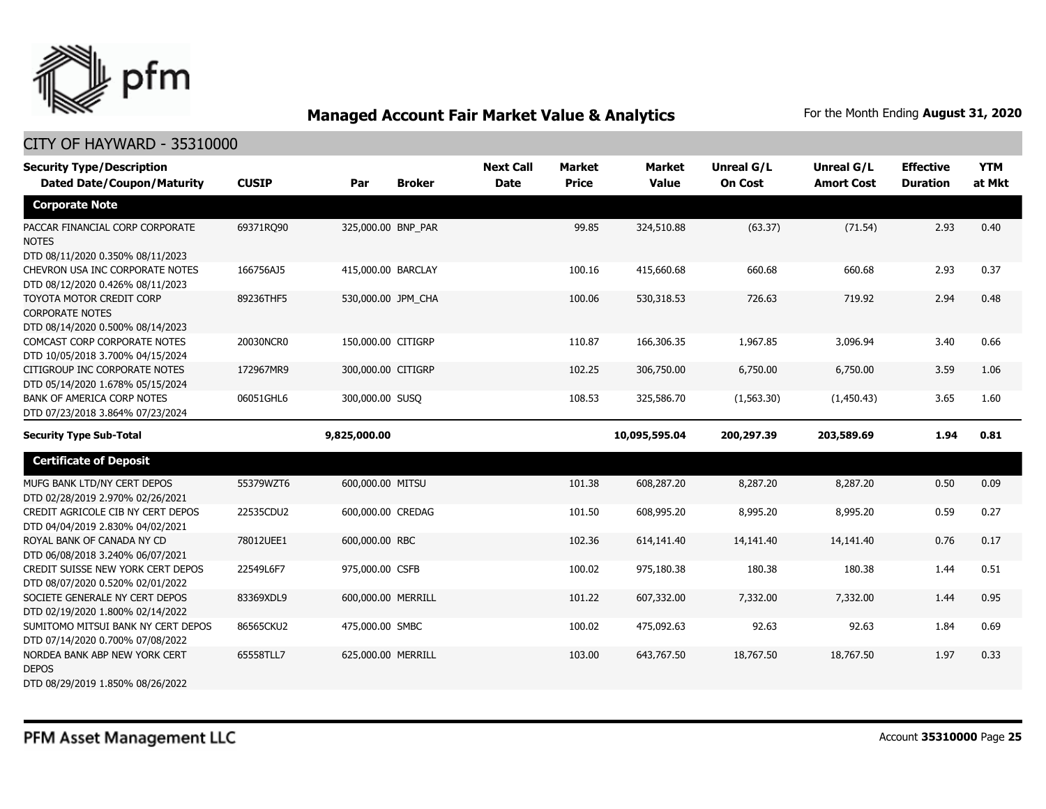## Managed Account Fair Market Value & Analytics

For the Month Ending **August 31, 2020**

CITY OF HAYWARD - 35310000

| Security Type/Description Dated Date/Coupon/Maturity | CUSIP | Par | Broker | Next Call Date | Market Price | Market Value | Unreal G/L On Cost | Unreal G/L Amort Cost | Effective Duration | YTM at Mkt |
|---|---|---|---|---|---|---|---|---|---|---|
| **Corporate Note** | | | | | | | | | | |
| PACCAR FINANCIAL CORP CORPORATE NOTES DTD 08/11/2020 0.350% 08/11/2023 | 69371RQ90 | 325,000.00 | BNP_PAR | | 99.85 | 324,510.88 | (63.37) | (71.54) | 2.93 | 0.40 |
| CHEVRON USA INC CORPORATE NOTES DTD 08/12/2020 0.426% 08/11/2023 | 166756AJ5 | 415,000.00 | BARCLAY | | 100.16 | 415,660.68 | 660.68 | 660.68 | 2.93 | 0.37 |
| TOYOTA MOTOR CREDIT CORP CORPORATE NOTES DTD 08/14/2020 0.500% 08/14/2023 | 89236THF5 | 530,000.00 | JPM_CHA | | 100.06 | 530,318.53 | 726.63 | 719.92 | 2.94 | 0.48 |
| COMCAST CORP CORPORATE NOTES DTD 10/05/2018 3.700% 04/15/2024 | 20030NCR0 | 150,000.00 | CITIGRP | | 110.87 | 166,306.35 | 1,967.85 | 3,096.94 | 3.40 | 0.66 |
| CITIGROUP INC CORPORATE NOTES DTD 05/14/2020 1.678% 05/15/2024 | 172967MR9 | 300,000.00 | CITIGRP | | 102.25 | 306,750.00 | 6,750.00 | 6,750.00 | 3.59 | 1.06 |
| BANK OF AMERICA CORP NOTES DTD 07/23/2018 3.864% 07/23/2024 | 06051GHL6 | 300,000.00 | SUSQ | | 108.53 | 325,586.70 | (1,563.30) | (1,450.43) | 3.65 | 1.60 |
| **Security Type Sub-Total** | | **9,825,000.00** | | | | **10,095,595.04** | **200,297.39** | **203,589.69** | **1.94** | **0.81** |
| **Certificate of Deposit** | | | | | | | | | | |
| MUFG BANK LTD/NY CERT DEPOS DTD 02/28/2019 2.970% 02/26/2021 | 55379WZT6 | 600,000.00 | MITSU | | 101.38 | 608,287.20 | 8,287.20 | 8,287.20 | 0.50 | 0.09 |
| CREDIT AGRICOLE CIB NY CERT DEPOS DTD 04/04/2019 2.830% 04/02/2021 | 22535CDU2 | 600,000.00 | CREDAG | | 101.50 | 608,995.20 | 8,995.20 | 8,995.20 | 0.59 | 0.27 |
| ROYAL BANK OF CANADA NY CD DTD 06/08/2018 3.240% 06/07/2021 | 78012UEE1 | 600,000.00 | RBC | | 102.36 | 614,141.40 | 14,141.40 | 14,141.40 | 0.76 | 0.17 |
| CREDIT SUISSE NEW YORK CERT DEPOS DTD 08/07/2020 0.520% 02/01/2022 | 22549L6F7 | 975,000.00 | CSFB | | 100.02 | 975,180.38 | 180.38 | 180.38 | 1.44 | 0.51 |
| SOCIETE GENERALE NY CERT DEPOS DTD 02/19/2020 1.800% 02/14/2022 | 83369XDL9 | 600,000.00 | MERRILL | | 101.22 | 607,332.00 | 7,332.00 | 7,332.00 | 1.44 | 0.95 |
| SUMITOMO MITSUI BANK NY CERT DEPOS DTD 07/14/2020 0.700% 07/08/2022 | 86565CKU2 | 475,000.00 | SMBC | | 100.02 | 475,092.63 | 92.63 | 92.63 | 1.84 | 0.69 |
| NORDEA BANK ABP NEW YORK CERT DEPOS DTD 08/29/2019 1.850% 08/26/2022 | 65558TLL7 | 625,000.00 | MERRILL | | 103.00 | 643,767.50 | 18,767.50 | 18,767.50 | 1.97 | 0.33 |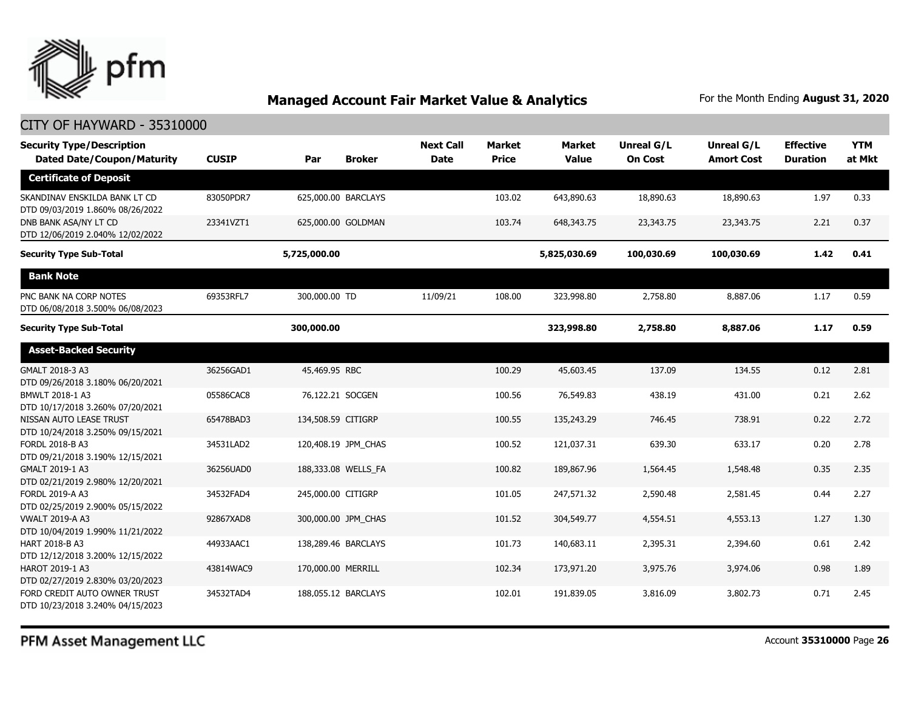## Managed Account Fair Market Value & Analytics

For the Month Ending **August 31, 2020**

CITY OF HAYWARD - 35310000

| Security Type/Description Dated Date/Coupon/Maturity | CUSIP | Par | Broker | Next Call Date | Market Price | Market Value | Unreal G/L On Cost | Unreal G/L Amort Cost | Effective Duration | YTM at Mkt |
|---|---|---|---|---|---|---|---|---|---|---|
| **Certificate of Deposit** | | | | | | | | | | |
| SKANDINAV ENSKILDA BANK LT CD DTD 09/03/2019 1.860% 08/26/2022 | 83050PDR7 | 625,000.00 | BARCLAYS | | 103.02 | 643,890.63 | 18,890.63 | 18,890.63 | 1.97 | 0.33 |
| DNB BANK ASA/NY LT CD DTD 12/06/2019 2.040% 12/02/2022 | 23341VZT1 | 625,000.00 | GOLDMAN | | 103.74 | 648,343.75 | 23,343.75 | 23,343.75 | 2.21 | 0.37 |
| **Security Type Sub-Total** | | **5,725,000.00** | | | | **5,825,030.69** | **100,030.69** | **100,030.69** | **1.42** | **0.41** |
| **Bank Note** | | | | | | | | | | |
| PNC BANK NA CORP NOTES DTD 06/08/2018 3.500% 06/08/2023 | 69353RFL7 | 300,000.00 | TD | 11/09/21 | 108.00 | 323,998.80 | 2,758.80 | 8,887.06 | 1.17 | 0.59 |
| **Security Type Sub-Total** | | **300,000.00** | | | | **323,998.80** | **2,758.80** | **8,887.06** | **1.17** | **0.59** |
| **Asset-Backed Security** | | | | | | | | | | |
| GMALT 2018-3 A3 DTD 09/26/2018 3.180% 06/20/2021 | 36256GAD1 | 45,469.95 | RBC | | 100.29 | 45,603.45 | 137.09 | 134.55 | 0.12 | 2.81 |
| BMWLT 2018-1 A3 DTD 10/17/2018 3.260% 07/20/2021 | 05586CAC8 | 76,122.21 | SOCGEN | | 100.56 | 76,549.83 | 438.19 | 431.00 | 0.21 | 2.62 |
| NISSAN AUTO LEASE TRUST DTD 10/24/2018 3.250% 09/15/2021 | 65478BAD3 | 134,508.59 | CITIGRP | | 100.55 | 135,243.29 | 746.45 | 738.91 | 0.22 | 2.72 |
| FORDL 2018-B A3 DTD 09/21/2018 3.190% 12/15/2021 | 34531LAD2 | 120,408.19 | JPM_CHAS | | 100.52 | 121,037.31 | 639.30 | 633.17 | 0.20 | 2.78 |
| GMALT 2019-1 A3 DTD 02/21/2019 2.980% 12/20/2021 | 36256UAD0 | 188,333.08 | WELLS_FA | | 100.82 | 189,867.96 | 1,564.45 | 1,548.48 | 0.35 | 2.35 |
| FORDL 2019-A A3 DTD 02/25/2019 2.900% 05/15/2022 | 34532FAD4 | 245,000.00 | CITIGRP | | 101.05 | 247,571.32 | 2,590.48 | 2,581.45 | 0.44 | 2.27 |
| VWALT 2019-A A3 DTD 10/04/2019 1.990% 11/21/2022 | 92867XAD8 | 300,000.00 | JPM_CHAS | | 101.52 | 304,549.77 | 4,554.51 | 4,553.13 | 1.27 | 1.30 |
| HART 2018-B A3 DTD 12/12/2018 3.200% 12/15/2022 | 44933AAC1 | 138,289.46 | BARCLAYS | | 101.73 | 140,683.11 | 2,395.31 | 2,394.60 | 0.61 | 2.42 |
| HAROT 2019-1 A3 DTD 02/27/2019 2.830% 03/20/2023 | 43814WAC9 | 170,000.00 | MERRILL | | 102.34 | 173,971.20 | 3,975.76 | 3,974.06 | 0.98 | 1.89 |
| FORD CREDIT AUTO OWNER TRUST DTD 10/23/2018 3.240% 04/15/2023 | 34532TAD4 | 188,055.12 | BARCLAYS | | 102.01 | 191,839.05 | 3,816.09 | 3,802.73 | 0.71 | 2.45 |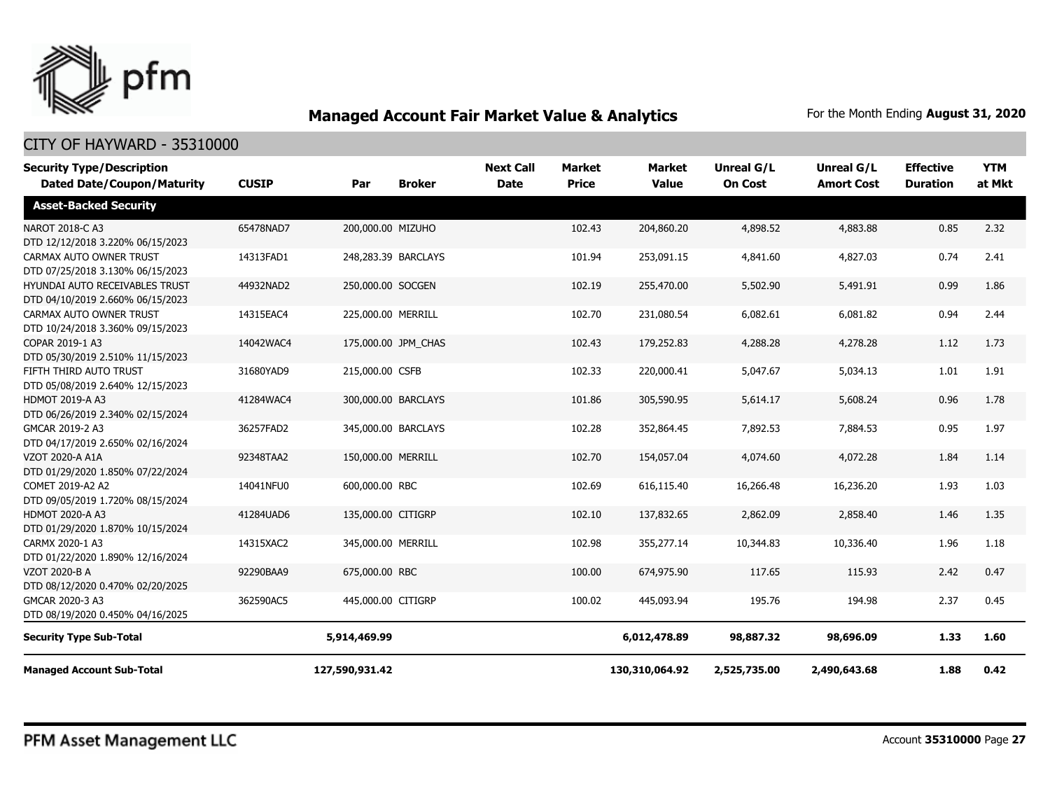## Managed Account Fair Market Value & Analytics

For the Month Ending **August 31, 2020**

CITY OF HAYWARD - 35310000

| Security Type/Description Dated Date/Coupon/Maturity | CUSIP | Par | Broker | Next Call Date | Market Price | Market Value | Unreal G/L On Cost | Unreal G/L Amort Cost | Effective Duration | YTM at Mkt |
|---|---|---|---|---|---|---|---|---|---|---|
| **Asset-Backed Security** | | | | | | | | | | |
| NAROT 2018-C A3 DTD 12/12/2018 3.220% 06/15/2023 | 65478NAD7 | 200,000.00 | MIZUHO | | 102.43 | 204,860.20 | 4,898.52 | 4,883.88 | 0.85 | 2.32 |
| CARMAX AUTO OWNER TRUST DTD 07/25/2018 3.130% 06/15/2023 | 14313FAD1 | 248,283.39 | BARCLAYS | | 101.94 | 253,091.15 | 4,841.60 | 4,827.03 | 0.74 | 2.41 |
| HYUNDAI AUTO RECEIVABLES TRUST DTD 04/10/2019 2.660% 06/15/2023 | 44932NAD2 | 250,000.00 | SOCGEN | | 102.19 | 255,470.00 | 5,502.90 | 5,491.91 | 0.99 | 1.86 |
| CARMAX AUTO OWNER TRUST DTD 10/24/2018 3.360% 09/15/2023 | 14315EAC4 | 225,000.00 | MERRILL | | 102.70 | 231,080.54 | 6,082.61 | 6,081.82 | 0.94 | 2.44 |
| COPAR 2019-1 A3 DTD 05/30/2019 2.510% 11/15/2023 | 14042WAC4 | 175,000.00 | JPM_CHAS | | 102.43 | 179,252.83 | 4,288.28 | 4,278.28 | 1.12 | 1.73 |
| FIFTH THIRD AUTO TRUST DTD 05/08/2019 2.640% 12/15/2023 | 31680YAD9 | 215,000.00 | CSFB | | 102.33 | 220,000.41 | 5,047.67 | 5,034.13 | 1.01 | 1.91 |
| HDMOT 2019-A A3 DTD 06/26/2019 2.340% 02/15/2024 | 41284WAC4 | 300,000.00 | BARCLAYS | | 101.86 | 305,590.95 | 5,614.17 | 5,608.24 | 0.96 | 1.78 |
| GMCAR 2019-2 A3 DTD 04/17/2019 2.650% 02/16/2024 | 36257FAD2 | 345,000.00 | BARCLAYS | | 102.28 | 352,864.45 | 7,892.53 | 7,884.53 | 0.95 | 1.97 |
| VZOT 2020-A A1A DTD 01/29/2020 1.850% 07/22/2024 | 92348TAA2 | 150,000.00 | MERRILL | | 102.70 | 154,057.04 | 4,074.60 | 4,072.28 | 1.84 | 1.14 |
| COMET 2019-A2 A2 DTD 09/05/2019 1.720% 08/15/2024 | 14041NFU0 | 600,000.00 | RBC | | 102.69 | 616,115.40 | 16,266.48 | 16,236.20 | 1.93 | 1.03 |
| HDMOT 2020-A A3 DTD 01/29/2020 1.870% 10/15/2024 | 41284UAD6 | 135,000.00 | CITIGRP | | 102.10 | 137,832.65 | 2,862.09 | 2,858.40 | 1.46 | 1.35 |
| CARMX 2020-1 A3 DTD 01/22/2020 1.890% 12/16/2024 | 14315XAC2 | 345,000.00 | MERRILL | | 102.98 | 355,277.14 | 10,344.83 | 10,336.40 | 1.96 | 1.18 |
| VZOT 2020-B A DTD 08/12/2020 0.470% 02/20/2025 | 92290BAA9 | 675,000.00 | RBC | | 100.00 | 674,975.90 | 117.65 | 115.93 | 2.42 | 0.47 |
| GMCAR 2020-3 A3 DTD 08/19/2020 0.450% 04/16/2025 | 362590AC5 | 445,000.00 | CITIGRP | | 100.02 | 445,093.94 | 195.76 | 194.98 | 2.37 | 0.45 |
| **Security Type Sub-Total** | | **5,914,469.99** | | | | **6,012,478.89** | **98,887.32** | **98,696.09** | **1.33** | **1.60** |
| **Managed Account Sub-Total** | | **127,590,931.42** | | | | **130,310,064.92** | **2,525,735.00** | **2,490,643.68** | **1.88** | **0.42** |

PFM Asset Management LLC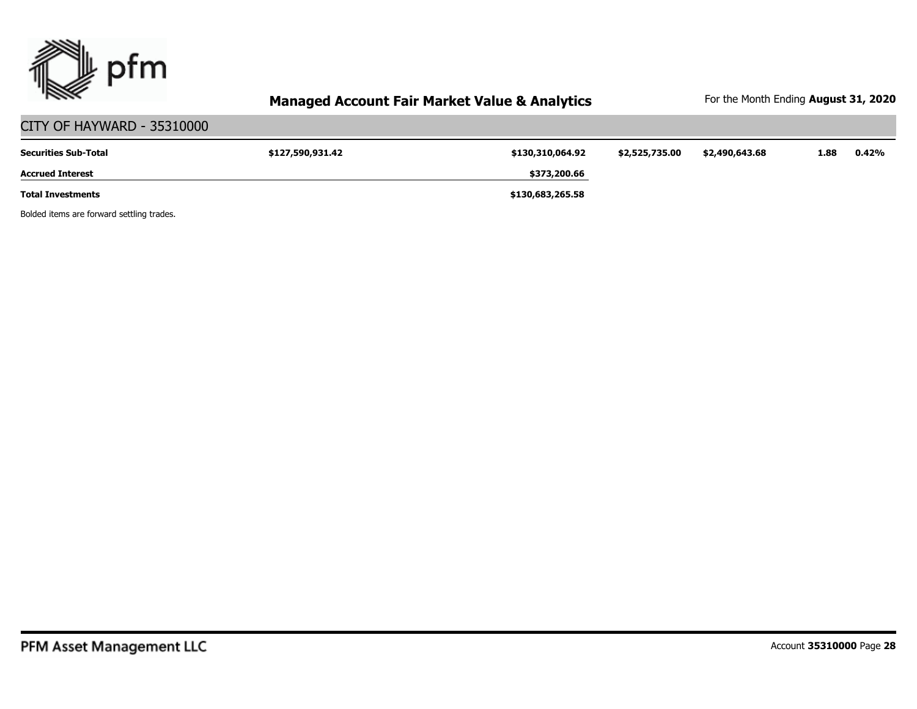## Managed Account Fair Market Value & Analytics

For the Month Ending **August 31, 2020**

## CITY OF HAYWARD - 35310000

| | | | | | | |
|---|---|---|---|---|---|---|
| **Securities Sub-Total** | **$127,590,931.42** | **$130,310,064.92** | **$2,525,735.00** | **$2,490,643.68** | **1.88** | **0.42%** |
| **Accrued Interest** | | **$373,200.66** | | | | |
| **Total Investments** | | **$130,683,265.58** | | | | |

Bolded items are forward settling trades.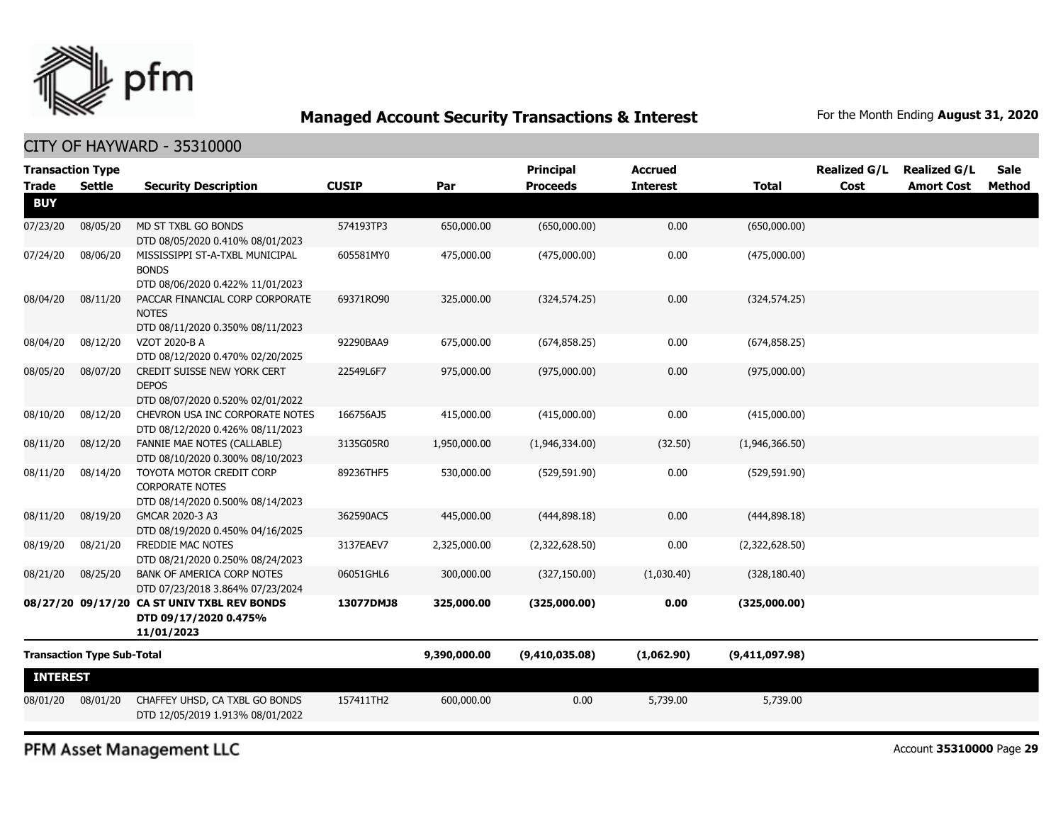# Managed Account Security Transactions & Interest

For the Month Ending **August 31, 2020**

## CITY OF HAYWARD - 35310000

| Transaction Type Trade | Settle | Security Description | CUSIP | Par | Principal Proceeds | Accrued Interest | Total | Realized G/L Cost | Realized G/L Amort Cost | Sale Method |
|---|---|---|---|---|---|---|---|---|---|---|
| **BUY** | | | | | | | | | | |
| 07/23/20 | 08/05/20 | MD ST TXBL GO BONDS DTD 08/05/2020 0.410% 08/01/2023 | 574193TP3 | 650,000.00 | (650,000.00) | 0.00 | (650,000.00) | | | |
| 07/24/20 | 08/06/20 | MISSISSIPPI ST-A-TXBL MUNICIPAL BONDS DTD 08/06/2020 0.422% 11/01/2023 | 605581MY0 | 475,000.00 | (475,000.00) | 0.00 | (475,000.00) | | | |
| 08/04/20 | 08/11/20 | PACCAR FINANCIAL CORP CORPORATE NOTES DTD 08/11/2020 0.350% 08/11/2023 | 69371RQ90 | 325,000.00 | (324,574.25) | 0.00 | (324,574.25) | | | |
| 08/04/20 | 08/12/20 | VZOT 2020-B A DTD 08/12/2020 0.470% 02/20/2025 | 92290BAA9 | 675,000.00 | (674,858.25) | 0.00 | (674,858.25) | | | |
| 08/05/20 | 08/07/20 | CREDIT SUISSE NEW YORK CERT DEPOS DTD 08/07/2020 0.520% 02/01/2022 | 22549L6F7 | 975,000.00 | (975,000.00) | 0.00 | (975,000.00) | | | |
| 08/10/20 | 08/12/20 | CHEVRON USA INC CORPORATE NOTES DTD 08/12/2020 0.426% 08/11/2023 | 166756AJ5 | 415,000.00 | (415,000.00) | 0.00 | (415,000.00) | | | |
| 08/11/20 | 08/12/20 | FANNIE MAE NOTES (CALLABLE) DTD 08/10/2020 0.300% 08/10/2023 | 3135G05R0 | 1,950,000.00 | (1,946,334.00) | (32.50) | (1,946,366.50) | | | |
| 08/11/20 | 08/14/20 | TOYOTA MOTOR CREDIT CORP CORPORATE NOTES DTD 08/14/2020 0.500% 08/14/2023 | 89236THF5 | 530,000.00 | (529,591.90) | 0.00 | (529,591.90) | | | |
| 08/11/20 | 08/19/20 | GMCAR 2020-3 A3 DTD 08/19/2020 0.450% 04/16/2025 | 362590AC5 | 445,000.00 | (444,898.18) | 0.00 | (444,898.18) | | | |
| 08/19/20 | 08/21/20 | FREDDIE MAC NOTES DTD 08/21/2020 0.250% 08/24/2023 | 3137EAEV7 | 2,325,000.00 | (2,322,628.50) | 0.00 | (2,322,628.50) | | | |
| 08/21/20 | 08/25/20 | BANK OF AMERICA CORP NOTES DTD 07/23/2018 3.864% 07/23/2024 | 06051GHL6 | 300,000.00 | (327,150.00) | (1,030.40) | (328,180.40) | | | |
| **08/27/20** | **09/17/20** | **CA ST UNIV TXBL REV BONDS DTD 09/17/2020 0.475% 11/01/2023** | **13077DMJ8** | **325,000.00** | **(325,000.00)** | **0.00** | **(325,000.00)** | | | |
| **Transaction Type Sub-Total** | | | | **9,390,000.00** | **(9,410,035.08)** | **(1,062.90)** | **(9,411,097.98)** | | | |
| **INTEREST** | | | | | | | | | | |
| 08/01/20 | 08/01/20 | CHAFFEY UHSD, CA TXBL GO BONDS DTD 12/05/2019 1.913% 08/01/2022 | 157411TH2 | 600,000.00 | 0.00 | 5,739.00 | 5,739.00 | | | |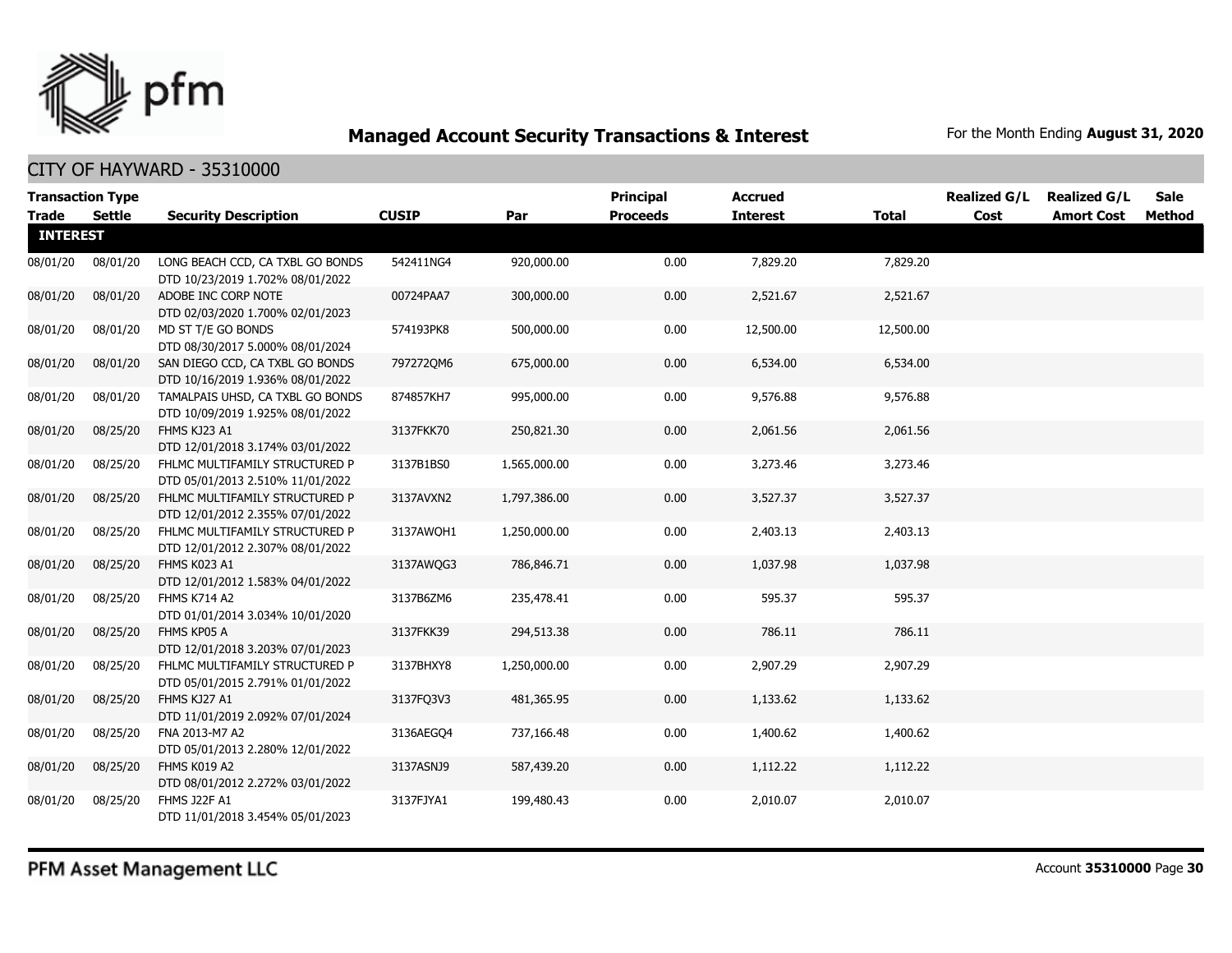## Managed Account Security Transactions & Interest

For the Month Ending **August 31, 2020**

### CITY OF HAYWARD - 35310000

| Transaction Type Trade | Settle | Security Description | CUSIP | Par | Principal Proceeds | Accrued Interest | Total | Realized G/L Cost | Realized G/L Amort Cost | Sale Method |
|---|---|---|---|---|---|---|---|---|---|---|
| **INTEREST** | | | | | | | | | | |
| 08/01/20 | 08/01/20 | LONG BEACH CCD, CA TXBL GO BONDS DTD 10/23/2019 1.702% 08/01/2022 | 542411NG4 | 920,000.00 | 0.00 | 7,829.20 | 7,829.20 | | | |
| 08/01/20 | 08/01/20 | ADOBE INC CORP NOTE DTD 02/03/2020 1.700% 02/01/2023 | 00724PAA7 | 300,000.00 | 0.00 | 2,521.67 | 2,521.67 | | | |
| 08/01/20 | 08/01/20 | MD ST T/E GO BONDS DTD 08/30/2017 5.000% 08/01/2024 | 574193PK8 | 500,000.00 | 0.00 | 12,500.00 | 12,500.00 | | | |
| 08/01/20 | 08/01/20 | SAN DIEGO CCD, CA TXBL GO BONDS DTD 10/16/2019 1.936% 08/01/2022 | 797272QM6 | 675,000.00 | 0.00 | 6,534.00 | 6,534.00 | | | |
| 08/01/20 | 08/01/20 | TAMALPAIS UHSD, CA TXBL GO BONDS DTD 10/09/2019 1.925% 08/01/2022 | 874857KH7 | 995,000.00 | 0.00 | 9,576.88 | 9,576.88 | | | |
| 08/01/20 | 08/25/20 | FHMS KJ23 A1 DTD 12/01/2018 3.174% 03/01/2022 | 3137FKK70 | 250,821.30 | 0.00 | 2,061.56 | 2,061.56 | | | |
| 08/01/20 | 08/25/20 | FHLMC MULTIFAMILY STRUCTURED P DTD 05/01/2013 2.510% 11/01/2022 | 3137B1BS0 | 1,565,000.00 | 0.00 | 3,273.46 | 3,273.46 | | | |
| 08/01/20 | 08/25/20 | FHLMC MULTIFAMILY STRUCTURED P DTD 12/01/2012 2.355% 07/01/2022 | 3137AVXN2 | 1,797,386.00 | 0.00 | 3,527.37 | 3,527.37 | | | |
| 08/01/20 | 08/25/20 | FHLMC MULTIFAMILY STRUCTURED P DTD 12/01/2012 2.307% 08/01/2022 | 3137AWQH1 | 1,250,000.00 | 0.00 | 2,403.13 | 2,403.13 | | | |
| 08/01/20 | 08/25/20 | FHMS K023 A1 DTD 12/01/2012 1.583% 04/01/2022 | 3137AWQG3 | 786,846.71 | 0.00 | 1,037.98 | 1,037.98 | | | |
| 08/01/20 | 08/25/20 | FHMS K714 A2 DTD 01/01/2014 3.034% 10/01/2020 | 3137B6ZM6 | 235,478.41 | 0.00 | 595.37 | 595.37 | | | |
| 08/01/20 | 08/25/20 | FHMS KP05 A DTD 12/01/2018 3.203% 07/01/2023 | 3137FKK39 | 294,513.38 | 0.00 | 786.11 | 786.11 | | | |
| 08/01/20 | 08/25/20 | FHLMC MULTIFAMILY STRUCTURED P DTD 05/01/2015 2.791% 01/01/2022 | 3137BHXY8 | 1,250,000.00 | 0.00 | 2,907.29 | 2,907.29 | | | |
| 08/01/20 | 08/25/20 | FHMS KJ27 A1 DTD 11/01/2019 2.092% 07/01/2024 | 3137FQ3V3 | 481,365.95 | 0.00 | 1,133.62 | 1,133.62 | | | |
| 08/01/20 | 08/25/20 | FNA 2013-M7 A2 DTD 05/01/2013 2.280% 12/01/2022 | 3136AEGQ4 | 737,166.48 | 0.00 | 1,400.62 | 1,400.62 | | | |
| 08/01/20 | 08/25/20 | FHMS K019 A2 DTD 08/01/2012 2.272% 03/01/2022 | 3137ASNJ9 | 587,439.20 | 0.00 | 1,112.22 | 1,112.22 | | | |
| 08/01/20 | 08/25/20 | FHMS J22F A1 DTD 11/01/2018 3.454% 05/01/2023 | 3137FJYA1 | 199,480.43 | 0.00 | 2,010.07 | 2,010.07 | | | |

PFM Asset Management LLC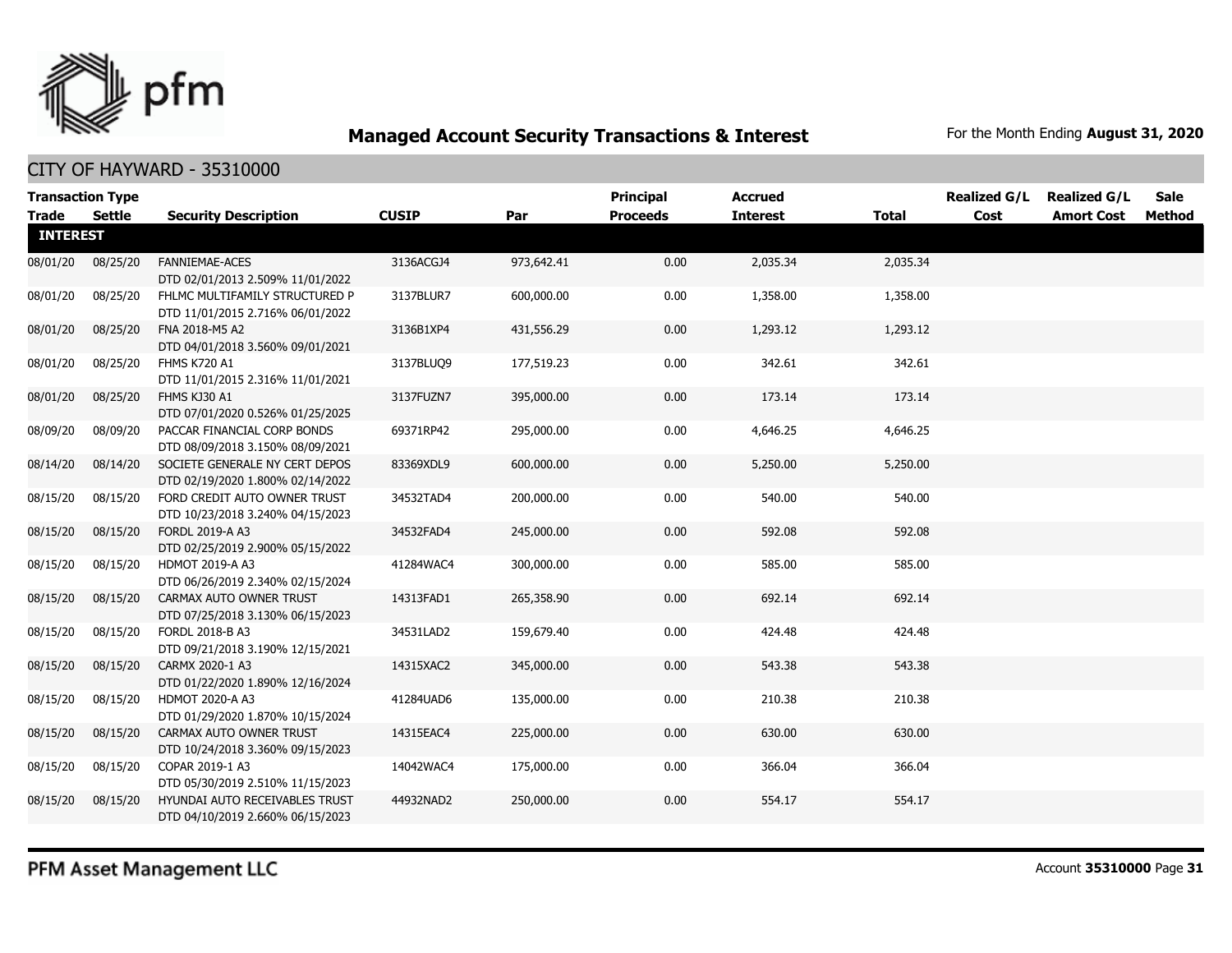## Managed Account Security Transactions & Interest

For the Month Ending **August 31, 2020**

### CITY OF HAYWARD - 35310000

| Transaction Type Trade | Settle | Security Description | CUSIP | Par | Principal Proceeds | Accrued Interest | Total | Realized G/L Cost | Realized G/L Amort Cost | Sale Method |
|---|---|---|---|---|---|---|---|---|---|---|
| **INTEREST** | | | | | | | | | | |
| 08/01/20 | 08/25/20 | FANNIEMAE-ACES DTD 02/01/2013 2.509% 11/01/2022 | 3136ACGJ4 | 973,642.41 | 0.00 | 2,035.34 | 2,035.34 | | | |
| 08/01/20 | 08/25/20 | FHLMC MULTIFAMILY STRUCTURED P DTD 11/01/2015 2.716% 06/01/2022 | 3137BLUR7 | 600,000.00 | 0.00 | 1,358.00 | 1,358.00 | | | |
| 08/01/20 | 08/25/20 | FNA 2018-M5 A2 DTD 04/01/2018 3.560% 09/01/2021 | 3136B1XP4 | 431,556.29 | 0.00 | 1,293.12 | 1,293.12 | | | |
| 08/01/20 | 08/25/20 | FHMS K720 A1 DTD 11/01/2015 2.316% 11/01/2021 | 3137BLUQ9 | 177,519.23 | 0.00 | 342.61 | 342.61 | | | |
| 08/01/20 | 08/25/20 | FHMS KJ30 A1 DTD 07/01/2020 0.526% 01/25/2025 | 3137FUZN7 | 395,000.00 | 0.00 | 173.14 | 173.14 | | | |
| 08/09/20 | 08/09/20 | PACCAR FINANCIAL CORP BONDS DTD 08/09/2018 3.150% 08/09/2021 | 69371RP42 | 295,000.00 | 0.00 | 4,646.25 | 4,646.25 | | | |
| 08/14/20 | 08/14/20 | SOCIETE GENERALE NY CERT DEPOS DTD 02/19/2020 1.800% 02/14/2022 | 83369XDL9 | 600,000.00 | 0.00 | 5,250.00 | 5,250.00 | | | |
| 08/15/20 | 08/15/20 | FORD CREDIT AUTO OWNER TRUST DTD 10/23/2018 3.240% 04/15/2023 | 34532TAD4 | 200,000.00 | 0.00 | 540.00 | 540.00 | | | |
| 08/15/20 | 08/15/20 | FORDL 2019-A A3 DTD 02/25/2019 2.900% 05/15/2022 | 34532FAD4 | 245,000.00 | 0.00 | 592.08 | 592.08 | | | |
| 08/15/20 | 08/15/20 | HDMOT 2019-A A3 DTD 06/26/2019 2.340% 02/15/2024 | 41284WAC4 | 300,000.00 | 0.00 | 585.00 | 585.00 | | | |
| 08/15/20 | 08/15/20 | CARMAX AUTO OWNER TRUST DTD 07/25/2018 3.130% 06/15/2023 | 14313FAD1 | 265,358.90 | 0.00 | 692.14 | 692.14 | | | |
| 08/15/20 | 08/15/20 | FORDL 2018-B A3 DTD 09/21/2018 3.190% 12/15/2021 | 34531LAD2 | 159,679.40 | 0.00 | 424.48 | 424.48 | | | |
| 08/15/20 | 08/15/20 | CARMX 2020-1 A3 DTD 01/22/2020 1.890% 12/16/2024 | 14315XAC2 | 345,000.00 | 0.00 | 543.38 | 543.38 | | | |
| 08/15/20 | 08/15/20 | HDMOT 2020-A A3 DTD 01/29/2020 1.870% 10/15/2024 | 41284UAD6 | 135,000.00 | 0.00 | 210.38 | 210.38 | | | |
| 08/15/20 | 08/15/20 | CARMAX AUTO OWNER TRUST DTD 10/24/2018 3.360% 09/15/2023 | 14315EAC4 | 225,000.00 | 0.00 | 630.00 | 630.00 | | | |
| 08/15/20 | 08/15/20 | COPAR 2019-1 A3 DTD 05/30/2019 2.510% 11/15/2023 | 14042WAC4 | 175,000.00 | 0.00 | 366.04 | 366.04 | | | |
| 08/15/20 | 08/15/20 | HYUNDAI AUTO RECEIVABLES TRUST DTD 04/10/2019 2.660% 06/15/2023 | 44932NAD2 | 250,000.00 | 0.00 | 554.17 | 554.17 | | | |

PFM Asset Management LLC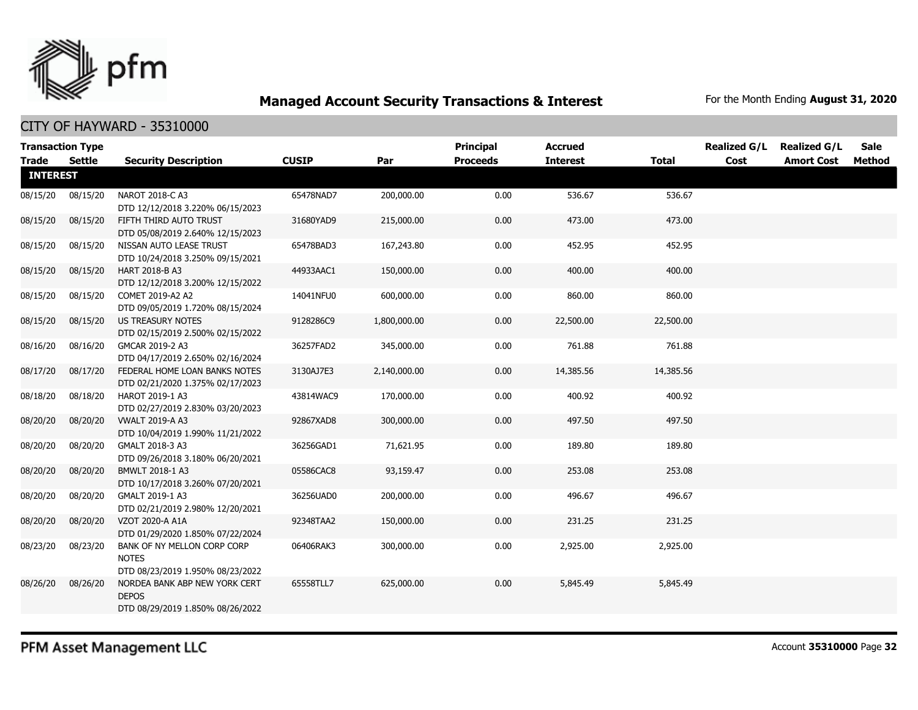## Managed Account Security Transactions & Interest

For the Month Ending **August 31, 2020**

### CITY OF HAYWARD - 35310000

| Transaction Type | | | | | Principal | Accrued | | Realized G/L | Realized G/L | Sale |
|---|---|---|---|---|---|---|---|---|---|---|
| **Trade** | **Settle** | **Security Description** | **CUSIP** | **Par** | **Proceeds** | **Interest** | **Total** | **Cost** | **Amort Cost** | **Method** |
| **INTEREST** | | | | | | | | | | |
| 08/15/20 | 08/15/20 | NAROT 2018-C A3 DTD 12/12/2018 3.220% 06/15/2023 | 65478NAD7 | 200,000.00 | 0.00 | 536.67 | 536.67 | | | |
| 08/15/20 | 08/15/20 | FIFTH THIRD AUTO TRUST DTD 05/08/2019 2.640% 12/15/2023 | 31680YAD9 | 215,000.00 | 0.00 | 473.00 | 473.00 | | | |
| 08/15/20 | 08/15/20 | NISSAN AUTO LEASE TRUST DTD 10/24/2018 3.250% 09/15/2021 | 65478BAD3 | 167,243.80 | 0.00 | 452.95 | 452.95 | | | |
| 08/15/20 | 08/15/20 | HART 2018-B A3 DTD 12/12/2018 3.200% 12/15/2022 | 44933AAC1 | 150,000.00 | 0.00 | 400.00 | 400.00 | | | |
| 08/15/20 | 08/15/20 | COMET 2019-A2 A2 DTD 09/05/2019 1.720% 08/15/2024 | 14041NFU0 | 600,000.00 | 0.00 | 860.00 | 860.00 | | | |
| 08/15/20 | 08/15/20 | US TREASURY NOTES DTD 02/15/2019 2.500% 02/15/2022 | 9128286C9 | 1,800,000.00 | 0.00 | 22,500.00 | 22,500.00 | | | |
| 08/16/20 | 08/16/20 | GMCAR 2019-2 A3 DTD 04/17/2019 2.650% 02/16/2024 | 36257FAD2 | 345,000.00 | 0.00 | 761.88 | 761.88 | | | |
| 08/17/20 | 08/17/20 | FEDERAL HOME LOAN BANKS NOTES DTD 02/21/2020 1.375% 02/17/2023 | 3130AJ7E3 | 2,140,000.00 | 0.00 | 14,385.56 | 14,385.56 | | | |
| 08/18/20 | 08/18/20 | HAROT 2019-1 A3 DTD 02/27/2019 2.830% 03/20/2023 | 43814WAC9 | 170,000.00 | 0.00 | 400.92 | 400.92 | | | |
| 08/20/20 | 08/20/20 | VWALT 2019-A A3 DTD 10/04/2019 1.990% 11/21/2022 | 92867XAD8 | 300,000.00 | 0.00 | 497.50 | 497.50 | | | |
| 08/20/20 | 08/20/20 | GMALT 2018-3 A3 DTD 09/26/2018 3.180% 06/20/2021 | 36256GAD1 | 71,621.95 | 0.00 | 189.80 | 189.80 | | | |
| 08/20/20 | 08/20/20 | BMWLT 2018-1 A3 DTD 10/17/2018 3.260% 07/20/2021 | 05586CAC8 | 93,159.47 | 0.00 | 253.08 | 253.08 | | | |
| 08/20/20 | 08/20/20 | GMALT 2019-1 A3 DTD 02/21/2019 2.980% 12/20/2021 | 36256UAD0 | 200,000.00 | 0.00 | 496.67 | 496.67 | | | |
| 08/20/20 | 08/20/20 | VZOT 2020-A A1A DTD 01/29/2020 1.850% 07/22/2024 | 92348TAA2 | 150,000.00 | 0.00 | 231.25 | 231.25 | | | |
| 08/23/20 | 08/23/20 | BANK OF NY MELLON CORP CORP NOTES DTD 08/23/2019 1.950% 08/23/2022 | 06406RAK3 | 300,000.00 | 0.00 | 2,925.00 | 2,925.00 | | | |
| 08/26/20 | 08/26/20 | NORDEA BANK ABP NEW YORK CERT DEPOS DTD 08/29/2019 1.850% 08/26/2022 | 65558TLL7 | 625,000.00 | 0.00 | 5,845.49 | 5,845.49 | | | |

PFM Asset Management LLC

Account **35310000**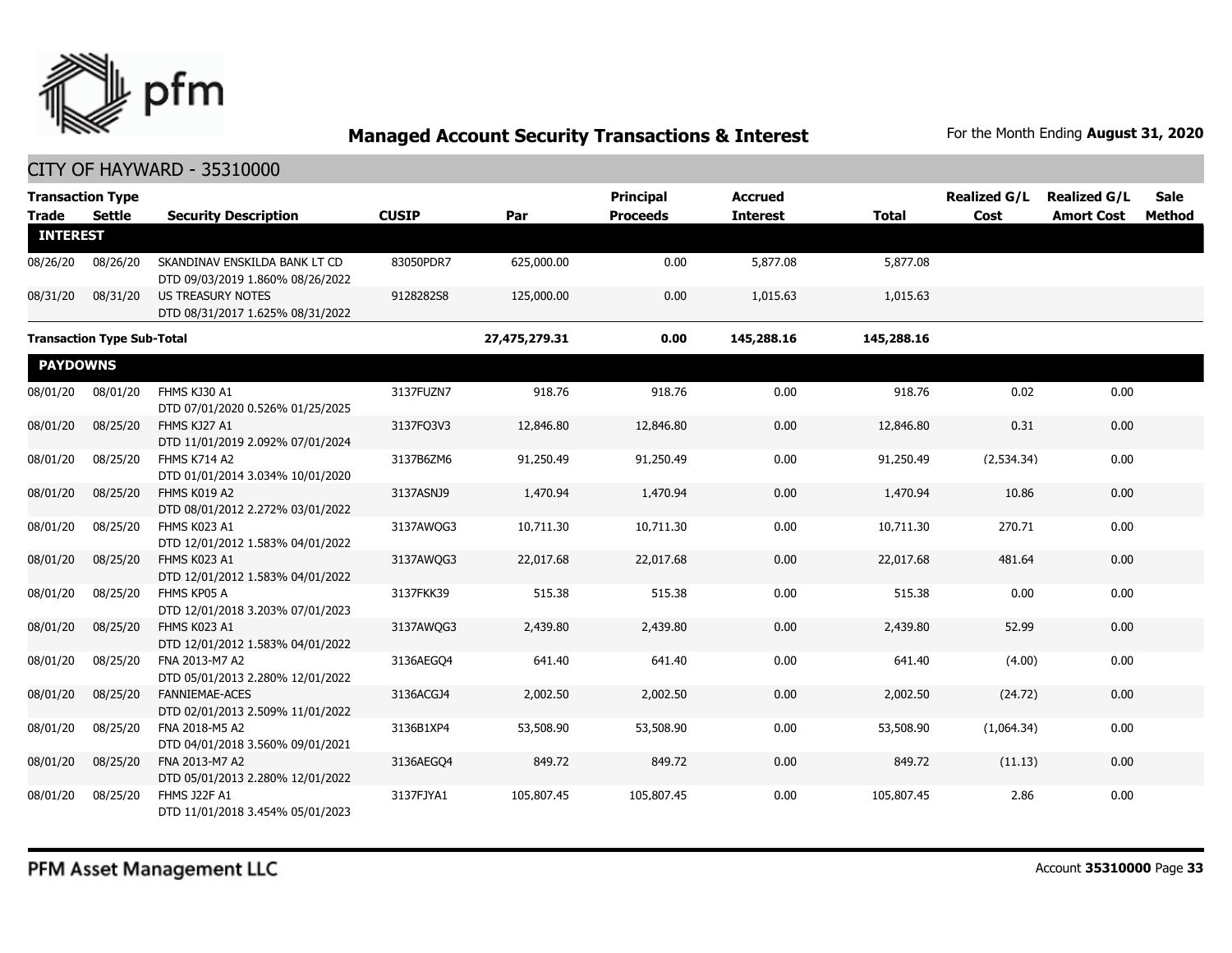## Managed Account Security Transactions & Interest

For the Month Ending **August 31, 2020**

CITY OF HAYWARD - 35310000

| Transaction Type Trade | Settle | Security Description | CUSIP | Par | Principal Proceeds | Accrued Interest | Total | Realized G/L Cost | Realized G/L Amort Cost | Sale Method |
|---|---|---|---|---|---|---|---|---|---|---|
| **INTEREST** | | | | | | | | | | |
| 08/26/20 | 08/26/20 | SKANDINAV ENSKILDA BANK LT CD DTD 09/03/2019 1.860% 08/26/2022 | 83050PDR7 | 625,000.00 | 0.00 | 5,877.08 | 5,877.08 | | | |
| 08/31/20 | 08/31/20 | US TREASURY NOTES DTD 08/31/2017 1.625% 08/31/2022 | 9128282S8 | 125,000.00 | 0.00 | 1,015.63 | 1,015.63 | | | |
| **Transaction Type Sub-Total** | | | | **27,475,279.31** | **0.00** | **145,288.16** | **145,288.16** | | | |
| **PAYDOWNS** | | | | | | | | | | |
| 08/01/20 | 08/01/20 | FHMS KJ30 A1 DTD 07/01/2020 0.526% 01/25/2025 | 3137FUZN7 | 918.76 | 918.76 | 0.00 | 918.76 | 0.02 | 0.00 | |
| 08/01/20 | 08/25/20 | FHMS KJ27 A1 DTD 11/01/2019 2.092% 07/01/2024 | 3137FQ3V3 | 12,846.80 | 12,846.80 | 0.00 | 12,846.80 | 0.31 | 0.00 | |
| 08/01/20 | 08/25/20 | FHMS K714 A2 DTD 01/01/2014 3.034% 10/01/2020 | 3137B6ZM6 | 91,250.49 | 91,250.49 | 0.00 | 91,250.49 | (2,534.34) | 0.00 | |
| 08/01/20 | 08/25/20 | FHMS K019 A2 DTD 08/01/2012 2.272% 03/01/2022 | 3137ASNJ9 | 1,470.94 | 1,470.94 | 0.00 | 1,470.94 | 10.86 | 0.00 | |
| 08/01/20 | 08/25/20 | FHMS K023 A1 DTD 12/01/2012 1.583% 04/01/2022 | 3137AWQG3 | 10,711.30 | 10,711.30 | 0.00 | 10,711.30 | 270.71 | 0.00 | |
| 08/01/20 | 08/25/20 | FHMS K023 A1 DTD 12/01/2012 1.583% 04/01/2022 | 3137AWQG3 | 22,017.68 | 22,017.68 | 0.00 | 22,017.68 | 481.64 | 0.00 | |
| 08/01/20 | 08/25/20 | FHMS KP05 A DTD 12/01/2018 3.203% 07/01/2023 | 3137FKK39 | 515.38 | 515.38 | 0.00 | 515.38 | 0.00 | 0.00 | |
| 08/01/20 | 08/25/20 | FHMS K023 A1 DTD 12/01/2012 1.583% 04/01/2022 | 3137AWQG3 | 2,439.80 | 2,439.80 | 0.00 | 2,439.80 | 52.99 | 0.00 | |
| 08/01/20 | 08/25/20 | FNA 2013-M7 A2 DTD 05/01/2013 2.280% 12/01/2022 | 3136AEGQ4 | 641.40 | 641.40 | 0.00 | 641.40 | (4.00) | 0.00 | |
| 08/01/20 | 08/25/20 | FANNIEMAE-ACES DTD 02/01/2013 2.509% 11/01/2022 | 3136ACGJ4 | 2,002.50 | 2,002.50 | 0.00 | 2,002.50 | (24.72) | 0.00 | |
| 08/01/20 | 08/25/20 | FNA 2018-M5 A2 DTD 04/01/2018 3.560% 09/01/2021 | 3136B1XP4 | 53,508.90 | 53,508.90 | 0.00 | 53,508.90 | (1,064.34) | 0.00 | |
| 08/01/20 | 08/25/20 | FNA 2013-M7 A2 DTD 05/01/2013 2.280% 12/01/2022 | 3136AEGQ4 | 849.72 | 849.72 | 0.00 | 849.72 | (11.13) | 0.00 | |
| 08/01/20 | 08/25/20 | FHMS J22F A1 DTD 11/01/2018 3.454% 05/01/2023 | 3137FJYA1 | 105,807.45 | 105,807.45 | 0.00 | 105,807.45 | 2.86 | 0.00 | |

PFM Asset Management LLC

Account **35310000**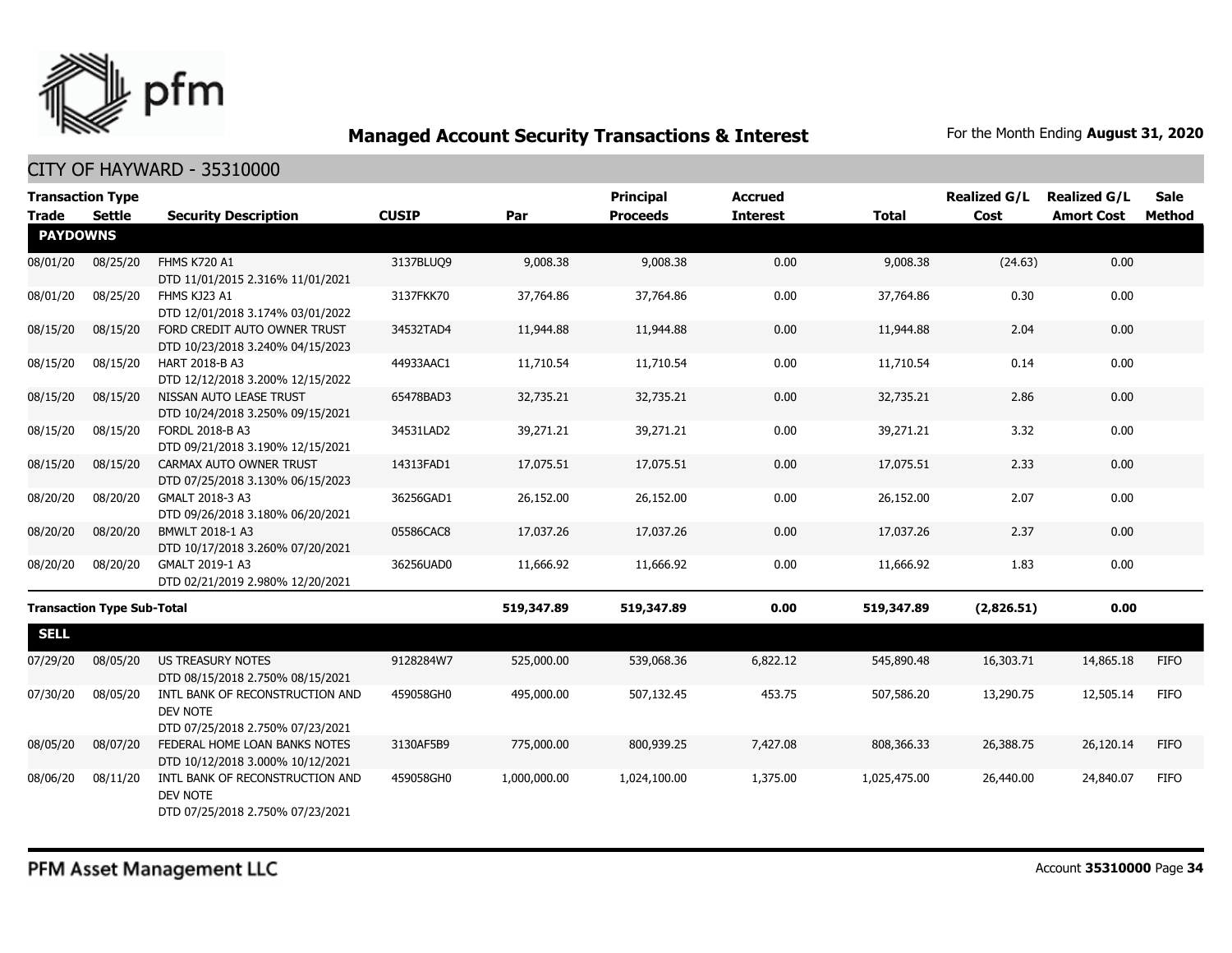## Managed Account Security Transactions & Interest

For the Month Ending **August 31, 2020**

### CITY OF HAYWARD - 35310000

| Transaction Type Trade | Settle | Security Description | CUSIP | Par | Principal Proceeds | Accrued Interest | Total | Realized G/L Cost | Realized G/L Amort Cost | Sale Method |
|---|---|---|---|---|---|---|---|---|---|---|
| **PAYDOWNS** | | | | | | | | | | |
| 08/01/20 | 08/25/20 | FHMS K720 A1 DTD 11/01/2015 2.316% 11/01/2021 | 3137BLUQ9 | 9,008.38 | 9,008.38 | 0.00 | 9,008.38 | (24.63) | 0.00 | |
| 08/01/20 | 08/25/20 | FHMS KJ23 A1 DTD 12/01/2018 3.174% 03/01/2022 | 3137FKK70 | 37,764.86 | 37,764.86 | 0.00 | 37,764.86 | 0.30 | 0.00 | |
| 08/15/20 | 08/15/20 | FORD CREDIT AUTO OWNER TRUST DTD 10/23/2018 3.240% 04/15/2023 | 34532TAD4 | 11,944.88 | 11,944.88 | 0.00 | 11,944.88 | 2.04 | 0.00 | |
| 08/15/20 | 08/15/20 | HART 2018-B A3 DTD 12/12/2018 3.200% 12/15/2022 | 44933AAC1 | 11,710.54 | 11,710.54 | 0.00 | 11,710.54 | 0.14 | 0.00 | |
| 08/15/20 | 08/15/20 | NISSAN AUTO LEASE TRUST DTD 10/24/2018 3.250% 09/15/2021 | 65478BAD3 | 32,735.21 | 32,735.21 | 0.00 | 32,735.21 | 2.86 | 0.00 | |
| 08/15/20 | 08/15/20 | FORDL 2018-B A3 DTD 09/21/2018 3.190% 12/15/2021 | 34531LAD2 | 39,271.21 | 39,271.21 | 0.00 | 39,271.21 | 3.32 | 0.00 | |
| 08/15/20 | 08/15/20 | CARMAX AUTO OWNER TRUST DTD 07/25/2018 3.130% 06/15/2023 | 14313FAD1 | 17,075.51 | 17,075.51 | 0.00 | 17,075.51 | 2.33 | 0.00 | |
| 08/20/20 | 08/20/20 | GMALT 2018-3 A3 DTD 09/26/2018 3.180% 06/20/2021 | 36256GAD1 | 26,152.00 | 26,152.00 | 0.00 | 26,152.00 | 2.07 | 0.00 | |
| 08/20/20 | 08/20/20 | BMWLT 2018-1 A3 DTD 10/17/2018 3.260% 07/20/2021 | 05586CAC8 | 17,037.26 | 17,037.26 | 0.00 | 17,037.26 | 2.37 | 0.00 | |
| 08/20/20 | 08/20/20 | GMALT 2019-1 A3 DTD 02/21/2019 2.980% 12/20/2021 | 36256UAD0 | 11,666.92 | 11,666.92 | 0.00 | 11,666.92 | 1.83 | 0.00 | |
| **Transaction Type Sub-Total** | | | | **519,347.89** | **519,347.89** | **0.00** | **519,347.89** | **(2,826.51)** | **0.00** | |
| **SELL** | | | | | | | | | | |
| 07/29/20 | 08/05/20 | US TREASURY NOTES DTD 08/15/2018 2.750% 08/15/2021 | 9128284W7 | 525,000.00 | 539,068.36 | 6,822.12 | 545,890.48 | 16,303.71 | 14,865.18 | FIFO |
| 07/30/20 | 08/05/20 | INTL BANK OF RECONSTRUCTION AND DEV NOTE DTD 07/25/2018 2.750% 07/23/2021 | 459058GH0 | 495,000.00 | 507,132.45 | 453.75 | 507,586.20 | 13,290.75 | 12,505.14 | FIFO |
| 08/05/20 | 08/07/20 | FEDERAL HOME LOAN BANKS NOTES DTD 10/12/2018 3.000% 10/12/2021 | 3130AF5B9 | 775,000.00 | 800,939.25 | 7,427.08 | 808,366.33 | 26,388.75 | 26,120.14 | FIFO |
| 08/06/20 | 08/11/20 | INTL BANK OF RECONSTRUCTION AND DEV NOTE DTD 07/25/2018 2.750% 07/23/2021 | 459058GH0 | 1,000,000.00 | 1,024,100.00 | 1,375.00 | 1,025,475.00 | 26,440.00 | 24,840.07 | FIFO |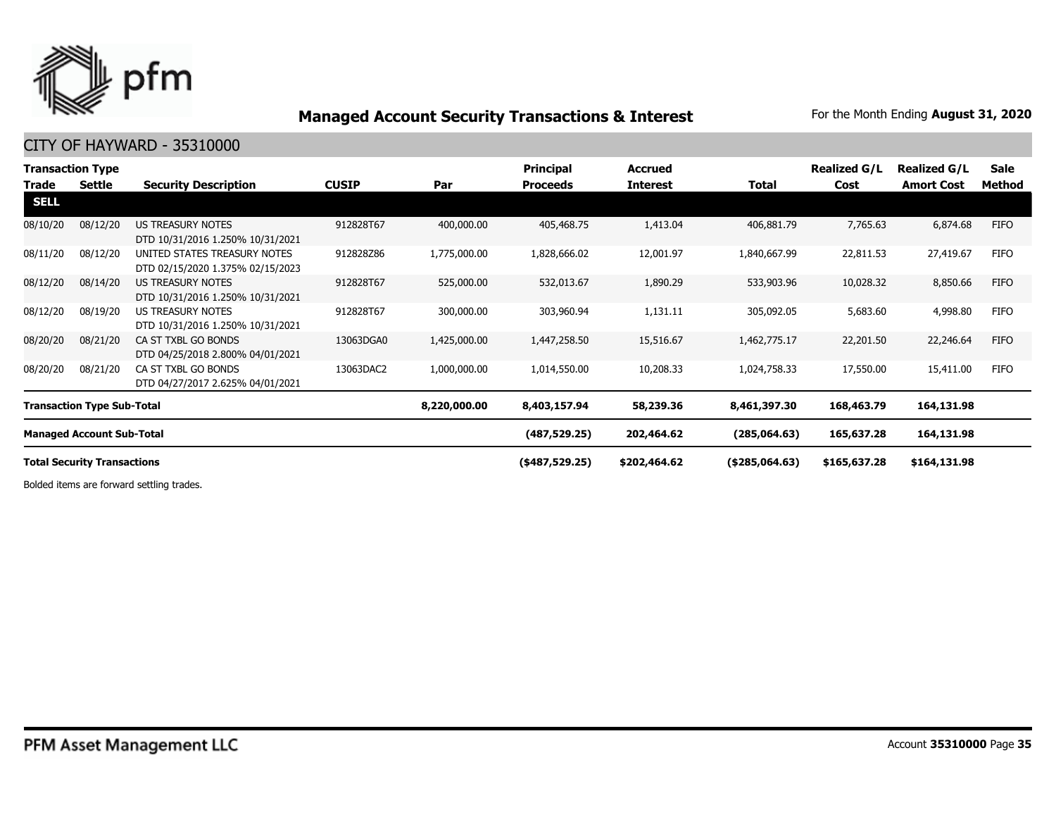## Managed Account Security Transactions & Interest

For the Month Ending **August 31, 2020**

### CITY OF HAYWARD - 35310000

| Transaction Type Trade | Settle | Security Description | CUSIP | Par | Principal Proceeds | Accrued Interest | Total | Realized G/L Cost | Realized G/L Amort Cost | Sale Method |
|---|---|---|---|---|---|---|---|---|---|---|
| **SELL** | | | | | | | | | | |
| 08/10/20 | 08/12/20 | US TREASURY NOTES DTD 10/31/2016 1.250% 10/31/2021 | 912828T67 | 400,000.00 | 405,468.75 | 1,413.04 | 406,881.79 | 7,765.63 | 6,874.68 | FIFO |
| 08/11/20 | 08/12/20 | UNITED STATES TREASURY NOTES DTD 02/15/2020 1.375% 02/15/2023 | 912828Z86 | 1,775,000.00 | 1,828,666.02 | 12,001.97 | 1,840,667.99 | 22,811.53 | 27,419.67 | FIFO |
| 08/12/20 | 08/14/20 | US TREASURY NOTES DTD 10/31/2016 1.250% 10/31/2021 | 912828T67 | 525,000.00 | 532,013.67 | 1,890.29 | 533,903.96 | 10,028.32 | 8,850.66 | FIFO |
| 08/12/20 | 08/19/20 | US TREASURY NOTES DTD 10/31/2016 1.250% 10/31/2021 | 912828T67 | 300,000.00 | 303,960.94 | 1,131.11 | 305,092.05 | 5,683.60 | 4,998.80 | FIFO |
| 08/20/20 | 08/21/20 | CA ST TXBL GO BONDS DTD 04/25/2018 2.800% 04/01/2021 | 13063DGA0 | 1,425,000.00 | 1,447,258.50 | 15,516.67 | 1,462,775.17 | 22,201.50 | 22,246.64 | FIFO |
| 08/20/20 | 08/21/20 | CA ST TXBL GO BONDS DTD 04/27/2017 2.625% 04/01/2021 | 13063DAC2 | 1,000,000.00 | 1,014,550.00 | 10,208.33 | 1,024,758.33 | 17,550.00 | 15,411.00 | FIFO |
| **Transaction Type Sub-Total** | | | | **8,220,000.00** | **8,403,157.94** | **58,239.36** | **8,461,397.30** | **168,463.79** | **164,131.98** | |
| **Managed Account Sub-Total** | | | | | **(487,529.25)** | **202,464.62** | **(285,064.63)** | **165,637.28** | **164,131.98** | |
| **Total Security Transactions** | | | | | **($487,529.25)** | **$202,464.62** | **($285,064.63)** | **$165,637.28** | **$164,131.98** | |

Bolded items are forward settling trades.